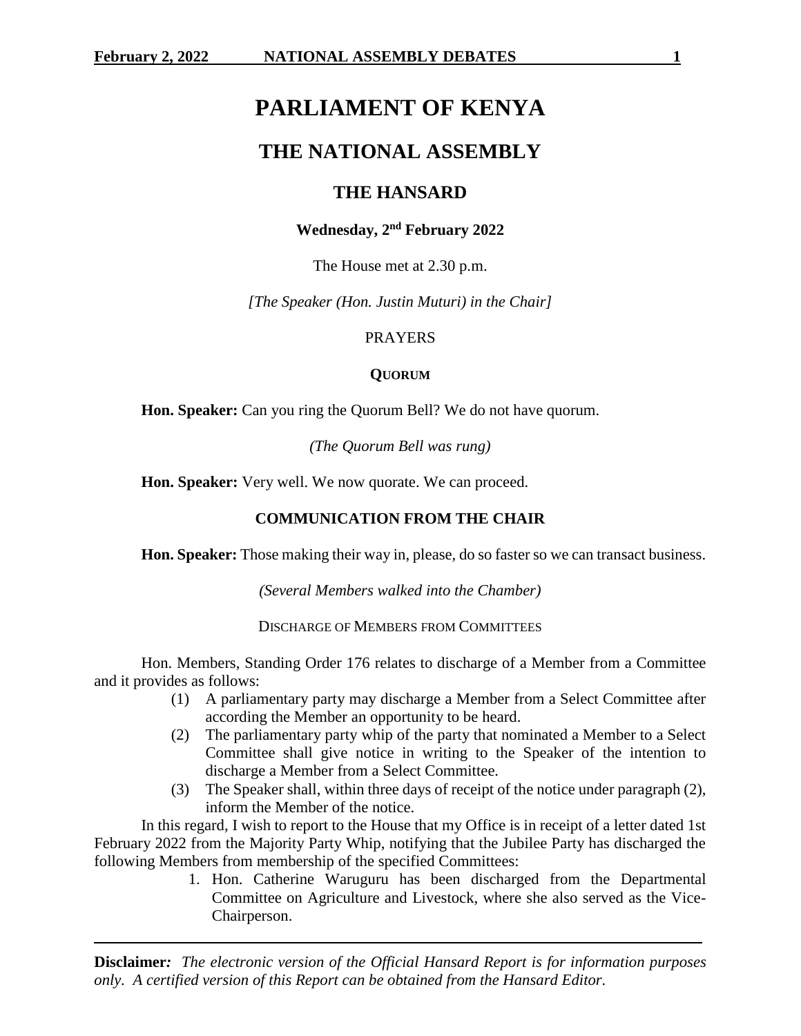# PARLIAMENT OF KENYA

## THE NATIONAL ASSEMBLY

## THE HANSARD

**Wednesday, 2nd February 2022**

The House met at 2.30 p.m.

*[The Speaker (Hon. Justin Muturi) in the Chair]*

PRAYERS

**QUORUM**

**Hon. Speaker:** Can you ring the Quorum Bell? We do not have quorum.

*(The Quorum Bell was rung)*

**Hon. Speaker:** Very well. We now quorate. We can proceed.

**COMMUNICATION FROM THE CHAIR**

**Hon. Speaker:** Those making their way in, please, do so faster so we can transact business.

*(Several Members walked into the Chamber)*

DISCHARGE OF MEMBERS FROM COMMITTEES

Hon. Members, Standing Order 176 relates to discharge of a Member from a Committee and it provides as follows:

(1) A parliamentary party may discharge a Member from a Select Committee after according the Member an opportunity to be heard.

(2) The parliamentary party whip of the party that nominated a Member to a Select Committee shall give notice in writing to the Speaker of the intention to discharge a Member from a Select Committee.

(3) The Speaker shall, within three days of receipt of the notice under paragraph (2), inform the Member of the notice.

In this regard, I wish to report to the House that my Office is in receipt of a letter dated 1st February 2022 from the Majority Party Whip, notifying that the Jubilee Party has discharged the following Members from membership of the specified Committees:

1. Hon. Catherine Waruguru has been discharged from the Departmental Committee on Agriculture and Livestock, where she also served as the Vice-Chairperson.

**Disclaimer:** *The electronic version of the Official Hansard Report is for information purposes only. A certified version of this Report can be obtained from the Hansard Editor.*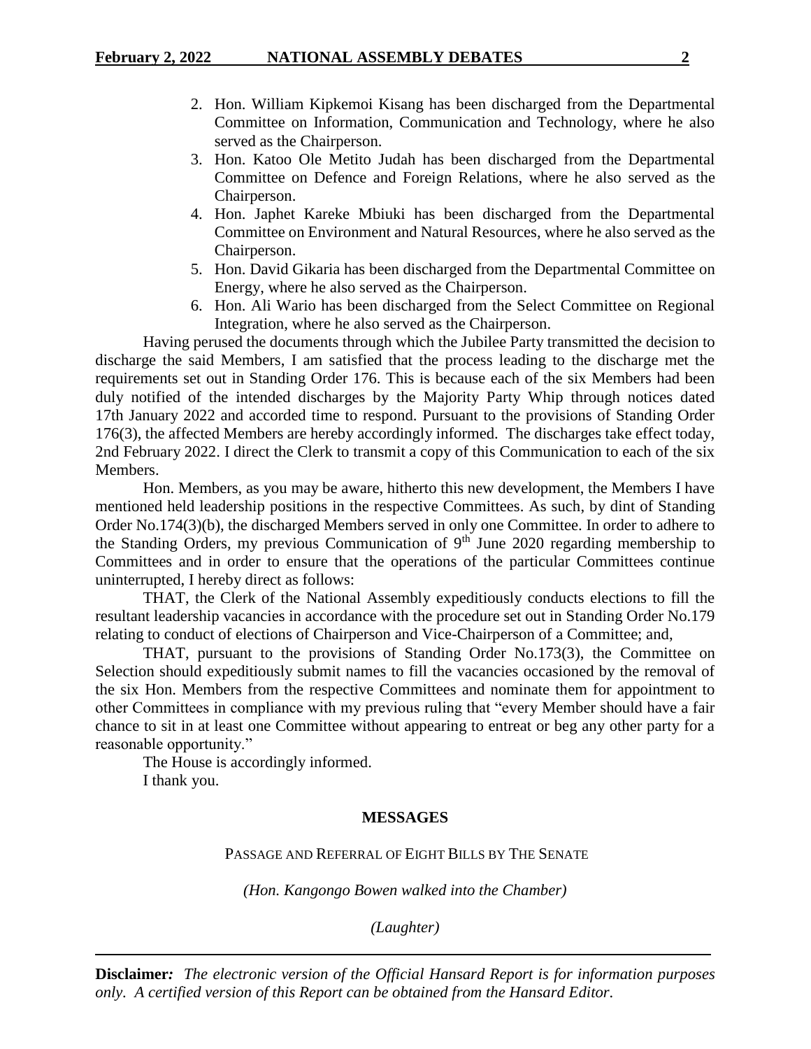2. Hon. William Kipkemoi Kisang has been discharged from the Departmental Committee on Information, Communication and Technology, where he also served as the Chairperson.
3. Hon. Katoo Ole Metito Judah has been discharged from the Departmental Committee on Defence and Foreign Relations, where he also served as the Chairperson.
4. Hon. Japhet Kareke Mbiuki has been discharged from the Departmental Committee on Environment and Natural Resources, where he also served as the Chairperson.
5. Hon. David Gikaria has been discharged from the Departmental Committee on Energy, where he also served as the Chairperson.
6. Hon. Ali Wario has been discharged from the Select Committee on Regional Integration, where he also served as the Chairperson.

Having perused the documents through which the Jubilee Party transmitted the decision to discharge the said Members, I am satisfied that the process leading to the discharge met the requirements set out in Standing Order 176. This is because each of the six Members had been duly notified of the intended discharges by the Majority Party Whip through notices dated 17th January 2022 and accorded time to respond. Pursuant to the provisions of Standing Order 176(3), the affected Members are hereby accordingly informed. The discharges take effect today, 2nd February 2022. I direct the Clerk to transmit a copy of this Communication to each of the six Members.

Hon. Members, as you may be aware, hitherto this new development, the Members I have mentioned held leadership positions in the respective Committees. As such, by dint of Standing Order No.174(3)(b), the discharged Members served in only one Committee. In order to adhere to the Standing Orders, my previous Communication of 9th June 2020 regarding membership to Committees and in order to ensure that the operations of the particular Committees continue uninterrupted, I hereby direct as follows:

THAT, the Clerk of the National Assembly expeditiously conducts elections to fill the resultant leadership vacancies in accordance with the procedure set out in Standing Order No.179 relating to conduct of elections of Chairperson and Vice-Chairperson of a Committee; and,

THAT, pursuant to the provisions of Standing Order No.173(3), the Committee on Selection should expeditiously submit names to fill the vacancies occasioned by the removal of the six Hon. Members from the respective Committees and nominate them for appointment to other Committees in compliance with my previous ruling that "every Member should have a fair chance to sit in at least one Committee without appearing to entreat or beg any other party for a reasonable opportunity."

The House is accordingly informed.

I thank you.

## MESSAGES

### PASSAGE AND REFERRAL OF EIGHT BILLS BY THE SENATE

*(Hon. Kangongo Bowen walked into the Chamber)*

*(Laughter)*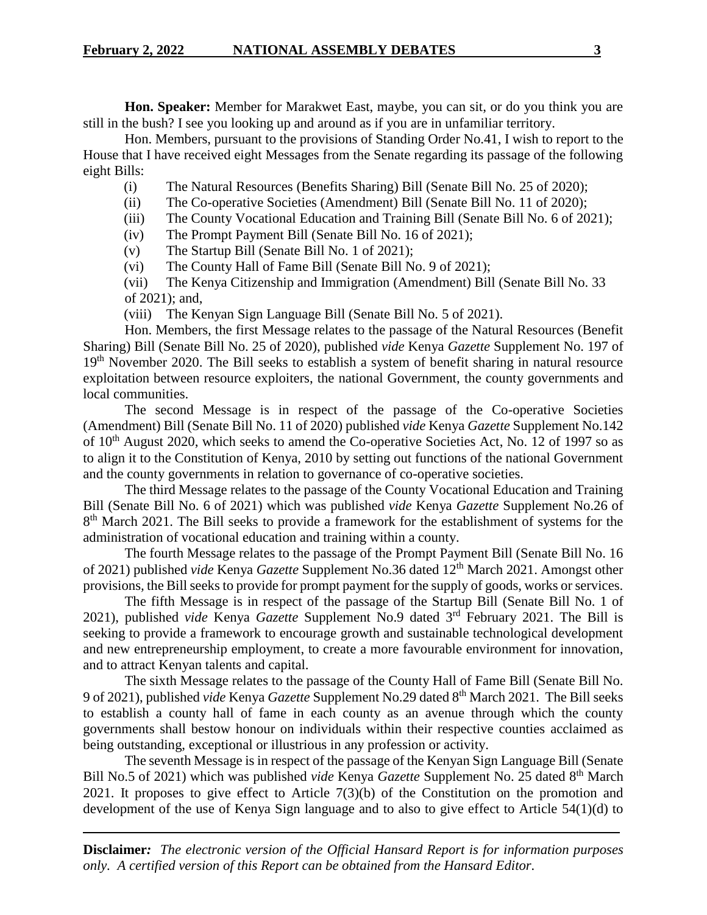**Hon. Speaker:** Member for Marakwet East, maybe, you can sit, or do you think you are still in the bush? I see you looking up and around as if you are in unfamiliar territory.

Hon. Members, pursuant to the provisions of Standing Order No.41, I wish to report to the House that I have received eight Messages from the Senate regarding its passage of the following eight Bills:

(i) The Natural Resources (Benefits Sharing) Bill (Senate Bill No. 25 of 2020);

(ii) The Co-operative Societies (Amendment) Bill (Senate Bill No. 11 of 2020);

(iii) The County Vocational Education and Training Bill (Senate Bill No. 6 of 2021);

(iv) The Prompt Payment Bill (Senate Bill No. 16 of 2021);

(v) The Startup Bill (Senate Bill No. 1 of 2021);

(vi) The County Hall of Fame Bill (Senate Bill No. 9 of 2021);

(vii) The Kenya Citizenship and Immigration (Amendment) Bill (Senate Bill No. 33 of 2021); and,

(viii) The Kenyan Sign Language Bill (Senate Bill No. 5 of 2021).

Hon. Members, the first Message relates to the passage of the Natural Resources (Benefit Sharing) Bill (Senate Bill No. 25 of 2020), published *vide* Kenya *Gazette* Supplement No. 197 of 19th November 2020. The Bill seeks to establish a system of benefit sharing in natural resource exploitation between resource exploiters, the national Government, the county governments and local communities.

The second Message is in respect of the passage of the Co-operative Societies (Amendment) Bill (Senate Bill No. 11 of 2020) published *vide* Kenya *Gazette* Supplement No.142 of 10th August 2020, which seeks to amend the Co-operative Societies Act, No. 12 of 1997 so as to align it to the Constitution of Kenya, 2010 by setting out functions of the national Government and the county governments in relation to governance of co-operative societies.

The third Message relates to the passage of the County Vocational Education and Training Bill (Senate Bill No. 6 of 2021) which was published *vide* Kenya *Gazette* Supplement No.26 of 8th March 2021. The Bill seeks to provide a framework for the establishment of systems for the administration of vocational education and training within a county.

The fourth Message relates to the passage of the Prompt Payment Bill (Senate Bill No. 16 of 2021) published *vide* Kenya *Gazette* Supplement No.36 dated 12th March 2021. Amongst other provisions, the Bill seeks to provide for prompt payment for the supply of goods, works or services.

The fifth Message is in respect of the passage of the Startup Bill (Senate Bill No. 1 of 2021), published *vide* Kenya *Gazette* Supplement No.9 dated 3rd February 2021. The Bill is seeking to provide a framework to encourage growth and sustainable technological development and new entrepreneurship employment, to create a more favourable environment for innovation, and to attract Kenyan talents and capital.

The sixth Message relates to the passage of the County Hall of Fame Bill (Senate Bill No. 9 of 2021), published *vide* Kenya *Gazette* Supplement No.29 dated 8th March 2021. The Bill seeks to establish a county hall of fame in each county as an avenue through which the county governments shall bestow honour on individuals within their respective counties acclaimed as being outstanding, exceptional or illustrious in any profession or activity.

The seventh Message is in respect of the passage of the Kenyan Sign Language Bill (Senate Bill No.5 of 2021) which was published *vide* Kenya *Gazette* Supplement No. 25 dated 8th March 2021. It proposes to give effect to Article 7(3)(b) of the Constitution on the promotion and development of the use of Kenya Sign language and to also to give effect to Article 54(1)(d) to

---

**Disclaimer***: The electronic version of the Official Hansard Report is for information purposes only. A certified version of this Report can be obtained from the Hansard Editor.*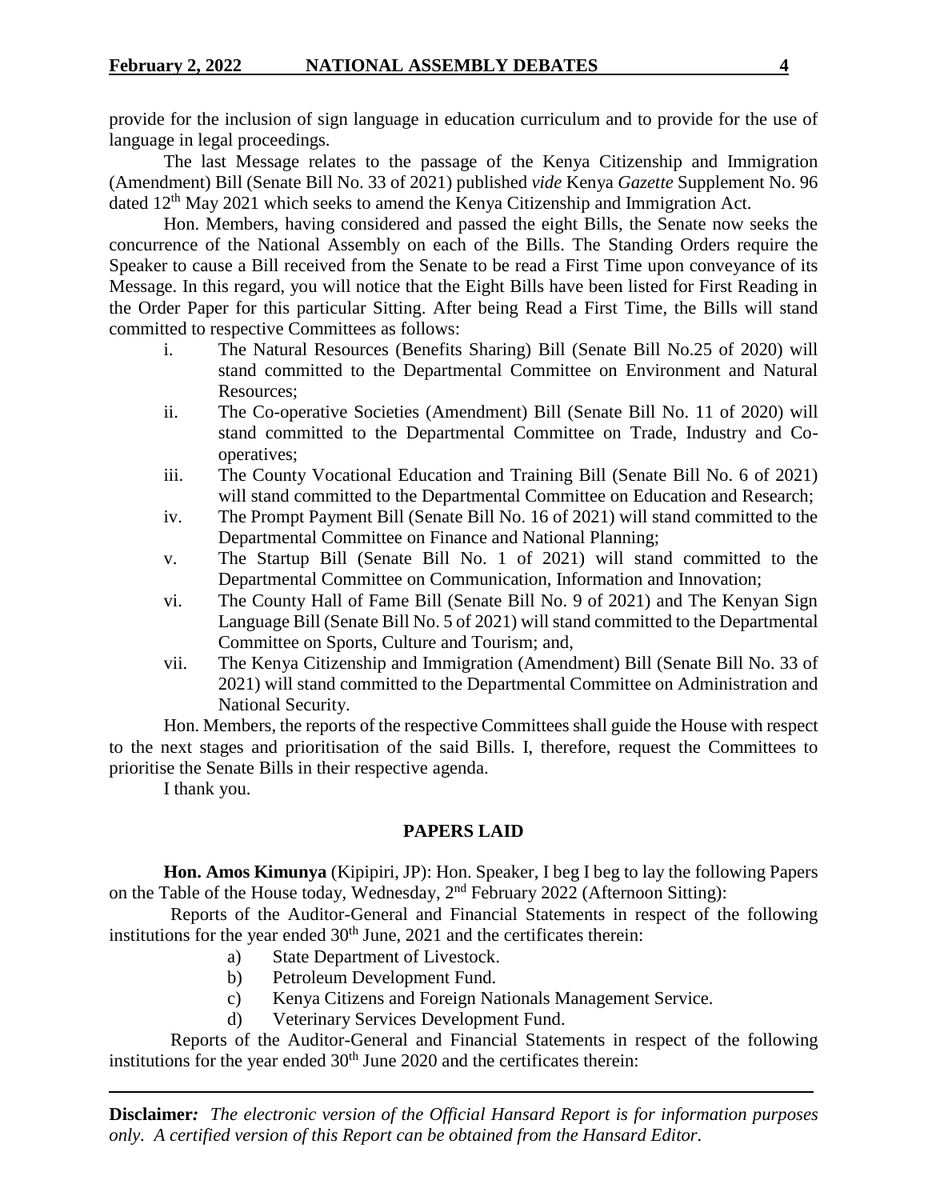provide for the inclusion of sign language in education curriculum and to provide for the use of language in legal proceedings.

The last Message relates to the passage of the Kenya Citizenship and Immigration (Amendment) Bill (Senate Bill No. 33 of 2021) published *vide* Kenya *Gazette* Supplement No. 96 dated 12th May 2021 which seeks to amend the Kenya Citizenship and Immigration Act.

Hon. Members, having considered and passed the eight Bills, the Senate now seeks the concurrence of the National Assembly on each of the Bills. The Standing Orders require the Speaker to cause a Bill received from the Senate to be read a First Time upon conveyance of its Message. In this regard, you will notice that the Eight Bills have been listed for First Reading in the Order Paper for this particular Sitting. After being Read a First Time, the Bills will stand committed to respective Committees as follows:

- i. The Natural Resources (Benefits Sharing) Bill (Senate Bill No.25 of 2020) will stand committed to the Departmental Committee on Environment and Natural Resources;
- ii. The Co-operative Societies (Amendment) Bill (Senate Bill No. 11 of 2020) will stand committed to the Departmental Committee on Trade, Industry and Co-operatives;
- iii. The County Vocational Education and Training Bill (Senate Bill No. 6 of 2021) will stand committed to the Departmental Committee on Education and Research;
- iv. The Prompt Payment Bill (Senate Bill No. 16 of 2021) will stand committed to the Departmental Committee on Finance and National Planning;
- v. The Startup Bill (Senate Bill No. 1 of 2021) will stand committed to the Departmental Committee on Communication, Information and Innovation;
- vi. The County Hall of Fame Bill (Senate Bill No. 9 of 2021) and The Kenyan Sign Language Bill (Senate Bill No. 5 of 2021) will stand committed to the Departmental Committee on Sports, Culture and Tourism; and,
- vii. The Kenya Citizenship and Immigration (Amendment) Bill (Senate Bill No. 33 of 2021) will stand committed to the Departmental Committee on Administration and National Security.

Hon. Members, the reports of the respective Committees shall guide the House with respect to the next stages and prioritisation of the said Bills. I, therefore, request the Committees to prioritise the Senate Bills in their respective agenda.

I thank you.

## PAPERS LAID

**Hon. Amos Kimunya** (Kipipiri, JP): Hon. Speaker, I beg I beg to lay the following Papers on the Table of the House today, Wednesday, 2nd February 2022 (Afternoon Sitting):

Reports of the Auditor-General and Financial Statements in respect of the following institutions for the year ended 30th June, 2021 and the certificates therein:

- a) State Department of Livestock.
- b) Petroleum Development Fund.
- c) Kenya Citizens and Foreign Nationals Management Service.
- d) Veterinary Services Development Fund.

Reports of the Auditor-General and Financial Statements in respect of the following institutions for the year ended 30th June 2020 and the certificates therein: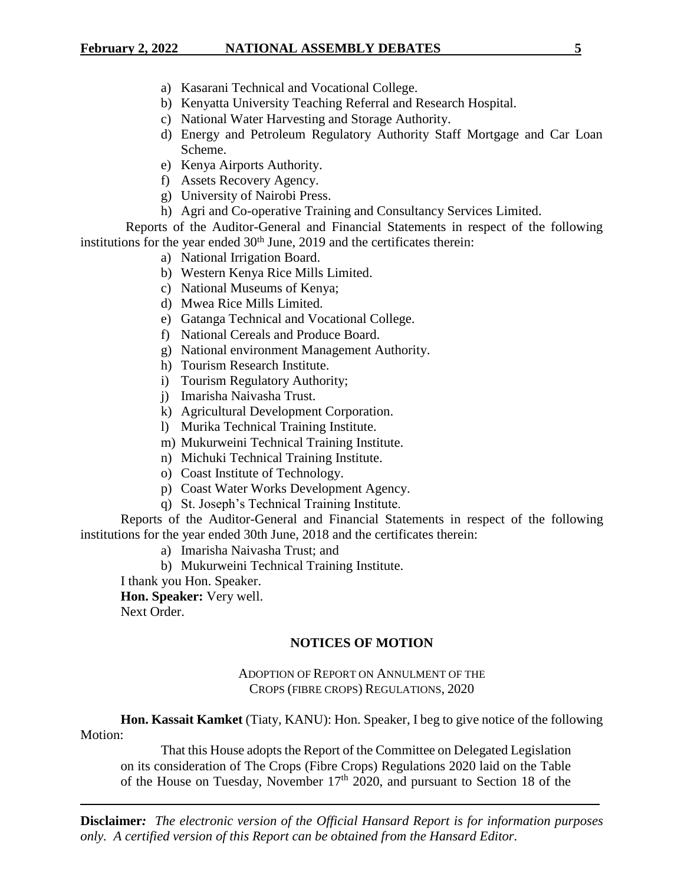a) Kasarani Technical and Vocational College.
b) Kenyatta University Teaching Referral and Research Hospital.
c) National Water Harvesting and Storage Authority.
d) Energy and Petroleum Regulatory Authority Staff Mortgage and Car Loan Scheme.
e) Kenya Airports Authority.
f) Assets Recovery Agency.
g) University of Nairobi Press.
h) Agri and Co-operative Training and Consultancy Services Limited.

Reports of the Auditor-General and Financial Statements in respect of the following institutions for the year ended 30th June, 2019 and the certificates therein:

a) National Irrigation Board.
b) Western Kenya Rice Mills Limited.
c) National Museums of Kenya;
d) Mwea Rice Mills Limited.
e) Gatanga Technical and Vocational College.
f) National Cereals and Produce Board.
g) National environment Management Authority.
h) Tourism Research Institute.
i) Tourism Regulatory Authority;
j) Imarisha Naivasha Trust.
k) Agricultural Development Corporation.
l) Murika Technical Training Institute.
m) Mukurweini Technical Training Institute.
n) Michuki Technical Training Institute.
o) Coast Institute of Technology.
p) Coast Water Works Development Agency.
q) St. Joseph's Technical Training Institute.

Reports of the Auditor-General and Financial Statements in respect of the following institutions for the year ended 30th June, 2018 and the certificates therein:

a) Imarisha Naivasha Trust; and
b) Mukurweini Technical Training Institute.

I thank you Hon. Speaker.

**Hon. Speaker:** Very well.

Next Order.

## NOTICES OF MOTION

### ADOPTION OF REPORT ON ANNULMENT OF THE CROPS (FIBRE CROPS) REGULATIONS, 2020

**Hon. Kassait Kamket** (Tiaty, KANU): Hon. Speaker, I beg to give notice of the following Motion:

> That this House adopts the Report of the Committee on Delegated Legislation on its consideration of The Crops (Fibre Crops) Regulations 2020 laid on the Table of the House on Tuesday, November 17th 2020, and pursuant to Section 18 of the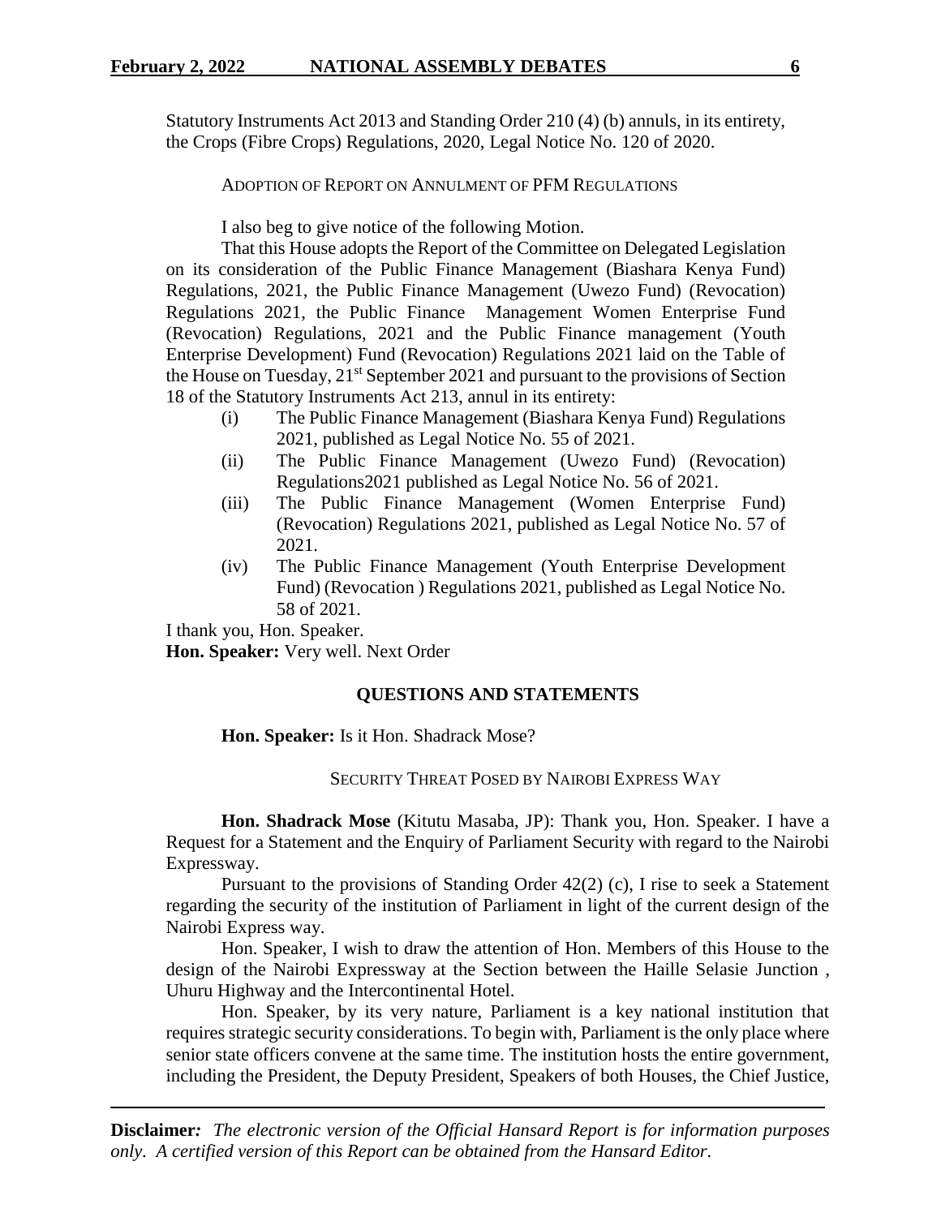Statutory Instruments Act 2013 and Standing Order 210 (4) (b) annuls, in its entirety, the Crops (Fibre Crops) Regulations, 2020, Legal Notice No. 120 of 2020.

ADOPTION OF REPORT ON ANNULMENT OF PFM REGULATIONS

I also beg to give notice of the following Motion.

That this House adopts the Report of the Committee on Delegated Legislation on its consideration of the Public Finance Management (Biashara Kenya Fund) Regulations, 2021, the Public Finance Management (Uwezo Fund) (Revocation) Regulations 2021, the Public Finance Management Women Enterprise Fund (Revocation) Regulations, 2021 and the Public Finance management (Youth Enterprise Development) Fund (Revocation) Regulations 2021 laid on the Table of the House on Tuesday, 21st September 2021 and pursuant to the provisions of Section 18 of the Statutory Instruments Act 213, annul in its entirety:

(i) The Public Finance Management (Biashara Kenya Fund) Regulations 2021, published as Legal Notice No. 55 of 2021.

(ii) The Public Finance Management (Uwezo Fund) (Revocation) Regulations2021 published as Legal Notice No. 56 of 2021.

(iii) The Public Finance Management (Women Enterprise Fund) (Revocation) Regulations 2021, published as Legal Notice No. 57 of 2021.

(iv) The Public Finance Management (Youth Enterprise Development Fund) (Revocation ) Regulations 2021, published as Legal Notice No. 58 of 2021.

I thank you, Hon. Speaker.

**Hon. Speaker:** Very well. Next Order

## QUESTIONS AND STATEMENTS

**Hon. Speaker:** Is it Hon. Shadrack Mose?

SECURITY THREAT POSED BY NAIROBI EXPRESS WAY

**Hon. Shadrack Mose** (Kitutu Masaba, JP): Thank you, Hon. Speaker. I have a Request for a Statement and the Enquiry of Parliament Security with regard to the Nairobi Expressway.

Pursuant to the provisions of Standing Order 42(2) (c), I rise to seek a Statement regarding the security of the institution of Parliament in light of the current design of the Nairobi Express way.

Hon. Speaker, I wish to draw the attention of Hon. Members of this House to the design of the Nairobi Expressway at the Section between the Haille Selasie Junction , Uhuru Highway and the Intercontinental Hotel.

Hon. Speaker, by its very nature, Parliament is a key national institution that requires strategic security considerations. To begin with, Parliament is the only place where senior state officers convene at the same time. The institution hosts the entire government, including the President, the Deputy President, Speakers of both Houses, the Chief Justice,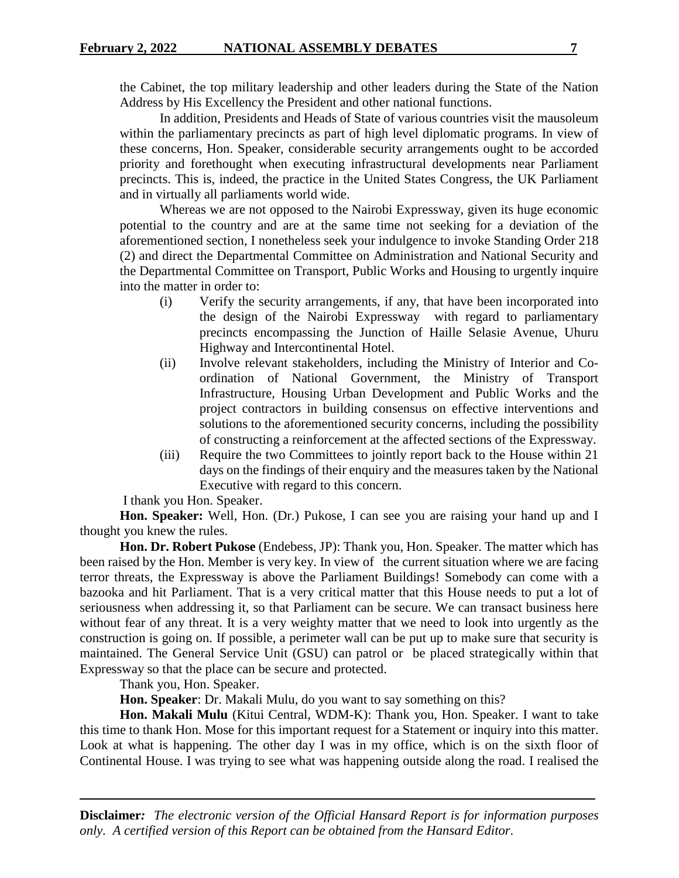the Cabinet, the top military leadership and other leaders during the State of the Nation Address by His Excellency the President and other national functions.

In addition, Presidents and Heads of State of various countries visit the mausoleum within the parliamentary precincts as part of high level diplomatic programs. In view of these concerns, Hon. Speaker, considerable security arrangements ought to be accorded priority and forethought when executing infrastructural developments near Parliament precincts. This is, indeed, the practice in the United States Congress, the UK Parliament and in virtually all parliaments world wide.

Whereas we are not opposed to the Nairobi Expressway, given its huge economic potential to the country and are at the same time not seeking for a deviation of the aforementioned section, I nonetheless seek your indulgence to invoke Standing Order 218 (2) and direct the Departmental Committee on Administration and National Security and the Departmental Committee on Transport, Public Works and Housing to urgently inquire into the matter in order to:

- (i) Verify the security arrangements, if any, that have been incorporated into the design of the Nairobi Expressway with regard to parliamentary precincts encompassing the Junction of Haille Selasie Avenue, Uhuru Highway and Intercontinental Hotel.
- (ii) Involve relevant stakeholders, including the Ministry of Interior and Co-ordination of National Government, the Ministry of Transport Infrastructure, Housing Urban Development and Public Works and the project contractors in building consensus on effective interventions and solutions to the aforementioned security concerns, including the possibility of constructing a reinforcement at the affected sections of the Expressway.
- (iii) Require the two Committees to jointly report back to the House within 21 days on the findings of their enquiry and the measures taken by the National Executive with regard to this concern.

I thank you Hon. Speaker.

**Hon. Speaker:** Well, Hon. (Dr.) Pukose, I can see you are raising your hand up and I thought you knew the rules.

**Hon. Dr. Robert Pukose** (Endebess, JP): Thank you, Hon. Speaker. The matter which has been raised by the Hon. Member is very key. In view of the current situation where we are facing terror threats, the Expressway is above the Parliament Buildings! Somebody can come with a bazooka and hit Parliament. That is a very critical matter that this House needs to put a lot of seriousness when addressing it, so that Parliament can be secure. We can transact business here without fear of any threat. It is a very weighty matter that we need to look into urgently as the construction is going on. If possible, a perimeter wall can be put up to make sure that security is maintained. The General Service Unit (GSU) can patrol or be placed strategically within that Expressway so that the place can be secure and protected.

Thank you, Hon. Speaker.

**Hon. Speaker**: Dr. Makali Mulu, do you want to say something on this?

**Hon. Makali Mulu** (Kitui Central, WDM-K): Thank you, Hon. Speaker. I want to take this time to thank Hon. Mose for this important request for a Statement or inquiry into this matter. Look at what is happening. The other day I was in my office, which is on the sixth floor of Continental House. I was trying to see what was happening outside along the road. I realised the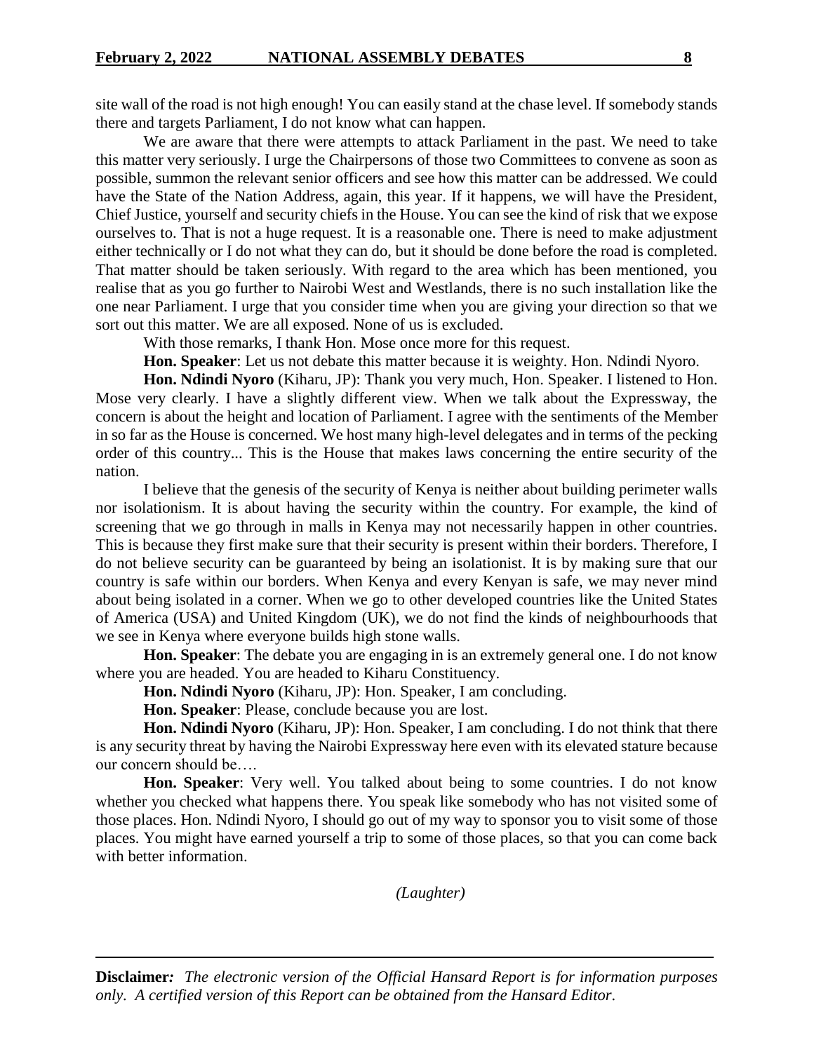site wall of the road is not high enough! You can easily stand at the chase level. If somebody stands there and targets Parliament, I do not know what can happen.

We are aware that there were attempts to attack Parliament in the past. We need to take this matter very seriously. I urge the Chairpersons of those two Committees to convene as soon as possible, summon the relevant senior officers and see how this matter can be addressed. We could have the State of the Nation Address, again, this year. If it happens, we will have the President, Chief Justice, yourself and security chiefs in the House. You can see the kind of risk that we expose ourselves to. That is not a huge request. It is a reasonable one. There is need to make adjustment either technically or I do not what they can do, but it should be done before the road is completed. That matter should be taken seriously. With regard to the area which has been mentioned, you realise that as you go further to Nairobi West and Westlands, there is no such installation like the one near Parliament. I urge that you consider time when you are giving your direction so that we sort out this matter. We are all exposed. None of us is excluded.

With those remarks, I thank Hon. Mose once more for this request.

**Hon. Speaker**: Let us not debate this matter because it is weighty. Hon. Ndindi Nyoro.

**Hon. Ndindi Nyoro** (Kiharu, JP): Thank you very much, Hon. Speaker. I listened to Hon. Mose very clearly. I have a slightly different view. When we talk about the Expressway, the concern is about the height and location of Parliament. I agree with the sentiments of the Member in so far as the House is concerned. We host many high-level delegates and in terms of the pecking order of this country... This is the House that makes laws concerning the entire security of the nation.

I believe that the genesis of the security of Kenya is neither about building perimeter walls nor isolationism. It is about having the security within the country. For example, the kind of screening that we go through in malls in Kenya may not necessarily happen in other countries. This is because they first make sure that their security is present within their borders. Therefore, I do not believe security can be guaranteed by being an isolationist. It is by making sure that our country is safe within our borders. When Kenya and every Kenyan is safe, we may never mind about being isolated in a corner. When we go to other developed countries like the United States of America (USA) and United Kingdom (UK), we do not find the kinds of neighbourhoods that we see in Kenya where everyone builds high stone walls.

**Hon. Speaker**: The debate you are engaging in is an extremely general one. I do not know where you are headed. You are headed to Kiharu Constituency.

**Hon. Ndindi Nyoro** (Kiharu, JP): Hon. Speaker, I am concluding.

**Hon. Speaker**: Please, conclude because you are lost.

**Hon. Ndindi Nyoro** (Kiharu, JP): Hon. Speaker, I am concluding. I do not think that there is any security threat by having the Nairobi Expressway here even with its elevated stature because our concern should be….

**Hon. Speaker**: Very well. You talked about being to some countries. I do not know whether you checked what happens there. You speak like somebody who has not visited some of those places. Hon. Ndindi Nyoro, I should go out of my way to sponsor you to visit some of those places. You might have earned yourself a trip to some of those places, so that you can come back with better information.

*(Laughter)*

**Disclaimer***: The electronic version of the Official Hansard Report is for information purposes only. A certified version of this Report can be obtained from the Hansard Editor.*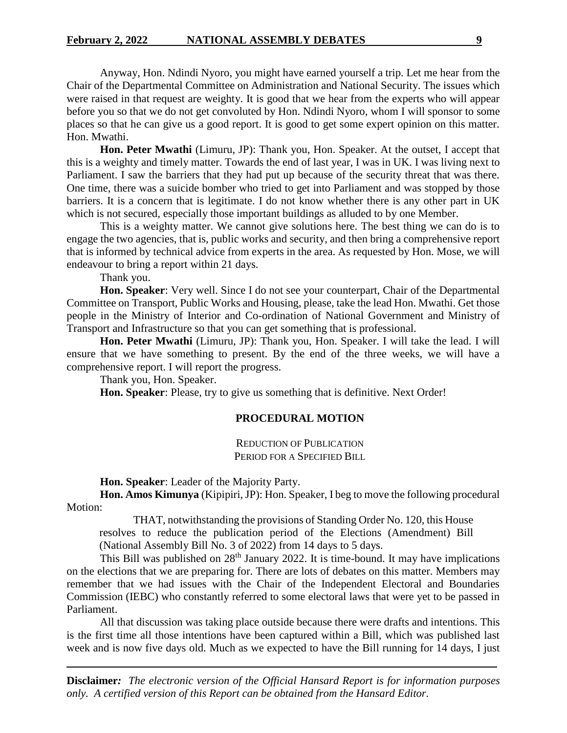Anyway, Hon. Ndindi Nyoro, you might have earned yourself a trip. Let me hear from the Chair of the Departmental Committee on Administration and National Security. The issues which were raised in that request are weighty. It is good that we hear from the experts who will appear before you so that we do not get convoluted by Hon. Ndindi Nyoro, whom I will sponsor to some places so that he can give us a good report. It is good to get some expert opinion on this matter. Hon. Mwathi.

**Hon. Peter Mwathi** (Limuru, JP): Thank you, Hon. Speaker. At the outset, I accept that this is a weighty and timely matter. Towards the end of last year, I was in UK. I was living next to Parliament. I saw the barriers that they had put up because of the security threat that was there. One time, there was a suicide bomber who tried to get into Parliament and was stopped by those barriers. It is a concern that is legitimate. I do not know whether there is any other part in UK which is not secured, especially those important buildings as alluded to by one Member.

This is a weighty matter. We cannot give solutions here. The best thing we can do is to engage the two agencies, that is, public works and security, and then bring a comprehensive report that is informed by technical advice from experts in the area. As requested by Hon. Mose, we will endeavour to bring a report within 21 days.

Thank you.

**Hon. Speaker**: Very well. Since I do not see your counterpart, Chair of the Departmental Committee on Transport, Public Works and Housing, please, take the lead Hon. Mwathi. Get those people in the Ministry of Interior and Co-ordination of National Government and Ministry of Transport and Infrastructure so that you can get something that is professional.

**Hon. Peter Mwathi** (Limuru, JP): Thank you, Hon. Speaker. I will take the lead. I will ensure that we have something to present. By the end of the three weeks, we will have a comprehensive report. I will report the progress.

Thank you, Hon. Speaker.

**Hon. Speaker**: Please, try to give us something that is definitive. Next Order!

## PROCEDURAL MOTION

### REDUCTION OF PUBLICATION PERIOD FOR A SPECIFIED BILL

**Hon. Speaker**: Leader of the Majority Party.

**Hon. Amos Kimunya** (Kipipiri, JP): Hon. Speaker, I beg to move the following procedural Motion:

> THAT, notwithstanding the provisions of Standing Order No. 120, this House resolves to reduce the publication period of the Elections (Amendment) Bill (National Assembly Bill No. 3 of 2022) from 14 days to 5 days.

This Bill was published on 28th January 2022. It is time-bound. It may have implications on the elections that we are preparing for. There are lots of debates on this matter. Members may remember that we had issues with the Chair of the Independent Electoral and Boundaries Commission (IEBC) who constantly referred to some electoral laws that were yet to be passed in Parliament.

All that discussion was taking place outside because there were drafts and intentions. This is the first time all those intentions have been captured within a Bill, which was published last week and is now five days old. Much as we expected to have the Bill running for 14 days, I just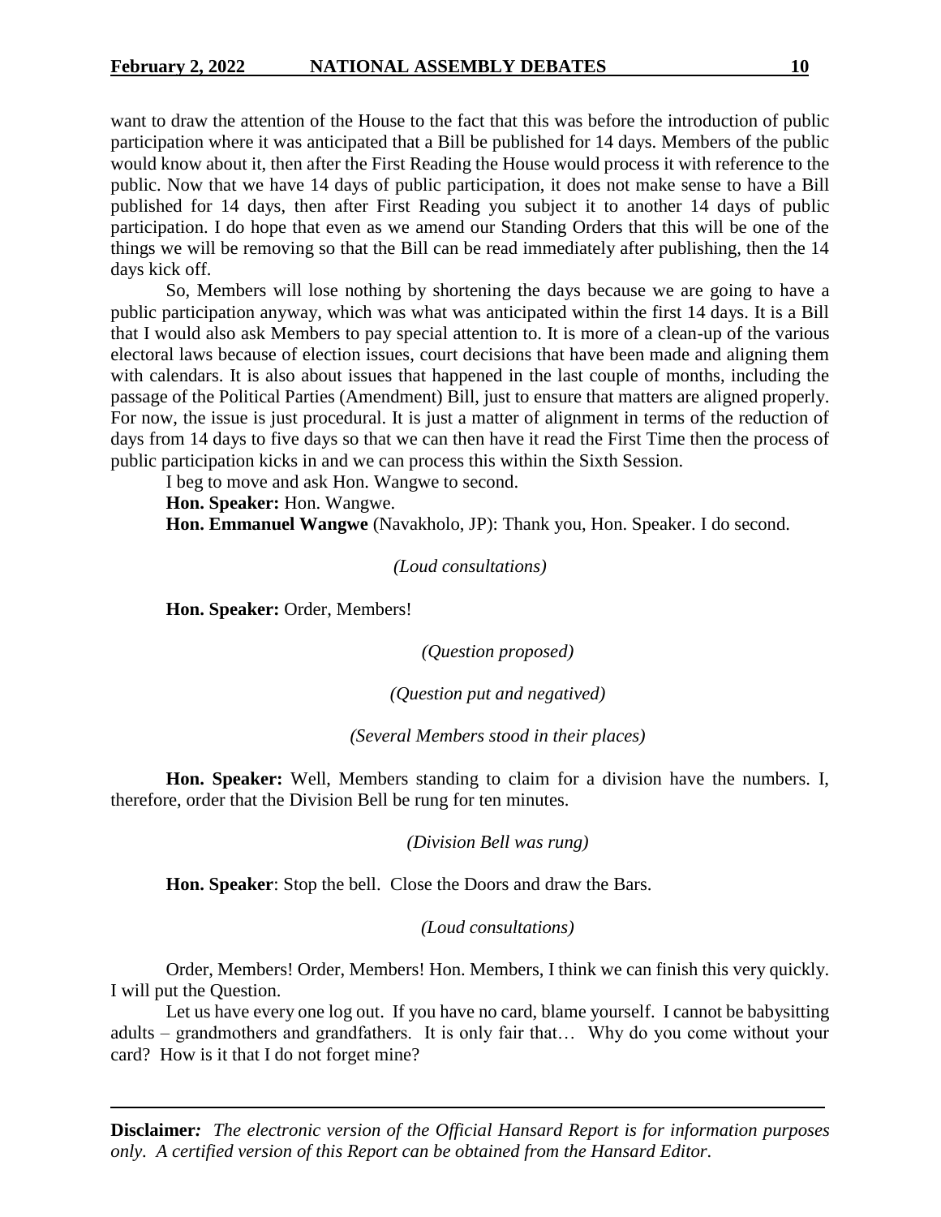want to draw the attention of the House to the fact that this was before the introduction of public participation where it was anticipated that a Bill be published for 14 days. Members of the public would know about it, then after the First Reading the House would process it with reference to the public. Now that we have 14 days of public participation, it does not make sense to have a Bill published for 14 days, then after First Reading you subject it to another 14 days of public participation. I do hope that even as we amend our Standing Orders that this will be one of the things we will be removing so that the Bill can be read immediately after publishing, then the 14 days kick off.

So, Members will lose nothing by shortening the days because we are going to have a public participation anyway, which was what was anticipated within the first 14 days. It is a Bill that I would also ask Members to pay special attention to. It is more of a clean-up of the various electoral laws because of election issues, court decisions that have been made and aligning them with calendars. It is also about issues that happened in the last couple of months, including the passage of the Political Parties (Amendment) Bill, just to ensure that matters are aligned properly. For now, the issue is just procedural. It is just a matter of alignment in terms of the reduction of days from 14 days to five days so that we can then have it read the First Time then the process of public participation kicks in and we can process this within the Sixth Session.

I beg to move and ask Hon. Wangwe to second.

**Hon. Speaker:** Hon. Wangwe.

**Hon. Emmanuel Wangwe** (Navakholo, JP): Thank you, Hon. Speaker. I do second.

*(Loud consultations)*

**Hon. Speaker:** Order, Members!

*(Question proposed)*

*(Question put and negatived)*

*(Several Members stood in their places)*

**Hon. Speaker:** Well, Members standing to claim for a division have the numbers. I, therefore, order that the Division Bell be rung for ten minutes.

*(Division Bell was rung)*

**Hon. Speaker**: Stop the bell. Close the Doors and draw the Bars.

*(Loud consultations)*

Order, Members! Order, Members! Hon. Members, I think we can finish this very quickly. I will put the Question.

Let us have every one log out. If you have no card, blame yourself. I cannot be babysitting adults – grandmothers and grandfathers. It is only fair that… Why do you come without your card? How is it that I do not forget mine?

**Disclaimer***:* *The electronic version of the Official Hansard Report is for information purposes only. A certified version of this Report can be obtained from the Hansard Editor.*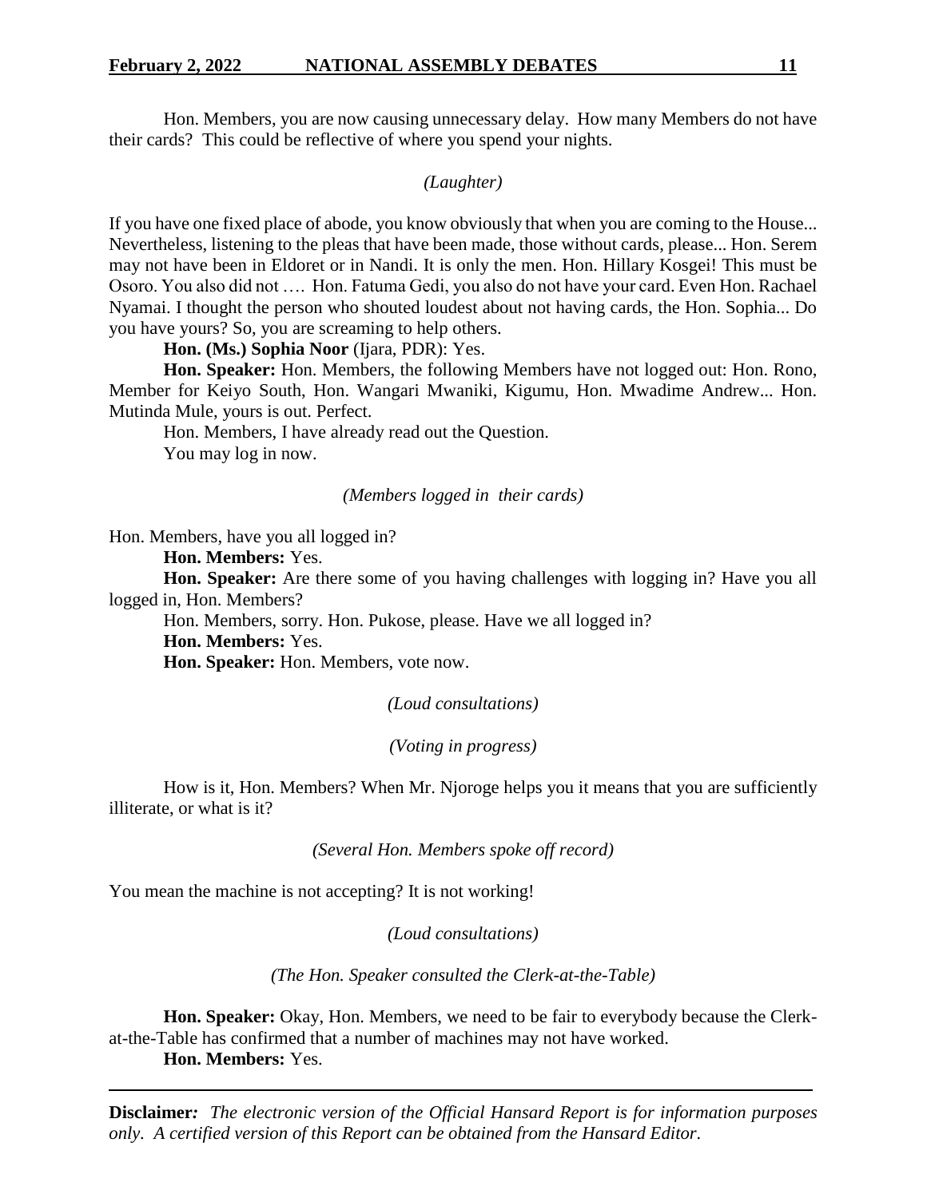Hon. Members, you are now causing unnecessary delay. How many Members do not have their cards? This could be reflective of where you spend your nights.

*(Laughter)*

If you have one fixed place of abode, you know obviously that when you are coming to the House... Nevertheless, listening to the pleas that have been made, those without cards, please... Hon. Serem may not have been in Eldoret or in Nandi. It is only the men. Hon. Hillary Kosgei! This must be Osoro. You also did not …. Hon. Fatuma Gedi, you also do not have your card. Even Hon. Rachael Nyamai. I thought the person who shouted loudest about not having cards, the Hon. Sophia... Do you have yours? So, you are screaming to help others.

**Hon. (Ms.) Sophia Noor** (Ijara, PDR): Yes.

**Hon. Speaker:** Hon. Members, the following Members have not logged out: Hon. Rono, Member for Keiyo South, Hon. Wangari Mwaniki, Kigumu, Hon. Mwadime Andrew... Hon. Mutinda Mule, yours is out. Perfect.

Hon. Members, I have already read out the Question.

You may log in now.

*(Members logged in their cards)*

Hon. Members, have you all logged in?

**Hon. Members:** Yes.

**Hon. Speaker:** Are there some of you having challenges with logging in? Have you all logged in, Hon. Members?

Hon. Members, sorry. Hon. Pukose, please. Have we all logged in?

**Hon. Members:** Yes.

**Hon. Speaker:** Hon. Members, vote now.

*(Loud consultations)*

*(Voting in progress)*

How is it, Hon. Members? When Mr. Njoroge helps you it means that you are sufficiently illiterate, or what is it?

*(Several Hon. Members spoke off record)*

You mean the machine is not accepting? It is not working!

*(Loud consultations)*

*(The Hon. Speaker consulted the Clerk-at-the-Table)*

**Hon. Speaker:** Okay, Hon. Members, we need to be fair to everybody because the Clerk-at-the-Table has confirmed that a number of machines may not have worked.

**Hon. Members:** Yes.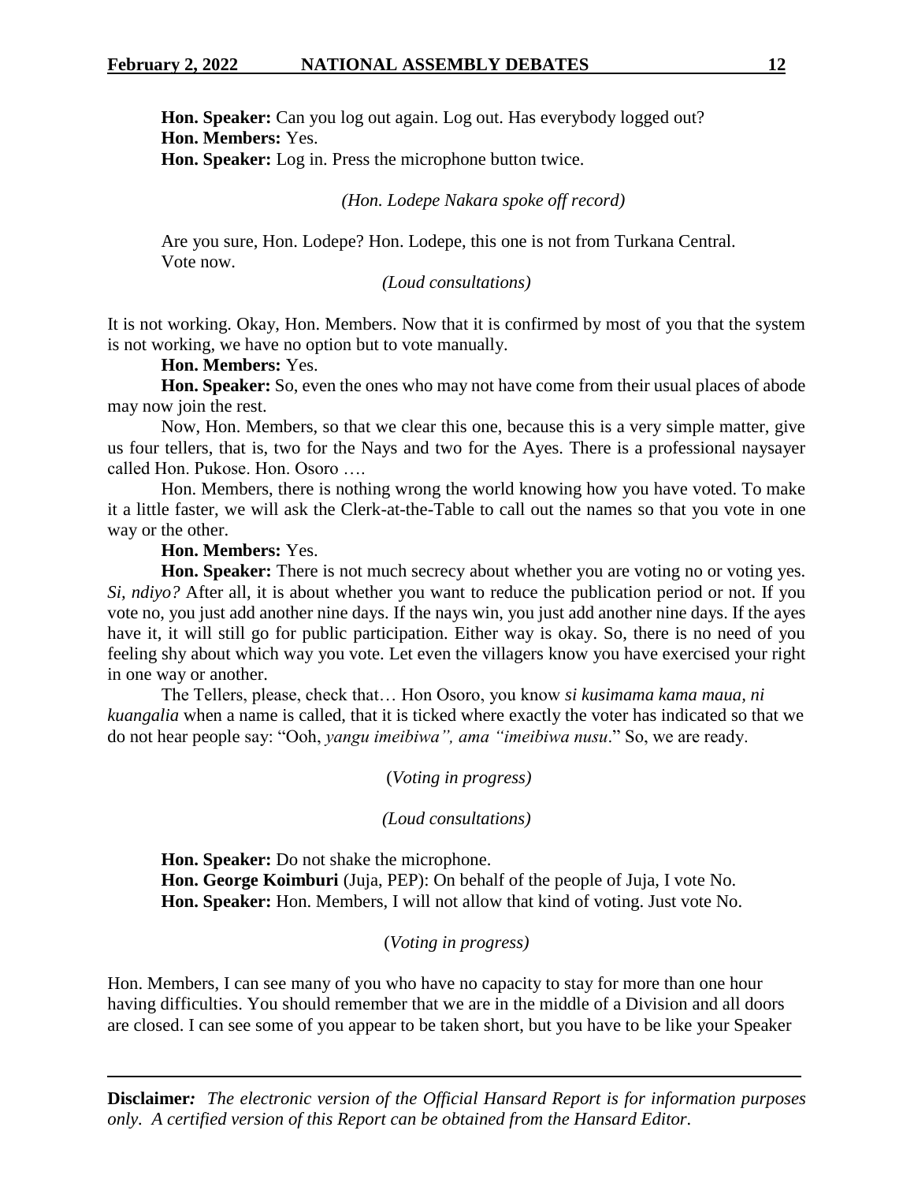**Hon. Speaker:** Can you log out again. Log out. Has everybody logged out?

**Hon. Members:** Yes.

**Hon. Speaker:** Log in. Press the microphone button twice.

*(Hon. Lodepe Nakara spoke off record)*

Are you sure, Hon. Lodepe? Hon. Lodepe, this one is not from Turkana Central. Vote now.

*(Loud consultations)*

It is not working. Okay, Hon. Members. Now that it is confirmed by most of you that the system is not working, we have no option but to vote manually.

**Hon. Members:** Yes.

**Hon. Speaker:** So, even the ones who may not have come from their usual places of abode may now join the rest.

Now, Hon. Members, so that we clear this one, because this is a very simple matter, give us four tellers, that is, two for the Nays and two for the Ayes. There is a professional naysayer called Hon. Pukose. Hon. Osoro ….

Hon. Members, there is nothing wrong the world knowing how you have voted. To make it a little faster, we will ask the Clerk-at-the-Table to call out the names so that you vote in one way or the other.

**Hon. Members:** Yes.

**Hon. Speaker:** There is not much secrecy about whether you are voting no or voting yes. *Si, ndiyo?* After all, it is about whether you want to reduce the publication period or not. If you vote no, you just add another nine days. If the nays win, you just add another nine days. If the ayes have it, it will still go for public participation. Either way is okay. So, there is no need of you feeling shy about which way you vote. Let even the villagers know you have exercised your right in one way or another.

The Tellers, please, check that… Hon Osoro, you know *si kusimama kama maua, ni kuangalia* when a name is called, that it is ticked where exactly the voter has indicated so that we do not hear people say: "Ooh, *yangu imeibiwa", ama "imeibiwa nusu*." So, we are ready.

(*Voting in progress)*

*(Loud consultations)*

**Hon. Speaker:** Do not shake the microphone.

**Hon. George Koimburi** (Juja, PEP): On behalf of the people of Juja, I vote No.

**Hon. Speaker:** Hon. Members, I will not allow that kind of voting. Just vote No.

(*Voting in progress)*

Hon. Members, I can see many of you who have no capacity to stay for more than one hour having difficulties. You should remember that we are in the middle of a Division and all doors are closed. I can see some of you appear to be taken short, but you have to be like your Speaker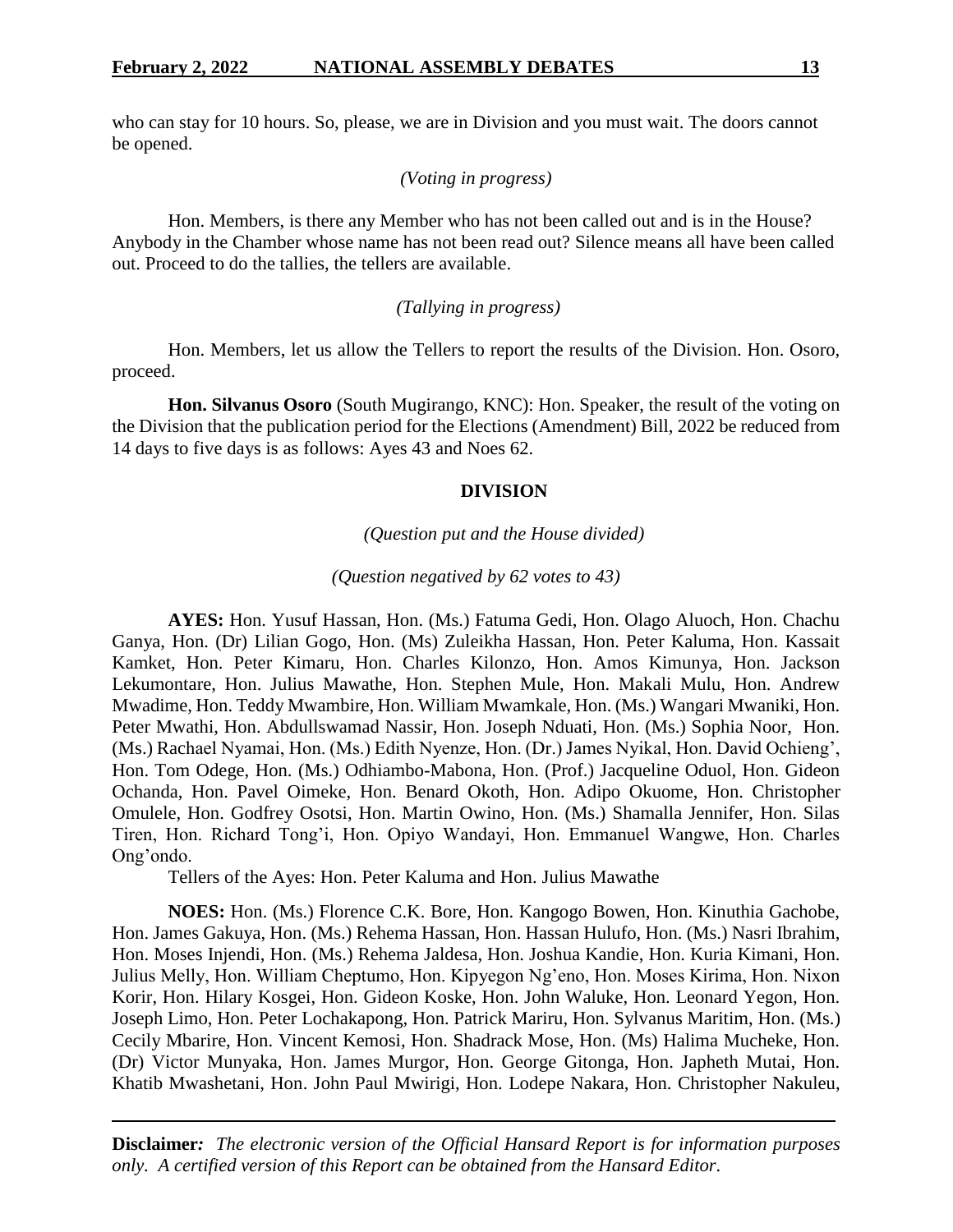who can stay for 10 hours. So, please, we are in Division and you must wait. The doors cannot be opened.

*(Voting in progress)*

Hon. Members, is there any Member who has not been called out and is in the House? Anybody in the Chamber whose name has not been read out? Silence means all have been called out. Proceed to do the tallies, the tellers are available.

*(Tallying in progress)*

Hon. Members, let us allow the Tellers to report the results of the Division. Hon. Osoro, proceed.

**Hon. Silvanus Osoro** (South Mugirango, KNC): Hon. Speaker, the result of the voting on the Division that the publication period for the Elections (Amendment) Bill, 2022 be reduced from 14 days to five days is as follows: Ayes 43 and Noes 62.

**DIVISION**

*(Question put and the House divided)*

*(Question negatived by 62 votes to 43)*

**AYES:** Hon. Yusuf Hassan, Hon. (Ms.) Fatuma Gedi, Hon. Olago Aluoch, Hon. Chachu Ganya, Hon. (Dr) Lilian Gogo, Hon. (Ms) Zuleikha Hassan, Hon. Peter Kaluma, Hon. Kassait Kamket, Hon. Peter Kimaru, Hon. Charles Kilonzo, Hon. Amos Kimunya, Hon. Jackson Lekumontare, Hon. Julius Mawathe, Hon. Stephen Mule, Hon. Makali Mulu, Hon. Andrew Mwadime, Hon. Teddy Mwambire, Hon. William Mwamkale, Hon. (Ms.) Wangari Mwaniki, Hon. Peter Mwathi, Hon. Abdullswamad Nassir, Hon. Joseph Nduati, Hon. (Ms.) Sophia Noor, Hon. (Ms.) Rachael Nyamai, Hon. (Ms.) Edith Nyenze, Hon. (Dr.) James Nyikal, Hon. David Ochieng', Hon. Tom Odege, Hon. (Ms.) Odhiambo-Mabona, Hon. (Prof.) Jacqueline Oduol, Hon. Gideon Ochanda, Hon. Pavel Oimeke, Hon. Benard Okoth, Hon. Adipo Okuome, Hon. Christopher Omulele, Hon. Godfrey Osotsi, Hon. Martin Owino, Hon. (Ms.) Shamalla Jennifer, Hon. Silas Tiren, Hon. Richard Tong'i, Hon. Opiyo Wandayi, Hon. Emmanuel Wangwe, Hon. Charles Ong'ondo.

Tellers of the Ayes: Hon. Peter Kaluma and Hon. Julius Mawathe

**NOES:** Hon. (Ms.) Florence C.K. Bore, Hon. Kangogo Bowen, Hon. Kinuthia Gachobe, Hon. James Gakuya, Hon. (Ms.) Rehema Hassan, Hon. Hassan Hulufo, Hon. (Ms.) Nasri Ibrahim, Hon. Moses Injendi, Hon. (Ms.) Rehema Jaldesa, Hon. Joshua Kandie, Hon. Kuria Kimani, Hon. Julius Melly, Hon. William Cheptumo, Hon. Kipyegon Ng'eno, Hon. Moses Kirima, Hon. Nixon Korir, Hon. Hilary Kosgei, Hon. Gideon Koske, Hon. John Waluke, Hon. Leonard Yegon, Hon. Joseph Limo, Hon. Peter Lochakapong, Hon. Patrick Mariru, Hon. Sylvanus Maritim, Hon. (Ms.) Cecily Mbarire, Hon. Vincent Kemosi, Hon. Shadrack Mose, Hon. (Ms) Halima Mucheke, Hon. (Dr) Victor Munyaka, Hon. James Murgor, Hon. George Gitonga, Hon. Japheth Mutai, Hon. Khatib Mwashetani, Hon. John Paul Mwirigi, Hon. Lodepe Nakara, Hon. Christopher Nakuleu,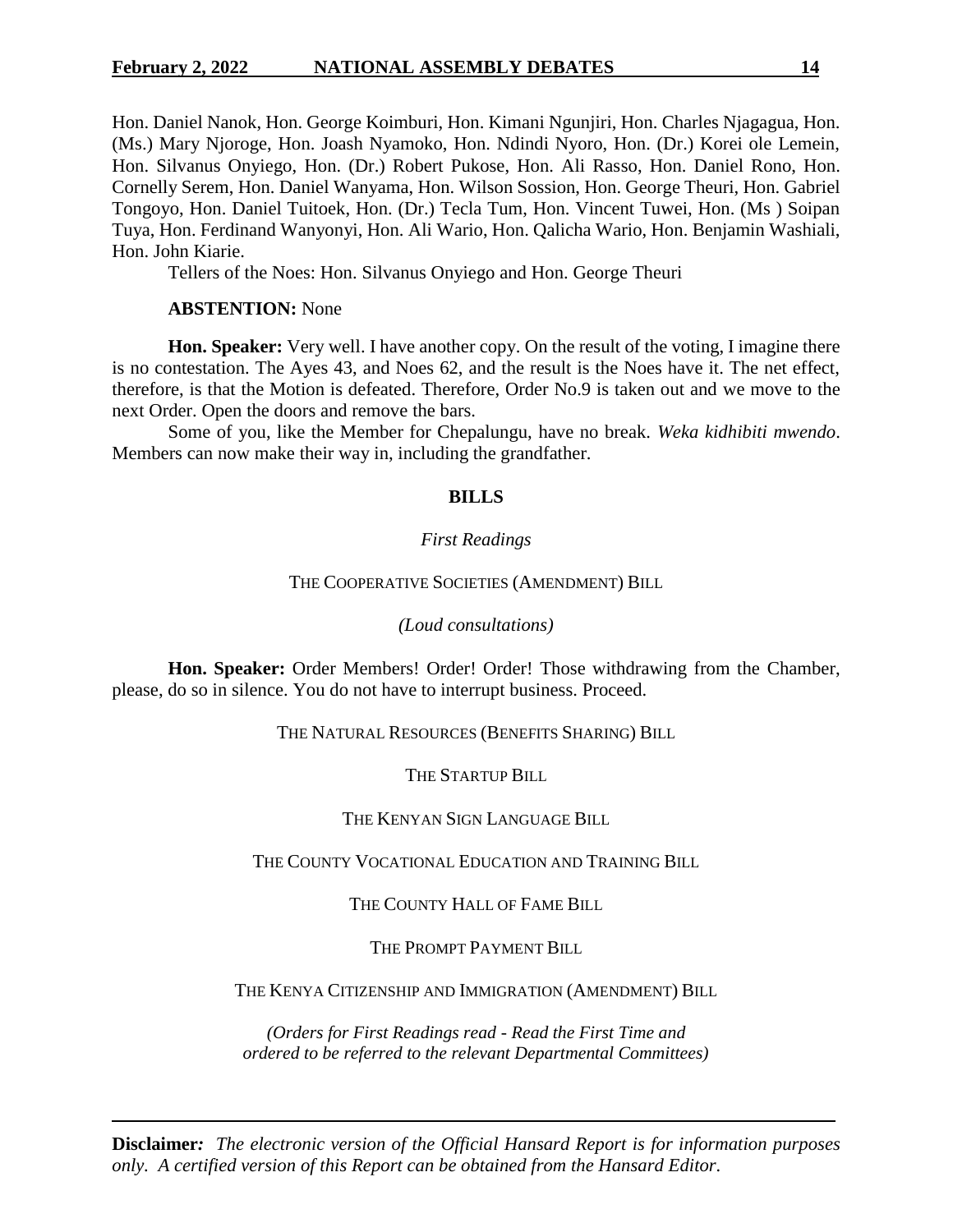Hon. Daniel Nanok, Hon. George Koimburi, Hon. Kimani Ngunjiri, Hon. Charles Njagagua, Hon. (Ms.) Mary Njoroge, Hon. Joash Nyamoko, Hon. Ndindi Nyoro, Hon. (Dr.) Korei ole Lemein, Hon. Silvanus Onyiego, Hon. (Dr.) Robert Pukose, Hon. Ali Rasso, Hon. Daniel Rono, Hon. Cornelly Serem, Hon. Daniel Wanyama, Hon. Wilson Sossion, Hon. George Theuri, Hon. Gabriel Tongoyo, Hon. Daniel Tuitoek, Hon. (Dr.) Tecla Tum, Hon. Vincent Tuwei, Hon. (Ms ) Soipan Tuya, Hon. Ferdinand Wanyonyi, Hon. Ali Wario, Hon. Qalicha Wario, Hon. Benjamin Washiali, Hon. John Kiarie.

Tellers of the Noes: Hon. Silvanus Onyiego and Hon. George Theuri

**ABSTENTION:** None

**Hon. Speaker:** Very well. I have another copy. On the result of the voting, I imagine there is no contestation. The Ayes 43, and Noes 62, and the result is the Noes have it. The net effect, therefore, is that the Motion is defeated. Therefore, Order No.9 is taken out and we move to the next Order. Open the doors and remove the bars.

Some of you, like the Member for Chepalungu, have no break. *Weka kidhibiti mwendo*. Members can now make their way in, including the grandfather.

## BILLS

*First Readings*

THE COOPERATIVE SOCIETIES (AMENDMENT) BILL

*(Loud consultations)*

**Hon. Speaker:** Order Members! Order! Order! Those withdrawing from the Chamber, please, do so in silence. You do not have to interrupt business. Proceed.

THE NATURAL RESOURCES (BENEFITS SHARING) BILL

THE STARTUP BILL

THE KENYAN SIGN LANGUAGE BILL

THE COUNTY VOCATIONAL EDUCATION AND TRAINING BILL

THE COUNTY HALL OF FAME BILL

THE PROMPT PAYMENT BILL

THE KENYA CITIZENSHIP AND IMMIGRATION (AMENDMENT) BILL

*(Orders for First Readings read - Read the First Time and ordered to be referred to the relevant Departmental Committees)*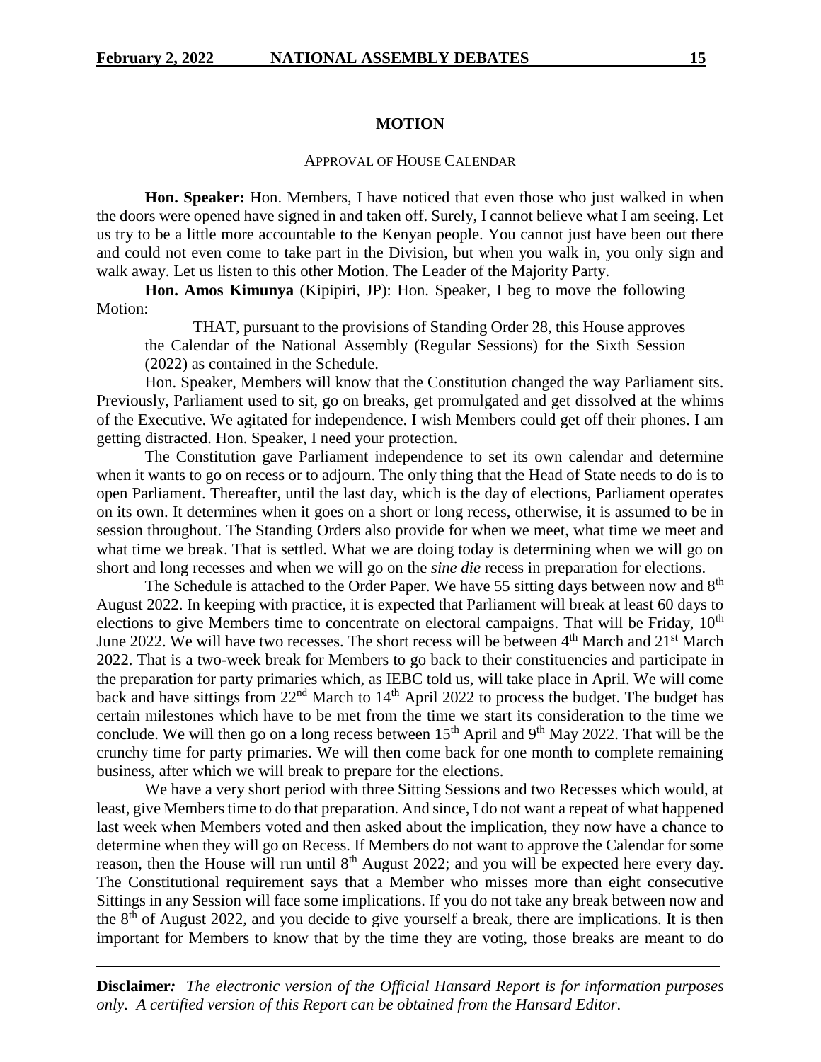## MOTION

### APPROVAL OF HOUSE CALENDAR

**Hon. Speaker:** Hon. Members, I have noticed that even those who just walked in when the doors were opened have signed in and taken off. Surely, I cannot believe what I am seeing. Let us try to be a little more accountable to the Kenyan people. You cannot just have been out there and could not even come to take part in the Division, but when you walk in, you only sign and walk away. Let us listen to this other Motion. The Leader of the Majority Party.

**Hon. Amos Kimunya** (Kipipiri, JP): Hon. Speaker, I beg to move the following Motion:

> THAT, pursuant to the provisions of Standing Order 28, this House approves the Calendar of the National Assembly (Regular Sessions) for the Sixth Session (2022) as contained in the Schedule.

Hon. Speaker, Members will know that the Constitution changed the way Parliament sits. Previously, Parliament used to sit, go on breaks, get promulgated and get dissolved at the whims of the Executive. We agitated for independence. I wish Members could get off their phones. I am getting distracted. Hon. Speaker, I need your protection.

The Constitution gave Parliament independence to set its own calendar and determine when it wants to go on recess or to adjourn. The only thing that the Head of State needs to do is to open Parliament. Thereafter, until the last day, which is the day of elections, Parliament operates on its own. It determines when it goes on a short or long recess, otherwise, it is assumed to be in session throughout. The Standing Orders also provide for when we meet, what time we meet and what time we break. That is settled. What we are doing today is determining when we will go on short and long recesses and when we will go on the *sine die* recess in preparation for elections.

The Schedule is attached to the Order Paper. We have 55 sitting days between now and 8th August 2022. In keeping with practice, it is expected that Parliament will break at least 60 days to elections to give Members time to concentrate on electoral campaigns. That will be Friday, 10th June 2022. We will have two recesses. The short recess will be between 4th March and 21st March 2022. That is a two-week break for Members to go back to their constituencies and participate in the preparation for party primaries which, as IEBC told us, will take place in April. We will come back and have sittings from 22nd March to 14th April 2022 to process the budget. The budget has certain milestones which have to be met from the time we start its consideration to the time we conclude. We will then go on a long recess between 15th April and 9th May 2022. That will be the crunchy time for party primaries. We will then come back for one month to complete remaining business, after which we will break to prepare for the elections.

We have a very short period with three Sitting Sessions and two Recesses which would, at least, give Members time to do that preparation. And since, I do not want a repeat of what happened last week when Members voted and then asked about the implication, they now have a chance to determine when they will go on Recess. If Members do not want to approve the Calendar for some reason, then the House will run until 8th August 2022; and you will be expected here every day. The Constitutional requirement says that a Member who misses more than eight consecutive Sittings in any Session will face some implications. If you do not take any break between now and the 8th of August 2022, and you decide to give yourself a break, there are implications. It is then important for Members to know that by the time they are voting, those breaks are meant to do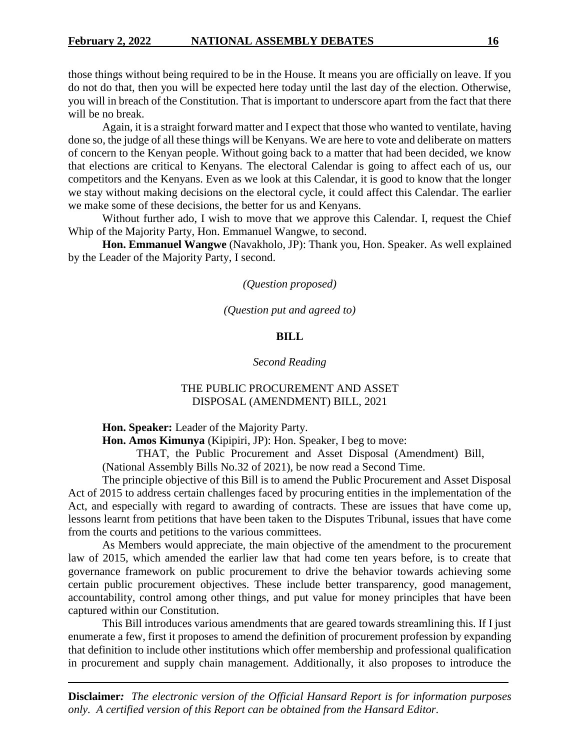those things without being required to be in the House. It means you are officially on leave. If you do not do that, then you will be expected here today until the last day of the election. Otherwise, you will in breach of the Constitution. That is important to underscore apart from the fact that there will be no break.

Again, it is a straight forward matter and I expect that those who wanted to ventilate, having done so, the judge of all these things will be Kenyans. We are here to vote and deliberate on matters of concern to the Kenyan people. Without going back to a matter that had been decided, we know that elections are critical to Kenyans. The electoral Calendar is going to affect each of us, our competitors and the Kenyans. Even as we look at this Calendar, it is good to know that the longer we stay without making decisions on the electoral cycle, it could affect this Calendar. The earlier we make some of these decisions, the better for us and Kenyans.

Without further ado, I wish to move that we approve this Calendar. I, request the Chief Whip of the Majority Party, Hon. Emmanuel Wangwe, to second.

**Hon. Emmanuel Wangwe** (Navakholo, JP): Thank you, Hon. Speaker. As well explained by the Leader of the Majority Party, I second.

*(Question proposed)*

*(Question put and agreed to)*

**BILL**

*Second Reading*

THE PUBLIC PROCUREMENT AND ASSET DISPOSAL (AMENDMENT) BILL, 2021

**Hon. Speaker:** Leader of the Majority Party.

**Hon. Amos Kimunya** (Kipipiri, JP): Hon. Speaker, I beg to move:

THAT, the Public Procurement and Asset Disposal (Amendment) Bill, (National Assembly Bills No.32 of 2021), be now read a Second Time.

The principle objective of this Bill is to amend the Public Procurement and Asset Disposal Act of 2015 to address certain challenges faced by procuring entities in the implementation of the Act, and especially with regard to awarding of contracts. These are issues that have come up, lessons learnt from petitions that have been taken to the Disputes Tribunal, issues that have come from the courts and petitions to the various committees.

As Members would appreciate, the main objective of the amendment to the procurement law of 2015, which amended the earlier law that had come ten years before, is to create that governance framework on public procurement to drive the behavior towards achieving some certain public procurement objectives. These include better transparency, good management, accountability, control among other things, and put value for money principles that have been captured within our Constitution.

This Bill introduces various amendments that are geared towards streamlining this. If I just enumerate a few, first it proposes to amend the definition of procurement profession by expanding that definition to include other institutions which offer membership and professional qualification in procurement and supply chain management. Additionally, it also proposes to introduce the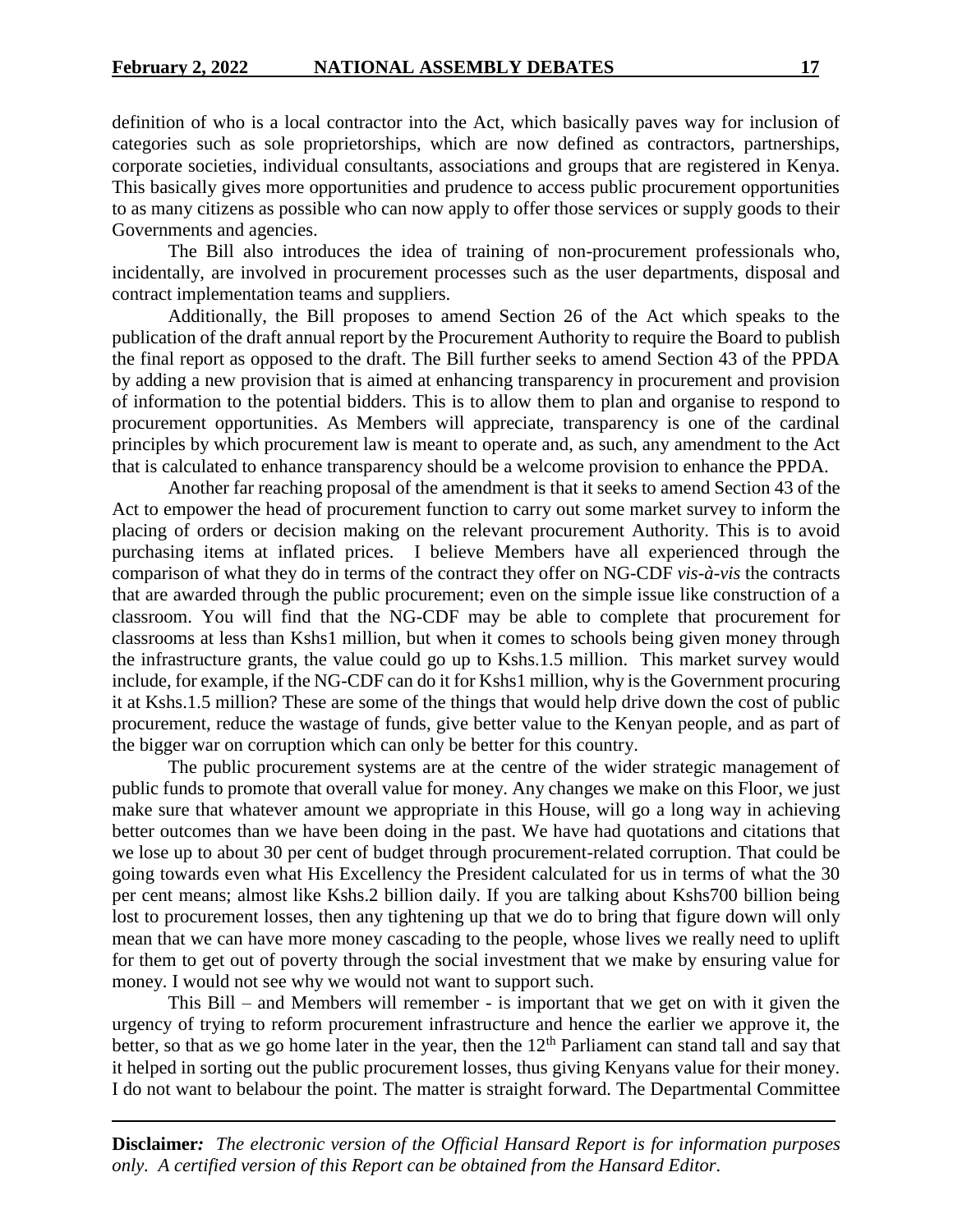definition of who is a local contractor into the Act, which basically paves way for inclusion of categories such as sole proprietorships, which are now defined as contractors, partnerships, corporate societies, individual consultants, associations and groups that are registered in Kenya. This basically gives more opportunities and prudence to access public procurement opportunities to as many citizens as possible who can now apply to offer those services or supply goods to their Governments and agencies.

The Bill also introduces the idea of training of non-procurement professionals who, incidentally, are involved in procurement processes such as the user departments, disposal and contract implementation teams and suppliers.

Additionally, the Bill proposes to amend Section 26 of the Act which speaks to the publication of the draft annual report by the Procurement Authority to require the Board to publish the final report as opposed to the draft. The Bill further seeks to amend Section 43 of the PPDA by adding a new provision that is aimed at enhancing transparency in procurement and provision of information to the potential bidders. This is to allow them to plan and organise to respond to procurement opportunities. As Members will appreciate, transparency is one of the cardinal principles by which procurement law is meant to operate and, as such, any amendment to the Act that is calculated to enhance transparency should be a welcome provision to enhance the PPDA.

Another far reaching proposal of the amendment is that it seeks to amend Section 43 of the Act to empower the head of procurement function to carry out some market survey to inform the placing of orders or decision making on the relevant procurement Authority. This is to avoid purchasing items at inflated prices. I believe Members have all experienced through the comparison of what they do in terms of the contract they offer on NG-CDF *vis-à-vis* the contracts that are awarded through the public procurement; even on the simple issue like construction of a classroom. You will find that the NG-CDF may be able to complete that procurement for classrooms at less than Kshs1 million, but when it comes to schools being given money through the infrastructure grants, the value could go up to Kshs.1.5 million. This market survey would include, for example, if the NG-CDF can do it for Kshs1 million, why is the Government procuring it at Kshs.1.5 million? These are some of the things that would help drive down the cost of public procurement, reduce the wastage of funds, give better value to the Kenyan people, and as part of the bigger war on corruption which can only be better for this country.

The public procurement systems are at the centre of the wider strategic management of public funds to promote that overall value for money. Any changes we make on this Floor, we just make sure that whatever amount we appropriate in this House, will go a long way in achieving better outcomes than we have been doing in the past. We have had quotations and citations that we lose up to about 30 per cent of budget through procurement-related corruption. That could be going towards even what His Excellency the President calculated for us in terms of what the 30 per cent means; almost like Kshs.2 billion daily. If you are talking about Kshs700 billion being lost to procurement losses, then any tightening up that we do to bring that figure down will only mean that we can have more money cascading to the people, whose lives we really need to uplift for them to get out of poverty through the social investment that we make by ensuring value for money. I would not see why we would not want to support such.

This Bill – and Members will remember - is important that we get on with it given the urgency of trying to reform procurement infrastructure and hence the earlier we approve it, the better, so that as we go home later in the year, then the 12th Parliament can stand tall and say that it helped in sorting out the public procurement losses, thus giving Kenyans value for their money. I do not want to belabour the point. The matter is straight forward. The Departmental Committee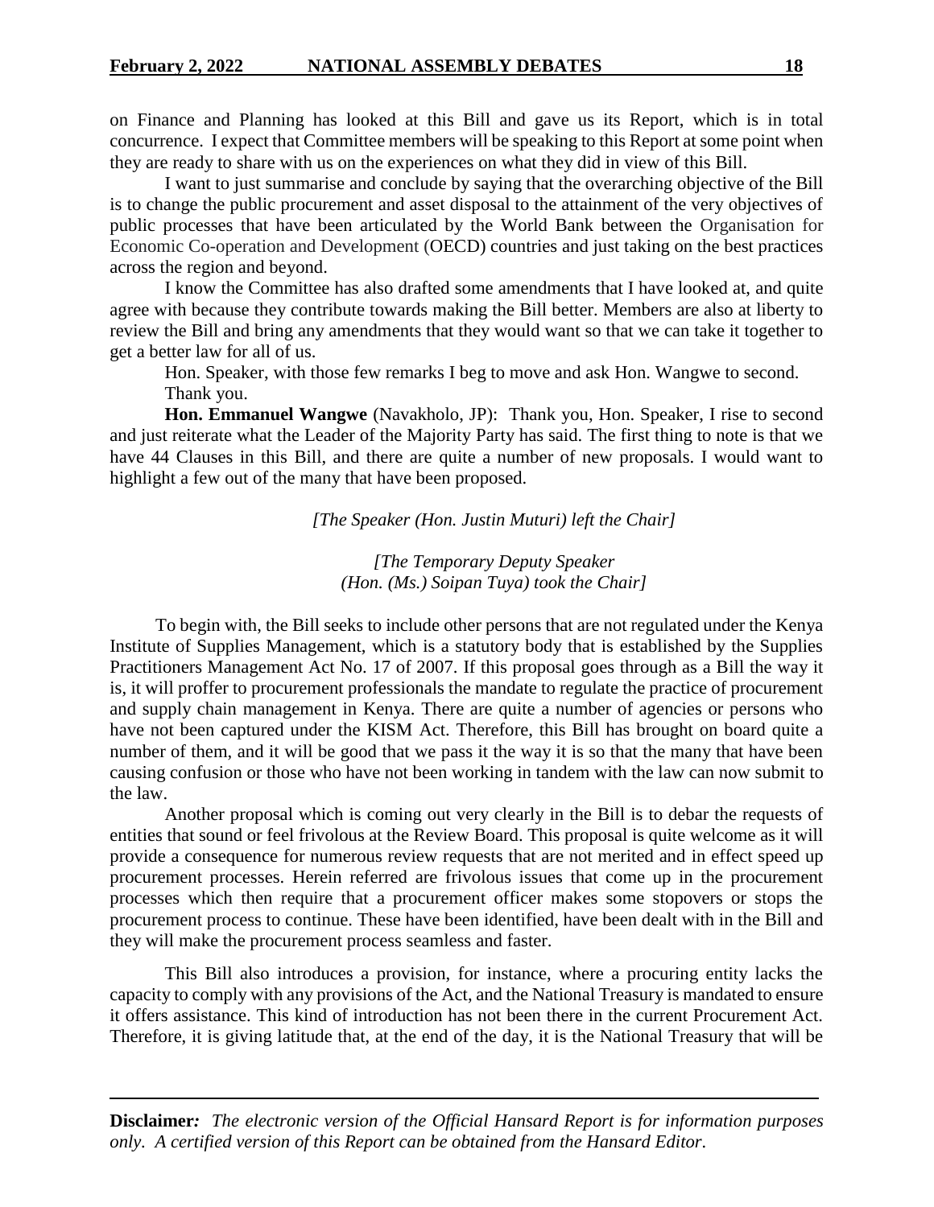on Finance and Planning has looked at this Bill and gave us its Report, which is in total concurrence. I expect that Committee members will be speaking to this Report at some point when they are ready to share with us on the experiences on what they did in view of this Bill.

I want to just summarise and conclude by saying that the overarching objective of the Bill is to change the public procurement and asset disposal to the attainment of the very objectives of public processes that have been articulated by the World Bank between the Organisation for Economic Co-operation and Development (OECD) countries and just taking on the best practices across the region and beyond.

I know the Committee has also drafted some amendments that I have looked at, and quite agree with because they contribute towards making the Bill better. Members are also at liberty to review the Bill and bring any amendments that they would want so that we can take it together to get a better law for all of us.

Hon. Speaker, with those few remarks I beg to move and ask Hon. Wangwe to second.

Thank you.

**Hon. Emmanuel Wangwe** (Navakholo, JP): Thank you, Hon. Speaker, I rise to second and just reiterate what the Leader of the Majority Party has said. The first thing to note is that we have 44 Clauses in this Bill, and there are quite a number of new proposals. I would want to highlight a few out of the many that have been proposed.

*[The Speaker (Hon. Justin Muturi) left the Chair]*

*[The Temporary Deputy Speaker (Hon. (Ms.) Soipan Tuya) took the Chair]*

To begin with, the Bill seeks to include other persons that are not regulated under the Kenya Institute of Supplies Management, which is a statutory body that is established by the Supplies Practitioners Management Act No. 17 of 2007. If this proposal goes through as a Bill the way it is, it will proffer to procurement professionals the mandate to regulate the practice of procurement and supply chain management in Kenya. There are quite a number of agencies or persons who have not been captured under the KISM Act. Therefore, this Bill has brought on board quite a number of them, and it will be good that we pass it the way it is so that the many that have been causing confusion or those who have not been working in tandem with the law can now submit to the law.

Another proposal which is coming out very clearly in the Bill is to debar the requests of entities that sound or feel frivolous at the Review Board. This proposal is quite welcome as it will provide a consequence for numerous review requests that are not merited and in effect speed up procurement processes. Herein referred are frivolous issues that come up in the procurement processes which then require that a procurement officer makes some stopovers or stops the procurement process to continue. These have been identified, have been dealt with in the Bill and they will make the procurement process seamless and faster.

This Bill also introduces a provision, for instance, where a procuring entity lacks the capacity to comply with any provisions of the Act, and the National Treasury is mandated to ensure it offers assistance. This kind of introduction has not been there in the current Procurement Act. Therefore, it is giving latitude that, at the end of the day, it is the National Treasury that will be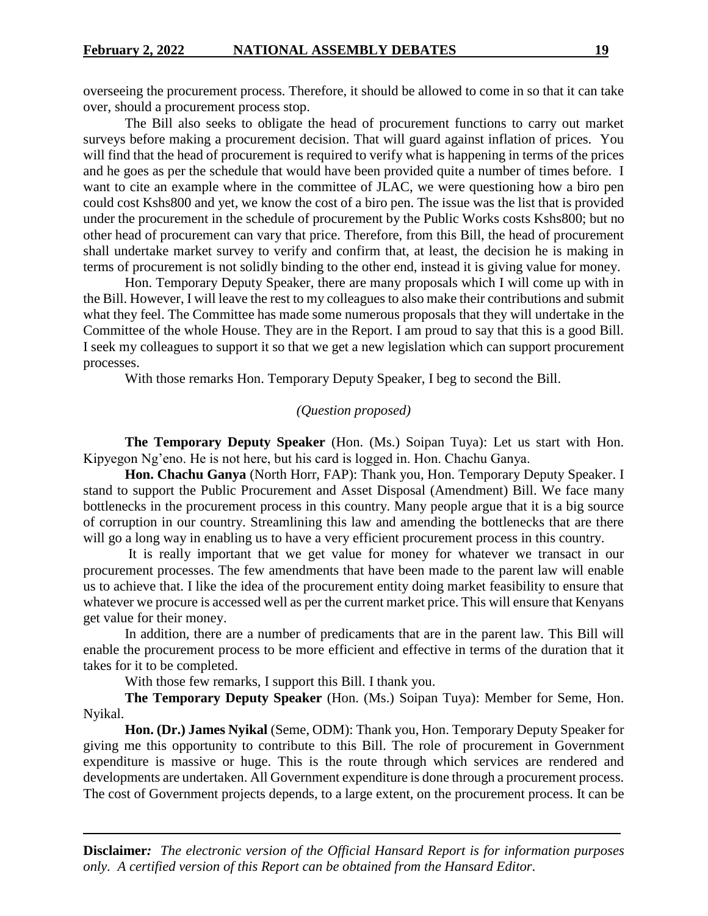overseeing the procurement process. Therefore, it should be allowed to come in so that it can take over, should a procurement process stop.

The Bill also seeks to obligate the head of procurement functions to carry out market surveys before making a procurement decision. That will guard against inflation of prices. You will find that the head of procurement is required to verify what is happening in terms of the prices and he goes as per the schedule that would have been provided quite a number of times before. I want to cite an example where in the committee of JLAC, we were questioning how a biro pen could cost Kshs800 and yet, we know the cost of a biro pen. The issue was the list that is provided under the procurement in the schedule of procurement by the Public Works costs Kshs800; but no other head of procurement can vary that price. Therefore, from this Bill, the head of procurement shall undertake market survey to verify and confirm that, at least, the decision he is making in terms of procurement is not solidly binding to the other end, instead it is giving value for money.

Hon. Temporary Deputy Speaker, there are many proposals which I will come up with in the Bill. However, I will leave the rest to my colleagues to also make their contributions and submit what they feel. The Committee has made some numerous proposals that they will undertake in the Committee of the whole House. They are in the Report. I am proud to say that this is a good Bill. I seek my colleagues to support it so that we get a new legislation which can support procurement processes.

With those remarks Hon. Temporary Deputy Speaker, I beg to second the Bill.

*(Question proposed)*

**The Temporary Deputy Speaker** (Hon. (Ms.) Soipan Tuya): Let us start with Hon. Kipyegon Ng'eno. He is not here, but his card is logged in. Hon. Chachu Ganya.

**Hon. Chachu Ganya** (North Horr, FAP): Thank you, Hon. Temporary Deputy Speaker. I stand to support the Public Procurement and Asset Disposal (Amendment) Bill. We face many bottlenecks in the procurement process in this country. Many people argue that it is a big source of corruption in our country. Streamlining this law and amending the bottlenecks that are there will go a long way in enabling us to have a very efficient procurement process in this country.

It is really important that we get value for money for whatever we transact in our procurement processes. The few amendments that have been made to the parent law will enable us to achieve that. I like the idea of the procurement entity doing market feasibility to ensure that whatever we procure is accessed well as per the current market price. This will ensure that Kenyans get value for their money.

In addition, there are a number of predicaments that are in the parent law. This Bill will enable the procurement process to be more efficient and effective in terms of the duration that it takes for it to be completed.

With those few remarks, I support this Bill. I thank you.

**The Temporary Deputy Speaker** (Hon. (Ms.) Soipan Tuya): Member for Seme, Hon. Nyikal.

**Hon. (Dr.) James Nyikal** (Seme, ODM): Thank you, Hon. Temporary Deputy Speaker for giving me this opportunity to contribute to this Bill. The role of procurement in Government expenditure is massive or huge. This is the route through which services are rendered and developments are undertaken. All Government expenditure is done through a procurement process. The cost of Government projects depends, to a large extent, on the procurement process. It can be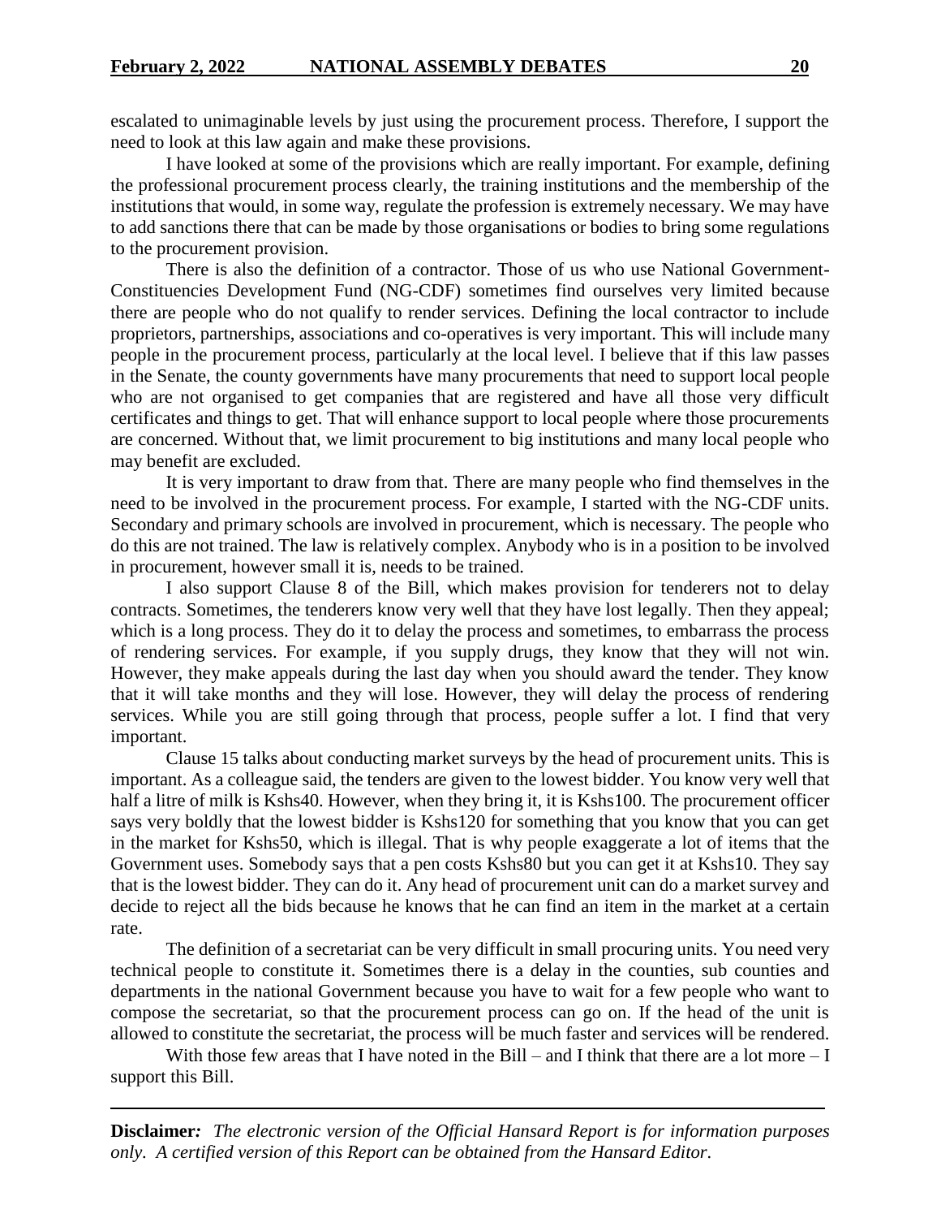escalated to unimaginable levels by just using the procurement process. Therefore, I support the need to look at this law again and make these provisions.

I have looked at some of the provisions which are really important. For example, defining the professional procurement process clearly, the training institutions and the membership of the institutions that would, in some way, regulate the profession is extremely necessary. We may have to add sanctions there that can be made by those organisations or bodies to bring some regulations to the procurement provision.

There is also the definition of a contractor. Those of us who use National Government-Constituencies Development Fund (NG-CDF) sometimes find ourselves very limited because there are people who do not qualify to render services. Defining the local contractor to include proprietors, partnerships, associations and co-operatives is very important. This will include many people in the procurement process, particularly at the local level. I believe that if this law passes in the Senate, the county governments have many procurements that need to support local people who are not organised to get companies that are registered and have all those very difficult certificates and things to get. That will enhance support to local people where those procurements are concerned. Without that, we limit procurement to big institutions and many local people who may benefit are excluded.

It is very important to draw from that. There are many people who find themselves in the need to be involved in the procurement process. For example, I started with the NG-CDF units. Secondary and primary schools are involved in procurement, which is necessary. The people who do this are not trained. The law is relatively complex. Anybody who is in a position to be involved in procurement, however small it is, needs to be trained.

I also support Clause 8 of the Bill, which makes provision for tenderers not to delay contracts. Sometimes, the tenderers know very well that they have lost legally. Then they appeal; which is a long process. They do it to delay the process and sometimes, to embarrass the process of rendering services. For example, if you supply drugs, they know that they will not win. However, they make appeals during the last day when you should award the tender. They know that it will take months and they will lose. However, they will delay the process of rendering services. While you are still going through that process, people suffer a lot. I find that very important.

Clause 15 talks about conducting market surveys by the head of procurement units. This is important. As a colleague said, the tenders are given to the lowest bidder. You know very well that half a litre of milk is Kshs40. However, when they bring it, it is Kshs100. The procurement officer says very boldly that the lowest bidder is Kshs120 for something that you know that you can get in the market for Kshs50, which is illegal. That is why people exaggerate a lot of items that the Government uses. Somebody says that a pen costs Kshs80 but you can get it at Kshs10. They say that is the lowest bidder. They can do it. Any head of procurement unit can do a market survey and decide to reject all the bids because he knows that he can find an item in the market at a certain rate.

The definition of a secretariat can be very difficult in small procuring units. You need very technical people to constitute it. Sometimes there is a delay in the counties, sub counties and departments in the national Government because you have to wait for a few people who want to compose the secretariat, so that the procurement process can go on. If the head of the unit is allowed to constitute the secretariat, the process will be much faster and services will be rendered.

With those few areas that I have noted in the Bill – and I think that there are a lot more – I support this Bill.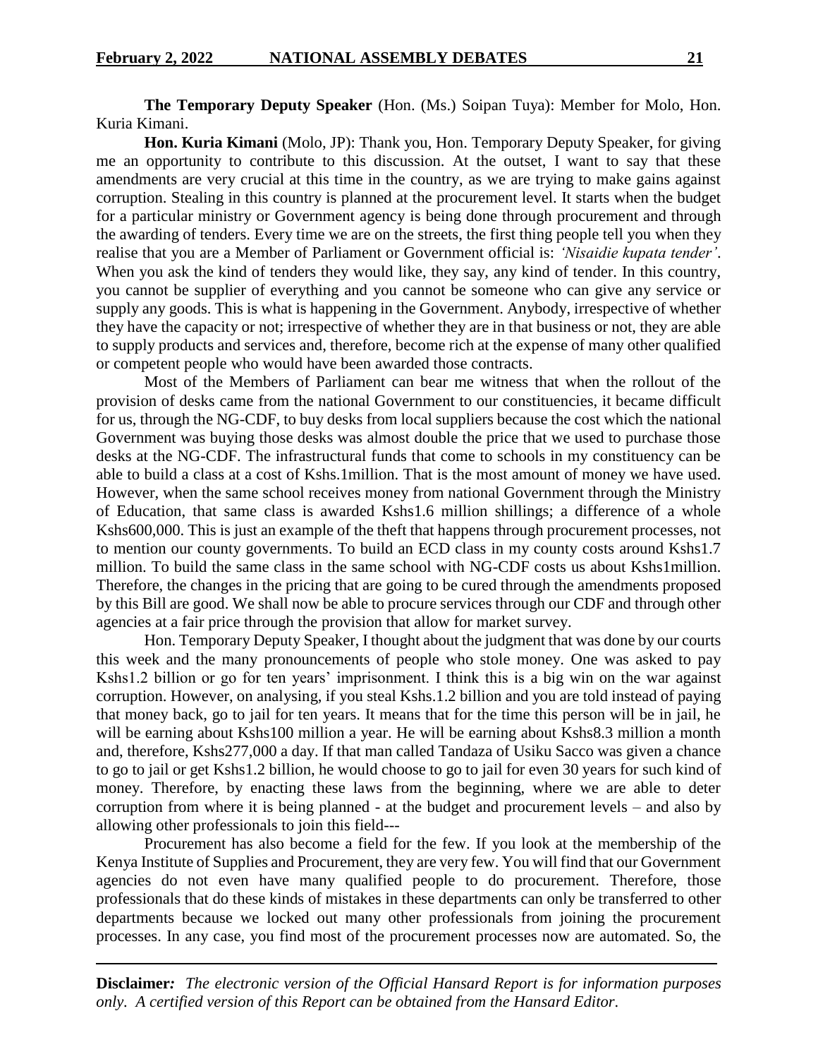**The Temporary Deputy Speaker** (Hon. (Ms.) Soipan Tuya): Member for Molo, Hon. Kuria Kimani.

**Hon. Kuria Kimani** (Molo, JP): Thank you, Hon. Temporary Deputy Speaker, for giving me an opportunity to contribute to this discussion. At the outset, I want to say that these amendments are very crucial at this time in the country, as we are trying to make gains against corruption. Stealing in this country is planned at the procurement level. It starts when the budget for a particular ministry or Government agency is being done through procurement and through the awarding of tenders. Every time we are on the streets, the first thing people tell you when they realise that you are a Member of Parliament or Government official is: *'Nisaidie kupata tender'*. When you ask the kind of tenders they would like, they say, any kind of tender. In this country, you cannot be supplier of everything and you cannot be someone who can give any service or supply any goods. This is what is happening in the Government. Anybody, irrespective of whether they have the capacity or not; irrespective of whether they are in that business or not, they are able to supply products and services and, therefore, become rich at the expense of many other qualified or competent people who would have been awarded those contracts.

Most of the Members of Parliament can bear me witness that when the rollout of the provision of desks came from the national Government to our constituencies, it became difficult for us, through the NG-CDF, to buy desks from local suppliers because the cost which the national Government was buying those desks was almost double the price that we used to purchase those desks at the NG-CDF. The infrastructural funds that come to schools in my constituency can be able to build a class at a cost of Kshs.1million. That is the most amount of money we have used. However, when the same school receives money from national Government through the Ministry of Education, that same class is awarded Kshs1.6 million shillings; a difference of a whole Kshs600,000. This is just an example of the theft that happens through procurement processes, not to mention our county governments. To build an ECD class in my county costs around Kshs1.7 million. To build the same class in the same school with NG-CDF costs us about Kshs1million. Therefore, the changes in the pricing that are going to be cured through the amendments proposed by this Bill are good. We shall now be able to procure services through our CDF and through other agencies at a fair price through the provision that allow for market survey.

Hon. Temporary Deputy Speaker, I thought about the judgment that was done by our courts this week and the many pronouncements of people who stole money. One was asked to pay Kshs1.2 billion or go for ten years' imprisonment. I think this is a big win on the war against corruption. However, on analysing, if you steal Kshs.1.2 billion and you are told instead of paying that money back, go to jail for ten years. It means that for the time this person will be in jail, he will be earning about Kshs100 million a year. He will be earning about Kshs8.3 million a month and, therefore, Kshs277,000 a day. If that man called Tandaza of Usiku Sacco was given a chance to go to jail or get Kshs1.2 billion, he would choose to go to jail for even 30 years for such kind of money. Therefore, by enacting these laws from the beginning, where we are able to deter corruption from where it is being planned - at the budget and procurement levels – and also by allowing other professionals to join this field---

Procurement has also become a field for the few. If you look at the membership of the Kenya Institute of Supplies and Procurement, they are very few. You will find that our Government agencies do not even have many qualified people to do procurement. Therefore, those professionals that do these kinds of mistakes in these departments can only be transferred to other departments because we locked out many other professionals from joining the procurement processes. In any case, you find most of the procurement processes now are automated. So, the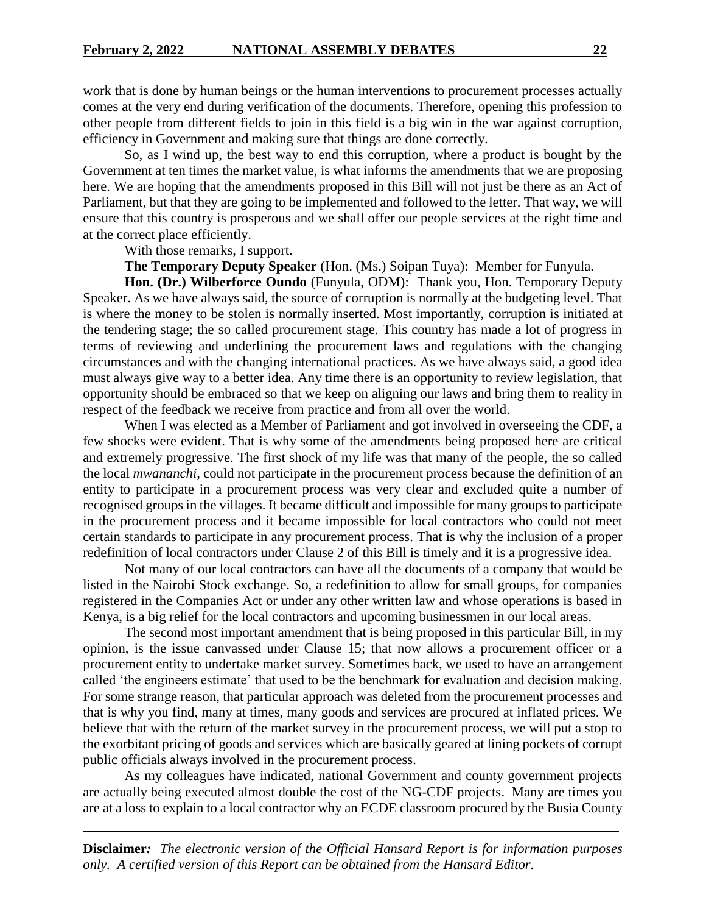work that is done by human beings or the human interventions to procurement processes actually comes at the very end during verification of the documents. Therefore, opening this profession to other people from different fields to join in this field is a big win in the war against corruption, efficiency in Government and making sure that things are done correctly.

So, as I wind up, the best way to end this corruption, where a product is bought by the Government at ten times the market value, is what informs the amendments that we are proposing here. We are hoping that the amendments proposed in this Bill will not just be there as an Act of Parliament, but that they are going to be implemented and followed to the letter. That way, we will ensure that this country is prosperous and we shall offer our people services at the right time and at the correct place efficiently.

With those remarks, I support.

**The Temporary Deputy Speaker** (Hon. (Ms.) Soipan Tuya): Member for Funyula.

**Hon. (Dr.) Wilberforce Oundo** (Funyula, ODM): Thank you, Hon. Temporary Deputy Speaker. As we have always said, the source of corruption is normally at the budgeting level. That is where the money to be stolen is normally inserted. Most importantly, corruption is initiated at the tendering stage; the so called procurement stage. This country has made a lot of progress in terms of reviewing and underlining the procurement laws and regulations with the changing circumstances and with the changing international practices. As we have always said, a good idea must always give way to a better idea. Any time there is an opportunity to review legislation, that opportunity should be embraced so that we keep on aligning our laws and bring them to reality in respect of the feedback we receive from practice and from all over the world.

When I was elected as a Member of Parliament and got involved in overseeing the CDF, a few shocks were evident. That is why some of the amendments being proposed here are critical and extremely progressive. The first shock of my life was that many of the people, the so called the local *mwananchi,* could not participate in the procurement process because the definition of an entity to participate in a procurement process was very clear and excluded quite a number of recognised groups in the villages. It became difficult and impossible for many groups to participate in the procurement process and it became impossible for local contractors who could not meet certain standards to participate in any procurement process. That is why the inclusion of a proper redefinition of local contractors under Clause 2 of this Bill is timely and it is a progressive idea.

Not many of our local contractors can have all the documents of a company that would be listed in the Nairobi Stock exchange. So, a redefinition to allow for small groups, for companies registered in the Companies Act or under any other written law and whose operations is based in Kenya, is a big relief for the local contractors and upcoming businessmen in our local areas.

The second most important amendment that is being proposed in this particular Bill, in my opinion, is the issue canvassed under Clause 15; that now allows a procurement officer or a procurement entity to undertake market survey. Sometimes back, we used to have an arrangement called 'the engineers estimate' that used to be the benchmark for evaluation and decision making. For some strange reason, that particular approach was deleted from the procurement processes and that is why you find, many at times, many goods and services are procured at inflated prices. We believe that with the return of the market survey in the procurement process, we will put a stop to the exorbitant pricing of goods and services which are basically geared at lining pockets of corrupt public officials always involved in the procurement process.

As my colleagues have indicated, national Government and county government projects are actually being executed almost double the cost of the NG-CDF projects. Many are times you are at a loss to explain to a local contractor why an ECDE classroom procured by the Busia County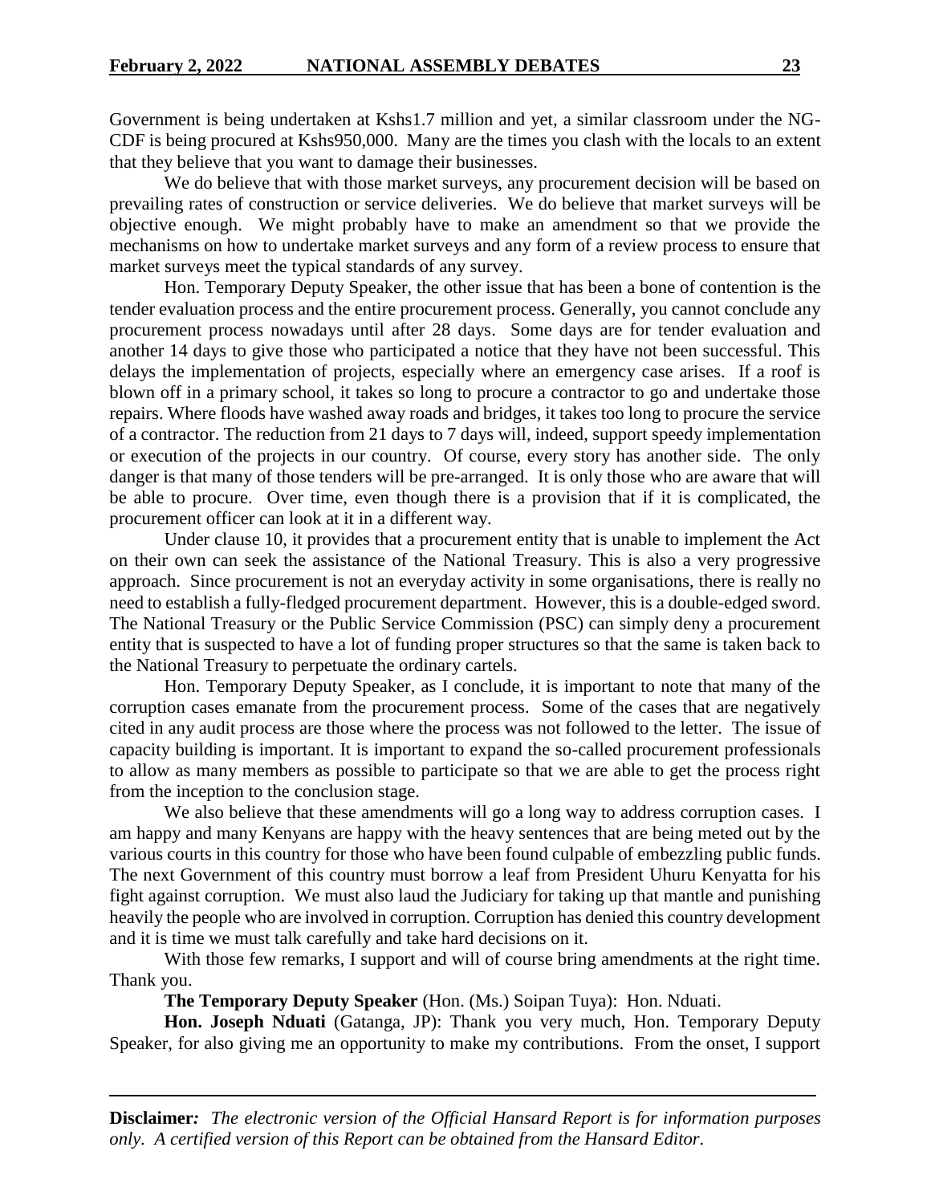Government is being undertaken at Kshs1.7 million and yet, a similar classroom under the NG-CDF is being procured at Kshs950,000. Many are the times you clash with the locals to an extent that they believe that you want to damage their businesses.

We do believe that with those market surveys, any procurement decision will be based on prevailing rates of construction or service deliveries. We do believe that market surveys will be objective enough. We might probably have to make an amendment so that we provide the mechanisms on how to undertake market surveys and any form of a review process to ensure that market surveys meet the typical standards of any survey.

Hon. Temporary Deputy Speaker, the other issue that has been a bone of contention is the tender evaluation process and the entire procurement process. Generally, you cannot conclude any procurement process nowadays until after 28 days. Some days are for tender evaluation and another 14 days to give those who participated a notice that they have not been successful. This delays the implementation of projects, especially where an emergency case arises. If a roof is blown off in a primary school, it takes so long to procure a contractor to go and undertake those repairs. Where floods have washed away roads and bridges, it takes too long to procure the service of a contractor. The reduction from 21 days to 7 days will, indeed, support speedy implementation or execution of the projects in our country. Of course, every story has another side. The only danger is that many of those tenders will be pre-arranged. It is only those who are aware that will be able to procure. Over time, even though there is a provision that if it is complicated, the procurement officer can look at it in a different way.

Under clause 10, it provides that a procurement entity that is unable to implement the Act on their own can seek the assistance of the National Treasury. This is also a very progressive approach. Since procurement is not an everyday activity in some organisations, there is really no need to establish a fully-fledged procurement department. However, this is a double-edged sword. The National Treasury or the Public Service Commission (PSC) can simply deny a procurement entity that is suspected to have a lot of funding proper structures so that the same is taken back to the National Treasury to perpetuate the ordinary cartels.

Hon. Temporary Deputy Speaker, as I conclude, it is important to note that many of the corruption cases emanate from the procurement process. Some of the cases that are negatively cited in any audit process are those where the process was not followed to the letter. The issue of capacity building is important. It is important to expand the so-called procurement professionals to allow as many members as possible to participate so that we are able to get the process right from the inception to the conclusion stage.

We also believe that these amendments will go a long way to address corruption cases. I am happy and many Kenyans are happy with the heavy sentences that are being meted out by the various courts in this country for those who have been found culpable of embezzling public funds. The next Government of this country must borrow a leaf from President Uhuru Kenyatta for his fight against corruption. We must also laud the Judiciary for taking up that mantle and punishing heavily the people who are involved in corruption. Corruption has denied this country development and it is time we must talk carefully and take hard decisions on it.

With those few remarks, I support and will of course bring amendments at the right time. Thank you.

**The Temporary Deputy Speaker** (Hon. (Ms.) Soipan Tuya): Hon. Nduati.

**Hon. Joseph Nduati** (Gatanga, JP): Thank you very much, Hon. Temporary Deputy Speaker, for also giving me an opportunity to make my contributions. From the onset, I support

**Disclaimer***:* *The electronic version of the Official Hansard Report is for information purposes only. A certified version of this Report can be obtained from the Hansard Editor.*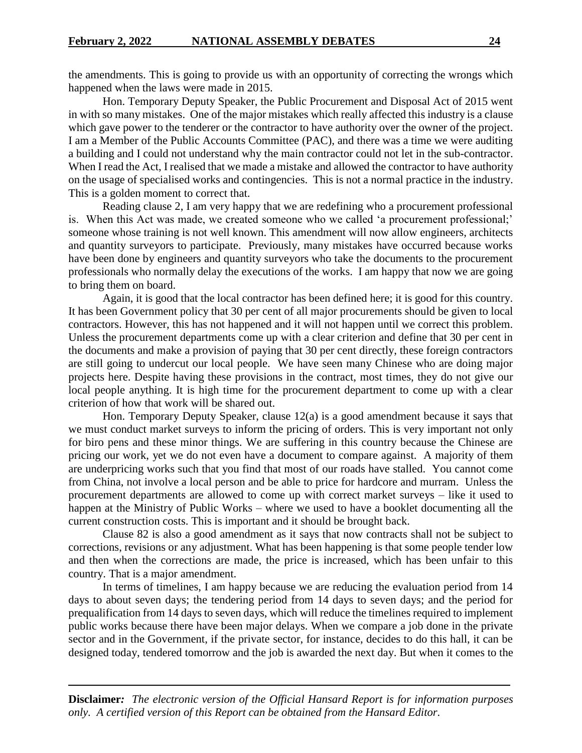the amendments. This is going to provide us with an opportunity of correcting the wrongs which happened when the laws were made in 2015.

Hon. Temporary Deputy Speaker, the Public Procurement and Disposal Act of 2015 went in with so many mistakes. One of the major mistakes which really affected this industry is a clause which gave power to the tenderer or the contractor to have authority over the owner of the project. I am a Member of the Public Accounts Committee (PAC), and there was a time we were auditing a building and I could not understand why the main contractor could not let in the sub-contractor. When I read the Act, I realised that we made a mistake and allowed the contractor to have authority on the usage of specialised works and contingencies. This is not a normal practice in the industry. This is a golden moment to correct that.

Reading clause 2, I am very happy that we are redefining who a procurement professional is. When this Act was made, we created someone who we called 'a procurement professional;' someone whose training is not well known. This amendment will now allow engineers, architects and quantity surveyors to participate. Previously, many mistakes have occurred because works have been done by engineers and quantity surveyors who take the documents to the procurement professionals who normally delay the executions of the works. I am happy that now we are going to bring them on board.

Again, it is good that the local contractor has been defined here; it is good for this country. It has been Government policy that 30 per cent of all major procurements should be given to local contractors. However, this has not happened and it will not happen until we correct this problem. Unless the procurement departments come up with a clear criterion and define that 30 per cent in the documents and make a provision of paying that 30 per cent directly, these foreign contractors are still going to undercut our local people. We have seen many Chinese who are doing major projects here. Despite having these provisions in the contract, most times, they do not give our local people anything. It is high time for the procurement department to come up with a clear criterion of how that work will be shared out.

Hon. Temporary Deputy Speaker, clause 12(a) is a good amendment because it says that we must conduct market surveys to inform the pricing of orders. This is very important not only for biro pens and these minor things. We are suffering in this country because the Chinese are pricing our work, yet we do not even have a document to compare against. A majority of them are underpricing works such that you find that most of our roads have stalled. You cannot come from China, not involve a local person and be able to price for hardcore and murram. Unless the procurement departments are allowed to come up with correct market surveys – like it used to happen at the Ministry of Public Works – where we used to have a booklet documenting all the current construction costs. This is important and it should be brought back.

Clause 82 is also a good amendment as it says that now contracts shall not be subject to corrections, revisions or any adjustment. What has been happening is that some people tender low and then when the corrections are made, the price is increased, which has been unfair to this country. That is a major amendment.

In terms of timelines, I am happy because we are reducing the evaluation period from 14 days to about seven days; the tendering period from 14 days to seven days; and the period for prequalification from 14 days to seven days, which will reduce the timelines required to implement public works because there have been major delays. When we compare a job done in the private sector and in the Government, if the private sector, for instance, decides to do this hall, it can be designed today, tendered tomorrow and the job is awarded the next day. But when it comes to the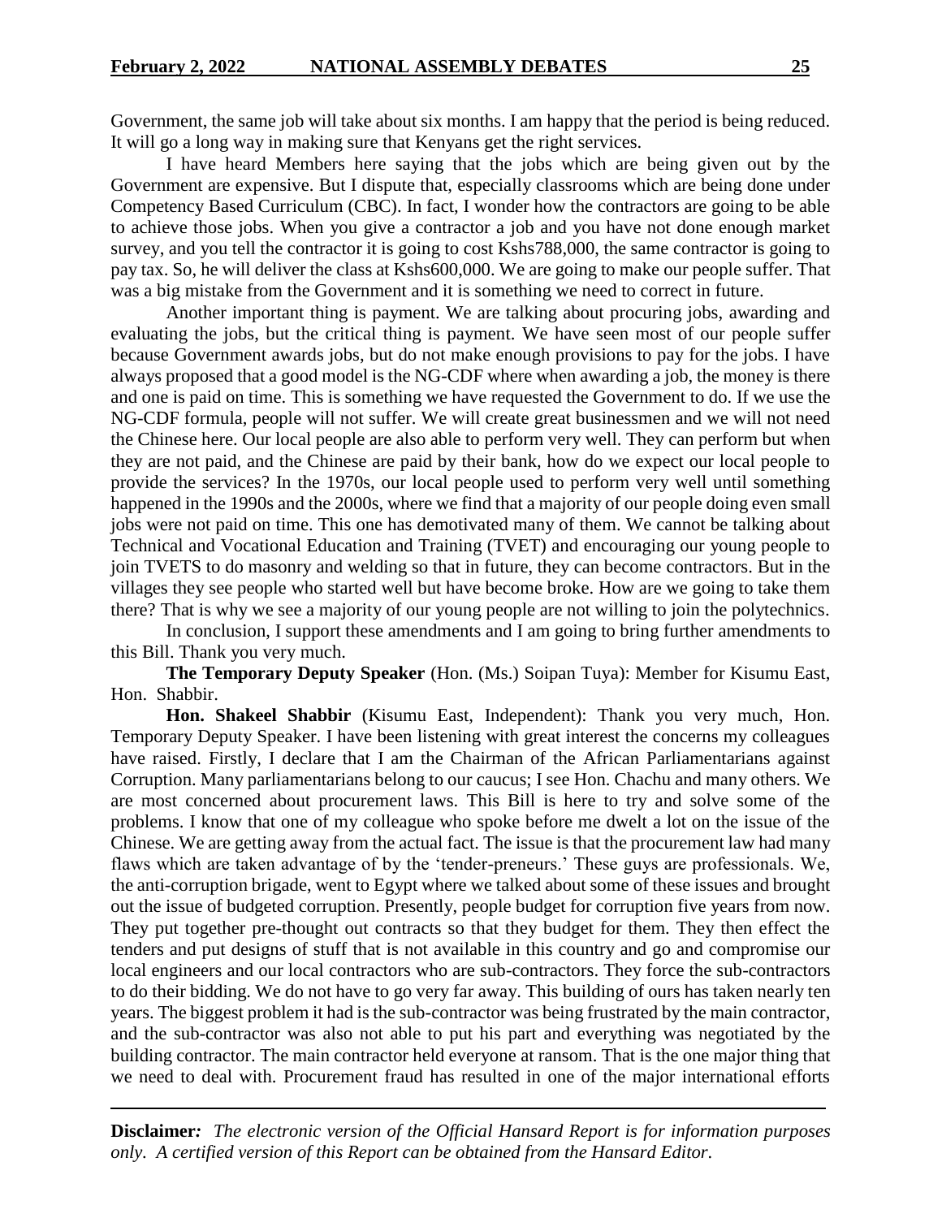Government, the same job will take about six months. I am happy that the period is being reduced. It will go a long way in making sure that Kenyans get the right services.

I have heard Members here saying that the jobs which are being given out by the Government are expensive. But I dispute that, especially classrooms which are being done under Competency Based Curriculum (CBC). In fact, I wonder how the contractors are going to be able to achieve those jobs. When you give a contractor a job and you have not done enough market survey, and you tell the contractor it is going to cost Kshs788,000, the same contractor is going to pay tax. So, he will deliver the class at Kshs600,000. We are going to make our people suffer. That was a big mistake from the Government and it is something we need to correct in future.

Another important thing is payment. We are talking about procuring jobs, awarding and evaluating the jobs, but the critical thing is payment. We have seen most of our people suffer because Government awards jobs, but do not make enough provisions to pay for the jobs. I have always proposed that a good model is the NG-CDF where when awarding a job, the money is there and one is paid on time. This is something we have requested the Government to do. If we use the NG-CDF formula, people will not suffer. We will create great businessmen and we will not need the Chinese here. Our local people are also able to perform very well. They can perform but when they are not paid, and the Chinese are paid by their bank, how do we expect our local people to provide the services? In the 1970s, our local people used to perform very well until something happened in the 1990s and the 2000s, where we find that a majority of our people doing even small jobs were not paid on time. This one has demotivated many of them. We cannot be talking about Technical and Vocational Education and Training (TVET) and encouraging our young people to join TVETS to do masonry and welding so that in future, they can become contractors. But in the villages they see people who started well but have become broke. How are we going to take them there? That is why we see a majority of our young people are not willing to join the polytechnics.

In conclusion, I support these amendments and I am going to bring further amendments to this Bill. Thank you very much.

**The Temporary Deputy Speaker** (Hon. (Ms.) Soipan Tuya): Member for Kisumu East, Hon. Shabbir.

**Hon. Shakeel Shabbir** (Kisumu East, Independent): Thank you very much, Hon. Temporary Deputy Speaker. I have been listening with great interest the concerns my colleagues have raised. Firstly, I declare that I am the Chairman of the African Parliamentarians against Corruption. Many parliamentarians belong to our caucus; I see Hon. Chachu and many others. We are most concerned about procurement laws. This Bill is here to try and solve some of the problems. I know that one of my colleague who spoke before me dwelt a lot on the issue of the Chinese. We are getting away from the actual fact. The issue is that the procurement law had many flaws which are taken advantage of by the 'tender-preneurs.' These guys are professionals. We, the anti-corruption brigade, went to Egypt where we talked about some of these issues and brought out the issue of budgeted corruption. Presently, people budget for corruption five years from now. They put together pre-thought out contracts so that they budget for them. They then effect the tenders and put designs of stuff that is not available in this country and go and compromise our local engineers and our local contractors who are sub-contractors. They force the sub-contractors to do their bidding. We do not have to go very far away. This building of ours has taken nearly ten years. The biggest problem it had is the sub-contractor was being frustrated by the main contractor, and the sub-contractor was also not able to put his part and everything was negotiated by the building contractor. The main contractor held everyone at ransom. That is the one major thing that we need to deal with. Procurement fraud has resulted in one of the major international efforts

**Disclaimer***: The electronic version of the Official Hansard Report is for information purposes only. A certified version of this Report can be obtained from the Hansard Editor.*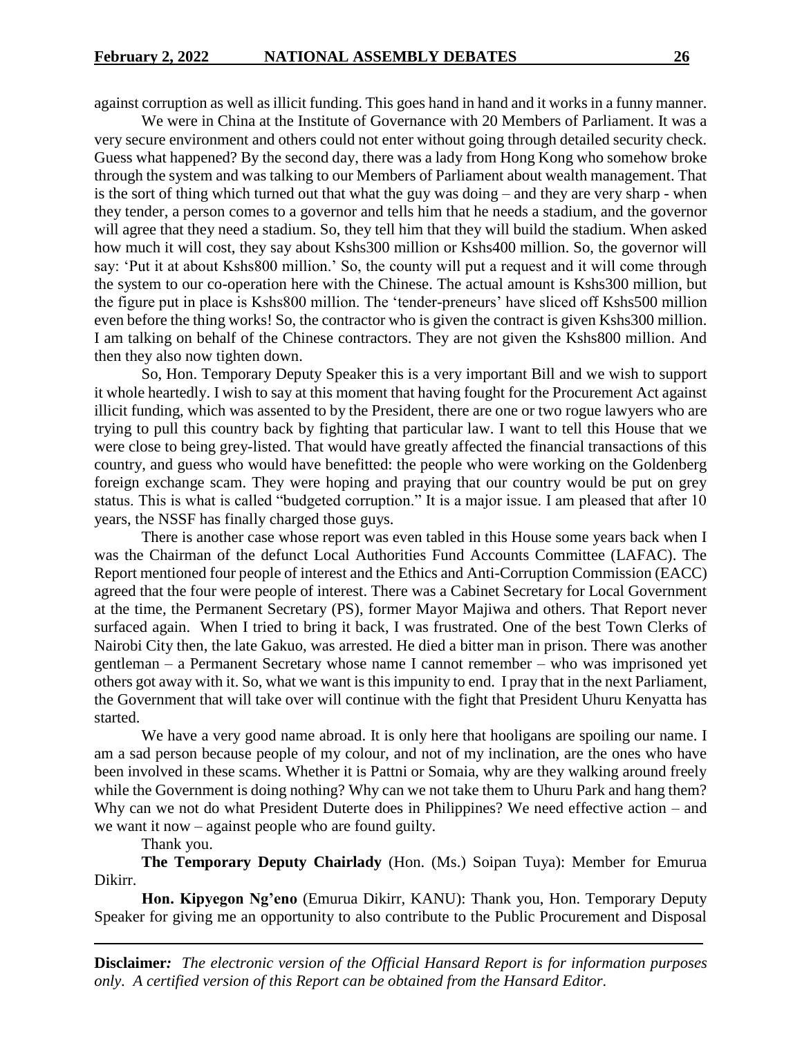against corruption as well as illicit funding. This goes hand in hand and it works in a funny manner.

We were in China at the Institute of Governance with 20 Members of Parliament. It was a very secure environment and others could not enter without going through detailed security check. Guess what happened? By the second day, there was a lady from Hong Kong who somehow broke through the system and was talking to our Members of Parliament about wealth management. That is the sort of thing which turned out that what the guy was doing – and they are very sharp - when they tender, a person comes to a governor and tells him that he needs a stadium, and the governor will agree that they need a stadium. So, they tell him that they will build the stadium. When asked how much it will cost, they say about Kshs300 million or Kshs400 million. So, the governor will say: 'Put it at about Kshs800 million.' So, the county will put a request and it will come through the system to our co-operation here with the Chinese. The actual amount is Kshs300 million, but the figure put in place is Kshs800 million. The 'tender-preneurs' have sliced off Kshs500 million even before the thing works! So, the contractor who is given the contract is given Kshs300 million. I am talking on behalf of the Chinese contractors. They are not given the Kshs800 million. And then they also now tighten down.

So, Hon. Temporary Deputy Speaker this is a very important Bill and we wish to support it whole heartedly. I wish to say at this moment that having fought for the Procurement Act against illicit funding, which was assented to by the President, there are one or two rogue lawyers who are trying to pull this country back by fighting that particular law. I want to tell this House that we were close to being grey-listed. That would have greatly affected the financial transactions of this country, and guess who would have benefitted: the people who were working on the Goldenberg foreign exchange scam. They were hoping and praying that our country would be put on grey status. This is what is called "budgeted corruption." It is a major issue. I am pleased that after 10 years, the NSSF has finally charged those guys.

There is another case whose report was even tabled in this House some years back when I was the Chairman of the defunct Local Authorities Fund Accounts Committee (LAFAC). The Report mentioned four people of interest and the Ethics and Anti-Corruption Commission (EACC) agreed that the four were people of interest. There was a Cabinet Secretary for Local Government at the time, the Permanent Secretary (PS), former Mayor Majiwa and others. That Report never surfaced again. When I tried to bring it back, I was frustrated. One of the best Town Clerks of Nairobi City then, the late Gakuo, was arrested. He died a bitter man in prison. There was another gentleman – a Permanent Secretary whose name I cannot remember – who was imprisoned yet others got away with it. So, what we want is this impunity to end. I pray that in the next Parliament, the Government that will take over will continue with the fight that President Uhuru Kenyatta has started.

We have a very good name abroad. It is only here that hooligans are spoiling our name. I am a sad person because people of my colour, and not of my inclination, are the ones who have been involved in these scams. Whether it is Pattni or Somaia, why are they walking around freely while the Government is doing nothing? Why can we not take them to Uhuru Park and hang them? Why can we not do what President Duterte does in Philippines? We need effective action – and we want it now – against people who are found guilty.

Thank you.

**The Temporary Deputy Chairlady** (Hon. (Ms.) Soipan Tuya): Member for Emurua Dikirr.

**Hon. Kipyegon Ng'eno** (Emurua Dikirr, KANU): Thank you, Hon. Temporary Deputy Speaker for giving me an opportunity to also contribute to the Public Procurement and Disposal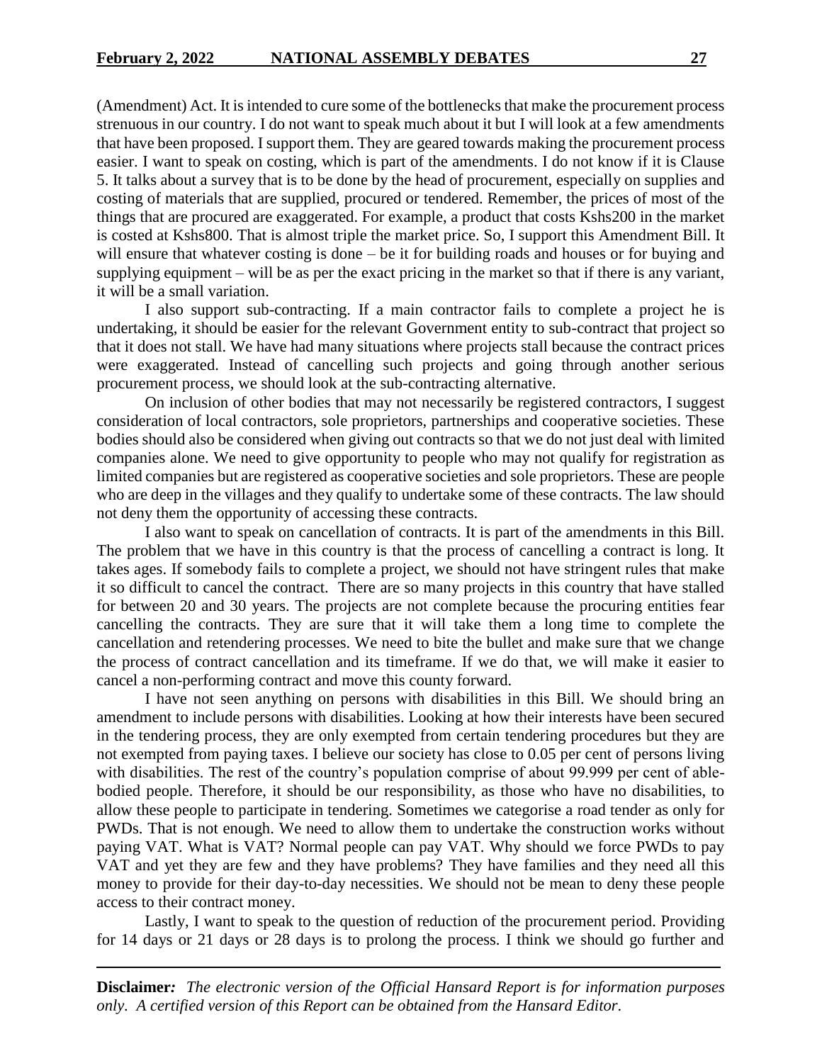(Amendment) Act. It is intended to cure some of the bottlenecks that make the procurement process strenuous in our country. I do not want to speak much about it but I will look at a few amendments that have been proposed. I support them. They are geared towards making the procurement process easier. I want to speak on costing, which is part of the amendments. I do not know if it is Clause 5. It talks about a survey that is to be done by the head of procurement, especially on supplies and costing of materials that are supplied, procured or tendered. Remember, the prices of most of the things that are procured are exaggerated. For example, a product that costs Kshs200 in the market is costed at Kshs800. That is almost triple the market price. So, I support this Amendment Bill. It will ensure that whatever costing is done – be it for building roads and houses or for buying and supplying equipment – will be as per the exact pricing in the market so that if there is any variant, it will be a small variation.

I also support sub-contracting. If a main contractor fails to complete a project he is undertaking, it should be easier for the relevant Government entity to sub-contract that project so that it does not stall. We have had many situations where projects stall because the contract prices were exaggerated. Instead of cancelling such projects and going through another serious procurement process, we should look at the sub-contracting alternative.

On inclusion of other bodies that may not necessarily be registered contractors, I suggest consideration of local contractors, sole proprietors, partnerships and cooperative societies. These bodies should also be considered when giving out contracts so that we do not just deal with limited companies alone. We need to give opportunity to people who may not qualify for registration as limited companies but are registered as cooperative societies and sole proprietors. These are people who are deep in the villages and they qualify to undertake some of these contracts. The law should not deny them the opportunity of accessing these contracts.

I also want to speak on cancellation of contracts. It is part of the amendments in this Bill. The problem that we have in this country is that the process of cancelling a contract is long. It takes ages. If somebody fails to complete a project, we should not have stringent rules that make it so difficult to cancel the contract. There are so many projects in this country that have stalled for between 20 and 30 years. The projects are not complete because the procuring entities fear cancelling the contracts. They are sure that it will take them a long time to complete the cancellation and retendering processes. We need to bite the bullet and make sure that we change the process of contract cancellation and its timeframe. If we do that, we will make it easier to cancel a non-performing contract and move this county forward.

I have not seen anything on persons with disabilities in this Bill. We should bring an amendment to include persons with disabilities. Looking at how their interests have been secured in the tendering process, they are only exempted from certain tendering procedures but they are not exempted from paying taxes. I believe our society has close to 0.05 per cent of persons living with disabilities. The rest of the country's population comprise of about 99.999 per cent of able-bodied people. Therefore, it should be our responsibility, as those who have no disabilities, to allow these people to participate in tendering. Sometimes we categorise a road tender as only for PWDs. That is not enough. We need to allow them to undertake the construction works without paying VAT. What is VAT? Normal people can pay VAT. Why should we force PWDs to pay VAT and yet they are few and they have problems? They have families and they need all this money to provide for their day-to-day necessities. We should not be mean to deny these people access to their contract money.

Lastly, I want to speak to the question of reduction of the procurement period. Providing for 14 days or 21 days or 28 days is to prolong the process. I think we should go further and

**Disclaimer***:* *The electronic version of the Official Hansard Report is for information purposes only. A certified version of this Report can be obtained from the Hansard Editor.*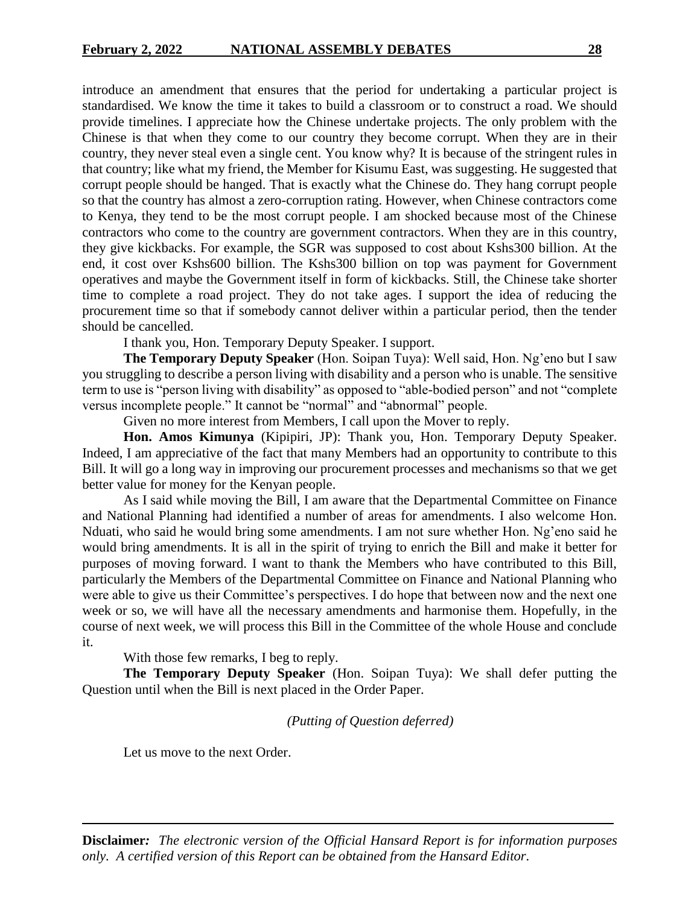introduce an amendment that ensures that the period for undertaking a particular project is standardised. We know the time it takes to build a classroom or to construct a road. We should provide timelines. I appreciate how the Chinese undertake projects. The only problem with the Chinese is that when they come to our country they become corrupt. When they are in their country, they never steal even a single cent. You know why? It is because of the stringent rules in that country; like what my friend, the Member for Kisumu East, was suggesting. He suggested that corrupt people should be hanged. That is exactly what the Chinese do. They hang corrupt people so that the country has almost a zero-corruption rating. However, when Chinese contractors come to Kenya, they tend to be the most corrupt people. I am shocked because most of the Chinese contractors who come to the country are government contractors. When they are in this country, they give kickbacks. For example, the SGR was supposed to cost about Kshs300 billion. At the end, it cost over Kshs600 billion. The Kshs300 billion on top was payment for Government operatives and maybe the Government itself in form of kickbacks. Still, the Chinese take shorter time to complete a road project. They do not take ages. I support the idea of reducing the procurement time so that if somebody cannot deliver within a particular period, then the tender should be cancelled.

I thank you, Hon. Temporary Deputy Speaker. I support.

**The Temporary Deputy Speaker** (Hon. Soipan Tuya): Well said, Hon. Ng'eno but I saw you struggling to describe a person living with disability and a person who is unable. The sensitive term to use is "person living with disability" as opposed to "able-bodied person" and not "complete versus incomplete people." It cannot be "normal" and "abnormal" people.

Given no more interest from Members, I call upon the Mover to reply.

**Hon. Amos Kimunya** (Kipipiri, JP): Thank you, Hon. Temporary Deputy Speaker. Indeed, I am appreciative of the fact that many Members had an opportunity to contribute to this Bill. It will go a long way in improving our procurement processes and mechanisms so that we get better value for money for the Kenyan people.

As I said while moving the Bill, I am aware that the Departmental Committee on Finance and National Planning had identified a number of areas for amendments. I also welcome Hon. Nduati, who said he would bring some amendments. I am not sure whether Hon. Ng'eno said he would bring amendments. It is all in the spirit of trying to enrich the Bill and make it better for purposes of moving forward. I want to thank the Members who have contributed to this Bill, particularly the Members of the Departmental Committee on Finance and National Planning who were able to give us their Committee's perspectives. I do hope that between now and the next one week or so, we will have all the necessary amendments and harmonise them. Hopefully, in the course of next week, we will process this Bill in the Committee of the whole House and conclude it.

With those few remarks, I beg to reply.

**The Temporary Deputy Speaker** (Hon. Soipan Tuya): We shall defer putting the Question until when the Bill is next placed in the Order Paper.

*(Putting of Question deferred)*

Let us move to the next Order.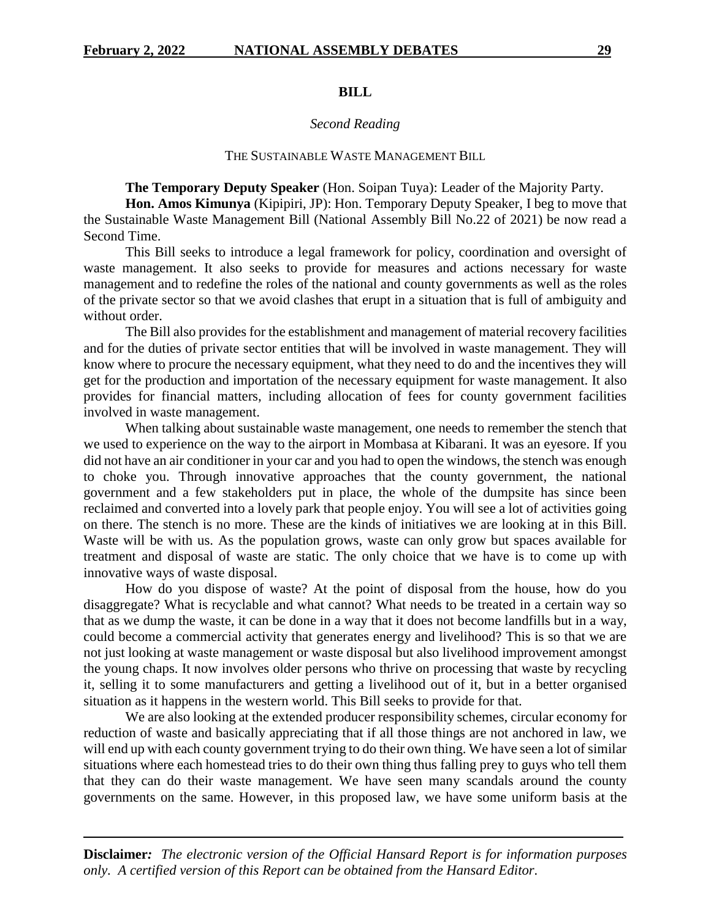## BILL

*Second Reading*

THE SUSTAINABLE WASTE MANAGEMENT BILL

**The Temporary Deputy Speaker** (Hon. Soipan Tuya): Leader of the Majority Party.

**Hon. Amos Kimunya** (Kipipiri, JP): Hon. Temporary Deputy Speaker, I beg to move that the Sustainable Waste Management Bill (National Assembly Bill No.22 of 2021) be now read a Second Time.

This Bill seeks to introduce a legal framework for policy, coordination and oversight of waste management. It also seeks to provide for measures and actions necessary for waste management and to redefine the roles of the national and county governments as well as the roles of the private sector so that we avoid clashes that erupt in a situation that is full of ambiguity and without order.

The Bill also provides for the establishment and management of material recovery facilities and for the duties of private sector entities that will be involved in waste management. They will know where to procure the necessary equipment, what they need to do and the incentives they will get for the production and importation of the necessary equipment for waste management. It also provides for financial matters, including allocation of fees for county government facilities involved in waste management.

When talking about sustainable waste management, one needs to remember the stench that we used to experience on the way to the airport in Mombasa at Kibarani. It was an eyesore. If you did not have an air conditioner in your car and you had to open the windows, the stench was enough to choke you. Through innovative approaches that the county government, the national government and a few stakeholders put in place, the whole of the dumpsite has since been reclaimed and converted into a lovely park that people enjoy. You will see a lot of activities going on there. The stench is no more. These are the kinds of initiatives we are looking at in this Bill. Waste will be with us. As the population grows, waste can only grow but spaces available for treatment and disposal of waste are static. The only choice that we have is to come up with innovative ways of waste disposal.

How do you dispose of waste? At the point of disposal from the house, how do you disaggregate? What is recyclable and what cannot? What needs to be treated in a certain way so that as we dump the waste, it can be done in a way that it does not become landfills but in a way, could become a commercial activity that generates energy and livelihood? This is so that we are not just looking at waste management or waste disposal but also livelihood improvement amongst the young chaps. It now involves older persons who thrive on processing that waste by recycling it, selling it to some manufacturers and getting a livelihood out of it, but in a better organised situation as it happens in the western world. This Bill seeks to provide for that.

We are also looking at the extended producer responsibility schemes, circular economy for reduction of waste and basically appreciating that if all those things are not anchored in law, we will end up with each county government trying to do their own thing. We have seen a lot of similar situations where each homestead tries to do their own thing thus falling prey to guys who tell them that they can do their waste management. We have seen many scandals around the county governments on the same. However, in this proposed law, we have some uniform basis at the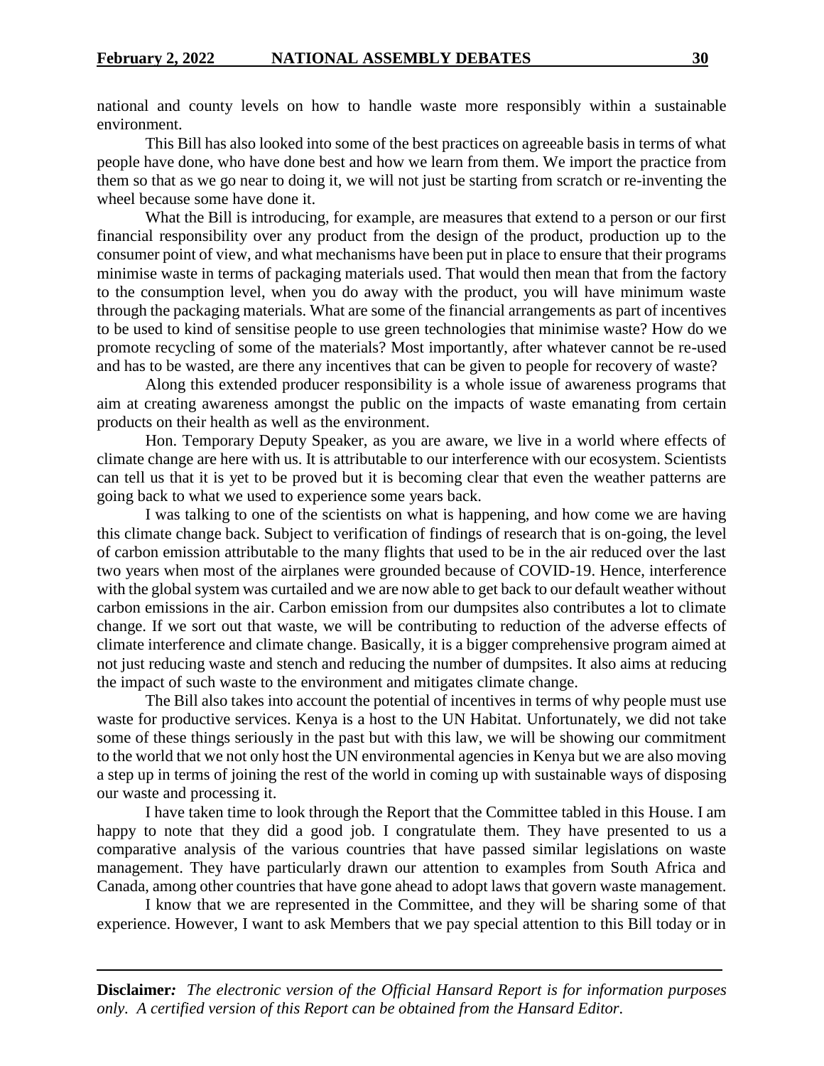national and county levels on how to handle waste more responsibly within a sustainable environment.

This Bill has also looked into some of the best practices on agreeable basis in terms of what people have done, who have done best and how we learn from them. We import the practice from them so that as we go near to doing it, we will not just be starting from scratch or re-inventing the wheel because some have done it.

What the Bill is introducing, for example, are measures that extend to a person or our first financial responsibility over any product from the design of the product, production up to the consumer point of view, and what mechanisms have been put in place to ensure that their programs minimise waste in terms of packaging materials used. That would then mean that from the factory to the consumption level, when you do away with the product, you will have minimum waste through the packaging materials. What are some of the financial arrangements as part of incentives to be used to kind of sensitise people to use green technologies that minimise waste? How do we promote recycling of some of the materials? Most importantly, after whatever cannot be re-used and has to be wasted, are there any incentives that can be given to people for recovery of waste?

Along this extended producer responsibility is a whole issue of awareness programs that aim at creating awareness amongst the public on the impacts of waste emanating from certain products on their health as well as the environment.

Hon. Temporary Deputy Speaker, as you are aware, we live in a world where effects of climate change are here with us. It is attributable to our interference with our ecosystem. Scientists can tell us that it is yet to be proved but it is becoming clear that even the weather patterns are going back to what we used to experience some years back.

I was talking to one of the scientists on what is happening, and how come we are having this climate change back. Subject to verification of findings of research that is on-going, the level of carbon emission attributable to the many flights that used to be in the air reduced over the last two years when most of the airplanes were grounded because of COVID-19. Hence, interference with the global system was curtailed and we are now able to get back to our default weather without carbon emissions in the air. Carbon emission from our dumpsites also contributes a lot to climate change. If we sort out that waste, we will be contributing to reduction of the adverse effects of climate interference and climate change. Basically, it is a bigger comprehensive program aimed at not just reducing waste and stench and reducing the number of dumpsites. It also aims at reducing the impact of such waste to the environment and mitigates climate change.

The Bill also takes into account the potential of incentives in terms of why people must use waste for productive services. Kenya is a host to the UN Habitat. Unfortunately, we did not take some of these things seriously in the past but with this law, we will be showing our commitment to the world that we not only host the UN environmental agencies in Kenya but we are also moving a step up in terms of joining the rest of the world in coming up with sustainable ways of disposing our waste and processing it.

I have taken time to look through the Report that the Committee tabled in this House. I am happy to note that they did a good job. I congratulate them. They have presented to us a comparative analysis of the various countries that have passed similar legislations on waste management. They have particularly drawn our attention to examples from South Africa and Canada, among other countries that have gone ahead to adopt laws that govern waste management.

I know that we are represented in the Committee, and they will be sharing some of that experience. However, I want to ask Members that we pay special attention to this Bill today or in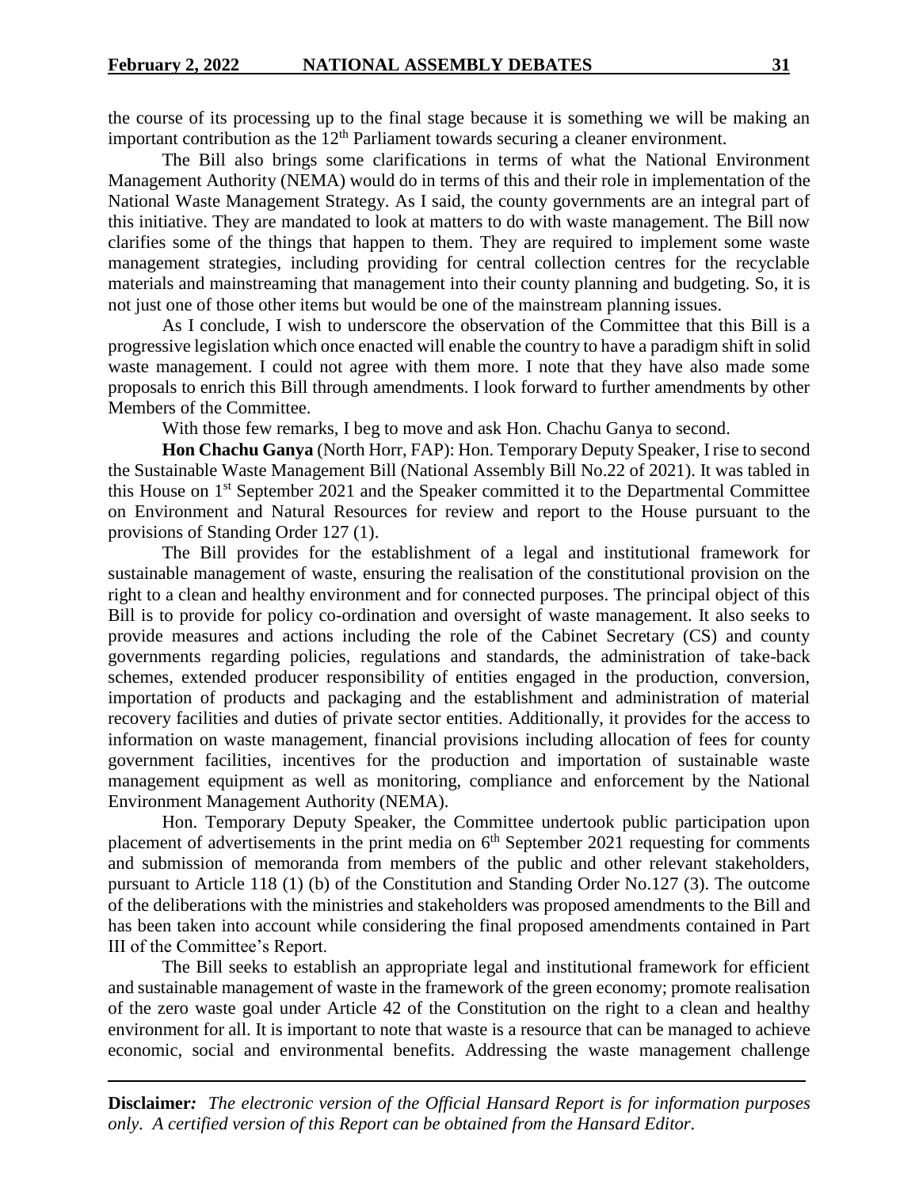the course of its processing up to the final stage because it is something we will be making an important contribution as the 12th Parliament towards securing a cleaner environment.

The Bill also brings some clarifications in terms of what the National Environment Management Authority (NEMA) would do in terms of this and their role in implementation of the National Waste Management Strategy. As I said, the county governments are an integral part of this initiative. They are mandated to look at matters to do with waste management. The Bill now clarifies some of the things that happen to them. They are required to implement some waste management strategies, including providing for central collection centres for the recyclable materials and mainstreaming that management into their county planning and budgeting. So, it is not just one of those other items but would be one of the mainstream planning issues.

As I conclude, I wish to underscore the observation of the Committee that this Bill is a progressive legislation which once enacted will enable the country to have a paradigm shift in solid waste management. I could not agree with them more. I note that they have also made some proposals to enrich this Bill through amendments. I look forward to further amendments by other Members of the Committee.

With those few remarks, I beg to move and ask Hon. Chachu Ganya to second.

**Hon Chachu Ganya** (North Horr, FAP): Hon. Temporary Deputy Speaker, I rise to second the Sustainable Waste Management Bill (National Assembly Bill No.22 of 2021). It was tabled in this House on 1st September 2021 and the Speaker committed it to the Departmental Committee on Environment and Natural Resources for review and report to the House pursuant to the provisions of Standing Order 127 (1).

The Bill provides for the establishment of a legal and institutional framework for sustainable management of waste, ensuring the realisation of the constitutional provision on the right to a clean and healthy environment and for connected purposes. The principal object of this Bill is to provide for policy co-ordination and oversight of waste management. It also seeks to provide measures and actions including the role of the Cabinet Secretary (CS) and county governments regarding policies, regulations and standards, the administration of take-back schemes, extended producer responsibility of entities engaged in the production, conversion, importation of products and packaging and the establishment and administration of material recovery facilities and duties of private sector entities. Additionally, it provides for the access to information on waste management, financial provisions including allocation of fees for county government facilities, incentives for the production and importation of sustainable waste management equipment as well as monitoring, compliance and enforcement by the National Environment Management Authority (NEMA).

Hon. Temporary Deputy Speaker, the Committee undertook public participation upon placement of advertisements in the print media on 6th September 2021 requesting for comments and submission of memoranda from members of the public and other relevant stakeholders, pursuant to Article 118 (1) (b) of the Constitution and Standing Order No.127 (3). The outcome of the deliberations with the ministries and stakeholders was proposed amendments to the Bill and has been taken into account while considering the final proposed amendments contained in Part III of the Committee's Report.

The Bill seeks to establish an appropriate legal and institutional framework for efficient and sustainable management of waste in the framework of the green economy; promote realisation of the zero waste goal under Article 42 of the Constitution on the right to a clean and healthy environment for all. It is important to note that waste is a resource that can be managed to achieve economic, social and environmental benefits. Addressing the waste management challenge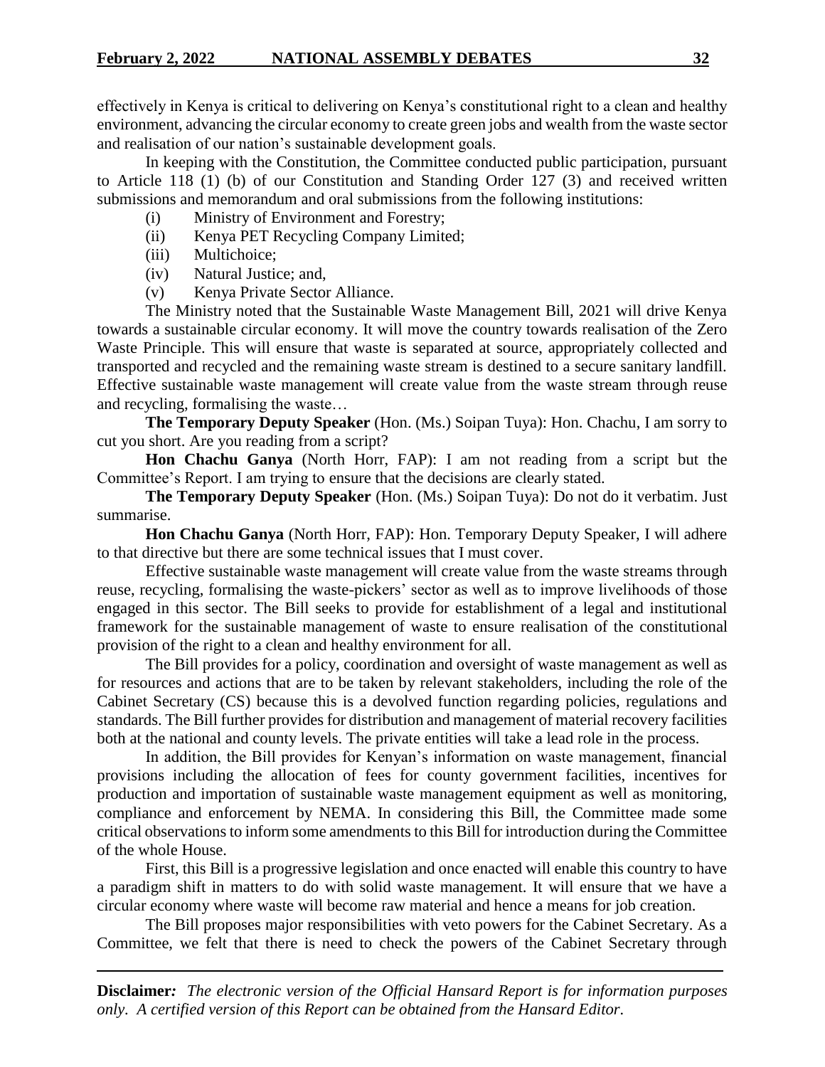effectively in Kenya is critical to delivering on Kenya's constitutional right to a clean and healthy environment, advancing the circular economy to create green jobs and wealth from the waste sector and realisation of our nation's sustainable development goals.

In keeping with the Constitution, the Committee conducted public participation, pursuant to Article 118 (1) (b) of our Constitution and Standing Order 127 (3) and received written submissions and memorandum and oral submissions from the following institutions:

- (i) Ministry of Environment and Forestry;
- (ii) Kenya PET Recycling Company Limited;
- (iii) Multichoice;
- (iv) Natural Justice; and,
- (v) Kenya Private Sector Alliance.

The Ministry noted that the Sustainable Waste Management Bill, 2021 will drive Kenya towards a sustainable circular economy. It will move the country towards realisation of the Zero Waste Principle. This will ensure that waste is separated at source, appropriately collected and transported and recycled and the remaining waste stream is destined to a secure sanitary landfill. Effective sustainable waste management will create value from the waste stream through reuse and recycling, formalising the waste…

**The Temporary Deputy Speaker** (Hon. (Ms.) Soipan Tuya): Hon. Chachu, I am sorry to cut you short. Are you reading from a script?

**Hon Chachu Ganya** (North Horr, FAP): I am not reading from a script but the Committee's Report. I am trying to ensure that the decisions are clearly stated.

**The Temporary Deputy Speaker** (Hon. (Ms.) Soipan Tuya): Do not do it verbatim. Just summarise.

**Hon Chachu Ganya** (North Horr, FAP): Hon. Temporary Deputy Speaker, I will adhere to that directive but there are some technical issues that I must cover.

Effective sustainable waste management will create value from the waste streams through reuse, recycling, formalising the waste-pickers' sector as well as to improve livelihoods of those engaged in this sector. The Bill seeks to provide for establishment of a legal and institutional framework for the sustainable management of waste to ensure realisation of the constitutional provision of the right to a clean and healthy environment for all.

The Bill provides for a policy, coordination and oversight of waste management as well as for resources and actions that are to be taken by relevant stakeholders, including the role of the Cabinet Secretary (CS) because this is a devolved function regarding policies, regulations and standards. The Bill further provides for distribution and management of material recovery facilities both at the national and county levels. The private entities will take a lead role in the process.

In addition, the Bill provides for Kenyan's information on waste management, financial provisions including the allocation of fees for county government facilities, incentives for production and importation of sustainable waste management equipment as well as monitoring, compliance and enforcement by NEMA. In considering this Bill, the Committee made some critical observations to inform some amendments to this Bill for introduction during the Committee of the whole House.

First, this Bill is a progressive legislation and once enacted will enable this country to have a paradigm shift in matters to do with solid waste management. It will ensure that we have a circular economy where waste will become raw material and hence a means for job creation.

The Bill proposes major responsibilities with veto powers for the Cabinet Secretary. As a Committee, we felt that there is need to check the powers of the Cabinet Secretary through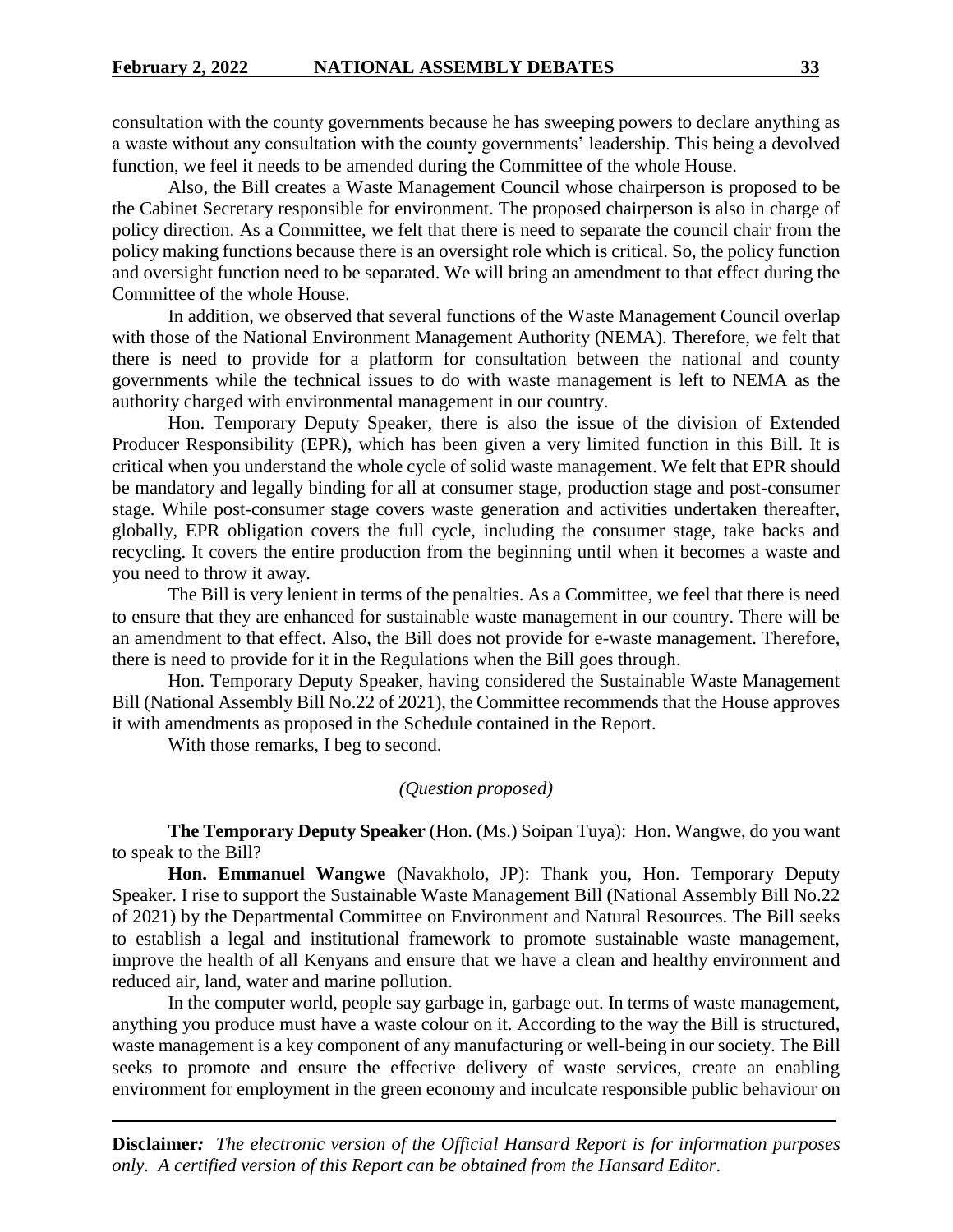consultation with the county governments because he has sweeping powers to declare anything as a waste without any consultation with the county governments' leadership. This being a devolved function, we feel it needs to be amended during the Committee of the whole House.

Also, the Bill creates a Waste Management Council whose chairperson is proposed to be the Cabinet Secretary responsible for environment. The proposed chairperson is also in charge of policy direction. As a Committee, we felt that there is need to separate the council chair from the policy making functions because there is an oversight role which is critical. So, the policy function and oversight function need to be separated. We will bring an amendment to that effect during the Committee of the whole House.

In addition, we observed that several functions of the Waste Management Council overlap with those of the National Environment Management Authority (NEMA). Therefore, we felt that there is need to provide for a platform for consultation between the national and county governments while the technical issues to do with waste management is left to NEMA as the authority charged with environmental management in our country.

Hon. Temporary Deputy Speaker, there is also the issue of the division of Extended Producer Responsibility (EPR), which has been given a very limited function in this Bill. It is critical when you understand the whole cycle of solid waste management. We felt that EPR should be mandatory and legally binding for all at consumer stage, production stage and post-consumer stage. While post-consumer stage covers waste generation and activities undertaken thereafter, globally, EPR obligation covers the full cycle, including the consumer stage, take backs and recycling. It covers the entire production from the beginning until when it becomes a waste and you need to throw it away.

The Bill is very lenient in terms of the penalties. As a Committee, we feel that there is need to ensure that they are enhanced for sustainable waste management in our country. There will be an amendment to that effect. Also, the Bill does not provide for e-waste management. Therefore, there is need to provide for it in the Regulations when the Bill goes through.

Hon. Temporary Deputy Speaker, having considered the Sustainable Waste Management Bill (National Assembly Bill No.22 of 2021), the Committee recommends that the House approves it with amendments as proposed in the Schedule contained in the Report.

With those remarks, I beg to second.

*(Question proposed)*

**The Temporary Deputy Speaker** (Hon. (Ms.) Soipan Tuya): Hon. Wangwe, do you want to speak to the Bill?

**Hon. Emmanuel Wangwe** (Navakholo, JP): Thank you, Hon. Temporary Deputy Speaker. I rise to support the Sustainable Waste Management Bill (National Assembly Bill No.22 of 2021) by the Departmental Committee on Environment and Natural Resources. The Bill seeks to establish a legal and institutional framework to promote sustainable waste management, improve the health of all Kenyans and ensure that we have a clean and healthy environment and reduced air, land, water and marine pollution.

In the computer world, people say garbage in, garbage out. In terms of waste management, anything you produce must have a waste colour on it. According to the way the Bill is structured, waste management is a key component of any manufacturing or well-being in our society. The Bill seeks to promote and ensure the effective delivery of waste services, create an enabling environment for employment in the green economy and inculcate responsible public behaviour on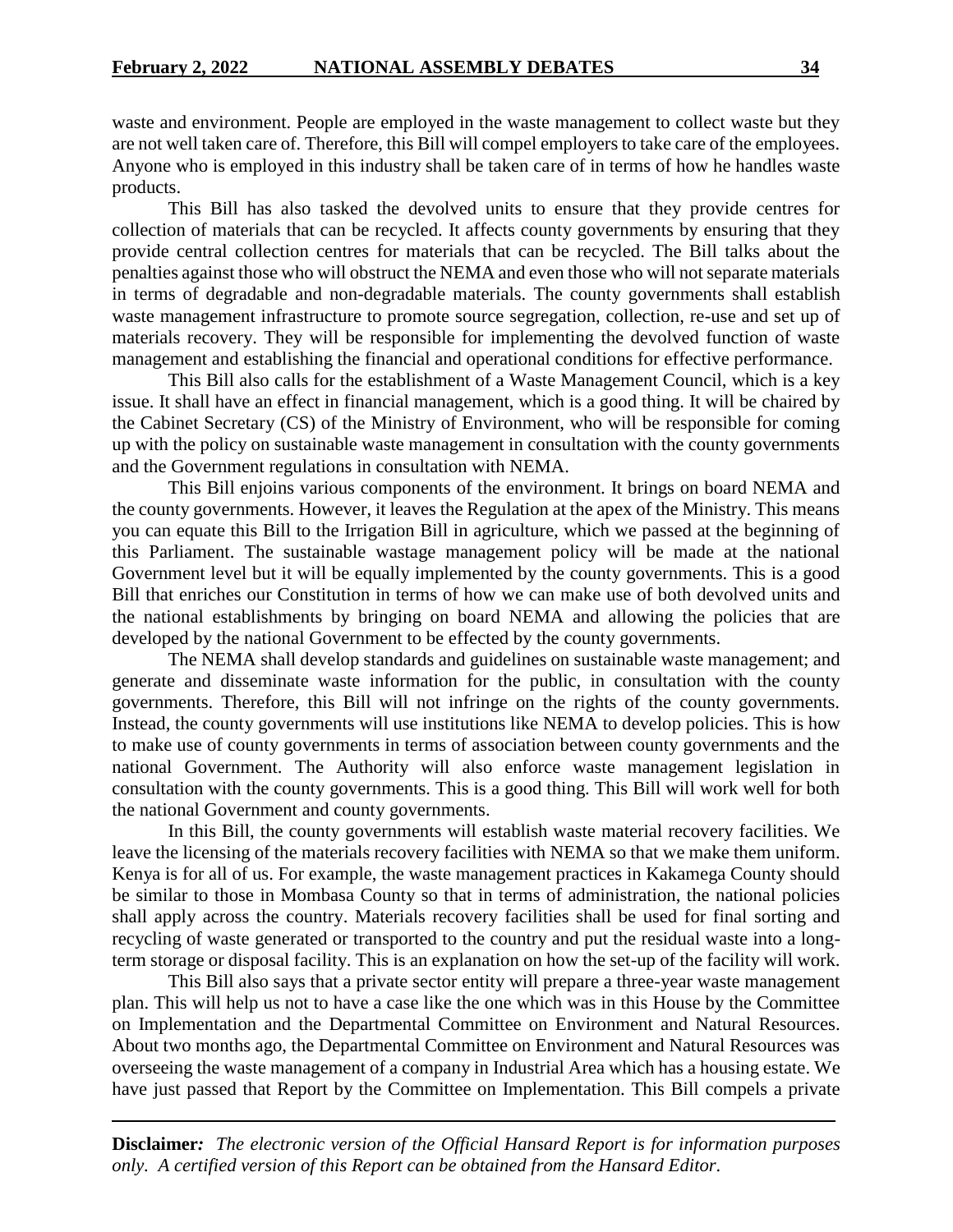waste and environment. People are employed in the waste management to collect waste but they are not well taken care of. Therefore, this Bill will compel employers to take care of the employees. Anyone who is employed in this industry shall be taken care of in terms of how he handles waste products.

This Bill has also tasked the devolved units to ensure that they provide centres for collection of materials that can be recycled. It affects county governments by ensuring that they provide central collection centres for materials that can be recycled. The Bill talks about the penalties against those who will obstruct the NEMA and even those who will not separate materials in terms of degradable and non-degradable materials. The county governments shall establish waste management infrastructure to promote source segregation, collection, re-use and set up of materials recovery. They will be responsible for implementing the devolved function of waste management and establishing the financial and operational conditions for effective performance.

This Bill also calls for the establishment of a Waste Management Council, which is a key issue. It shall have an effect in financial management, which is a good thing. It will be chaired by the Cabinet Secretary (CS) of the Ministry of Environment, who will be responsible for coming up with the policy on sustainable waste management in consultation with the county governments and the Government regulations in consultation with NEMA.

This Bill enjoins various components of the environment. It brings on board NEMA and the county governments. However, it leaves the Regulation at the apex of the Ministry. This means you can equate this Bill to the Irrigation Bill in agriculture, which we passed at the beginning of this Parliament. The sustainable wastage management policy will be made at the national Government level but it will be equally implemented by the county governments. This is a good Bill that enriches our Constitution in terms of how we can make use of both devolved units and the national establishments by bringing on board NEMA and allowing the policies that are developed by the national Government to be effected by the county governments.

The NEMA shall develop standards and guidelines on sustainable waste management; and generate and disseminate waste information for the public, in consultation with the county governments. Therefore, this Bill will not infringe on the rights of the county governments. Instead, the county governments will use institutions like NEMA to develop policies. This is how to make use of county governments in terms of association between county governments and the national Government. The Authority will also enforce waste management legislation in consultation with the county governments. This is a good thing. This Bill will work well for both the national Government and county governments.

In this Bill, the county governments will establish waste material recovery facilities. We leave the licensing of the materials recovery facilities with NEMA so that we make them uniform. Kenya is for all of us. For example, the waste management practices in Kakamega County should be similar to those in Mombasa County so that in terms of administration, the national policies shall apply across the country. Materials recovery facilities shall be used for final sorting and recycling of waste generated or transported to the country and put the residual waste into a long-term storage or disposal facility. This is an explanation on how the set-up of the facility will work.

This Bill also says that a private sector entity will prepare a three-year waste management plan. This will help us not to have a case like the one which was in this House by the Committee on Implementation and the Departmental Committee on Environment and Natural Resources. About two months ago, the Departmental Committee on Environment and Natural Resources was overseeing the waste management of a company in Industrial Area which has a housing estate. We have just passed that Report by the Committee on Implementation. This Bill compels a private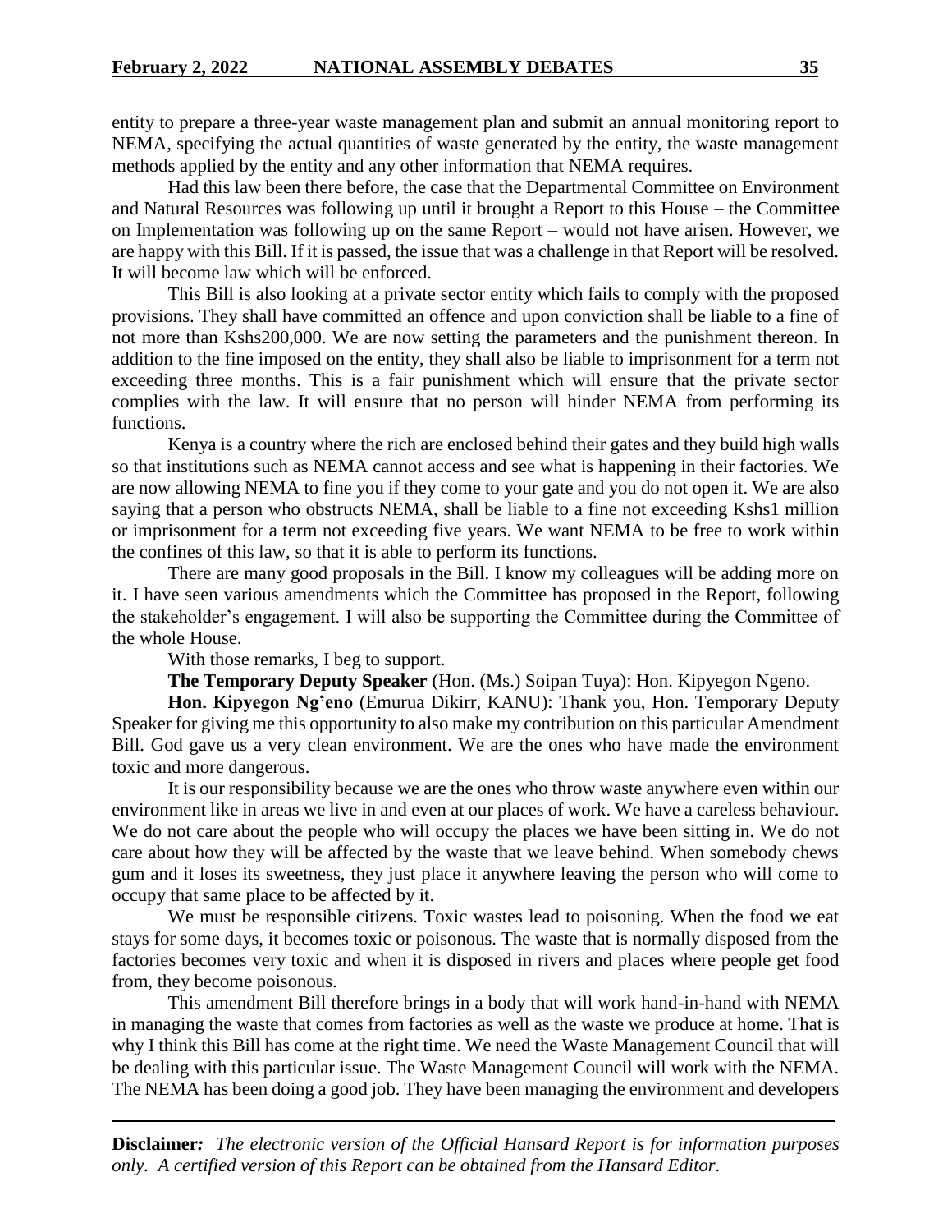entity to prepare a three-year waste management plan and submit an annual monitoring report to NEMA, specifying the actual quantities of waste generated by the entity, the waste management methods applied by the entity and any other information that NEMA requires.

Had this law been there before, the case that the Departmental Committee on Environment and Natural Resources was following up until it brought a Report to this House – the Committee on Implementation was following up on the same Report – would not have arisen. However, we are happy with this Bill. If it is passed, the issue that was a challenge in that Report will be resolved. It will become law which will be enforced.

This Bill is also looking at a private sector entity which fails to comply with the proposed provisions. They shall have committed an offence and upon conviction shall be liable to a fine of not more than Kshs200,000. We are now setting the parameters and the punishment thereon. In addition to the fine imposed on the entity, they shall also be liable to imprisonment for a term not exceeding three months. This is a fair punishment which will ensure that the private sector complies with the law. It will ensure that no person will hinder NEMA from performing its functions.

Kenya is a country where the rich are enclosed behind their gates and they build high walls so that institutions such as NEMA cannot access and see what is happening in their factories. We are now allowing NEMA to fine you if they come to your gate and you do not open it. We are also saying that a person who obstructs NEMA, shall be liable to a fine not exceeding Kshs1 million or imprisonment for a term not exceeding five years. We want NEMA to be free to work within the confines of this law, so that it is able to perform its functions.

There are many good proposals in the Bill. I know my colleagues will be adding more on it. I have seen various amendments which the Committee has proposed in the Report, following the stakeholder's engagement. I will also be supporting the Committee during the Committee of the whole House.

With those remarks, I beg to support.

**The Temporary Deputy Speaker** (Hon. (Ms.) Soipan Tuya): Hon. Kipyegon Ngeno.

**Hon. Kipyegon Ng'eno** (Emurua Dikirr, KANU): Thank you, Hon. Temporary Deputy Speaker for giving me this opportunity to also make my contribution on this particular Amendment Bill. God gave us a very clean environment. We are the ones who have made the environment toxic and more dangerous.

It is our responsibility because we are the ones who throw waste anywhere even within our environment like in areas we live in and even at our places of work. We have a careless behaviour. We do not care about the people who will occupy the places we have been sitting in. We do not care about how they will be affected by the waste that we leave behind. When somebody chews gum and it loses its sweetness, they just place it anywhere leaving the person who will come to occupy that same place to be affected by it.

We must be responsible citizens. Toxic wastes lead to poisoning. When the food we eat stays for some days, it becomes toxic or poisonous. The waste that is normally disposed from the factories becomes very toxic and when it is disposed in rivers and places where people get food from, they become poisonous.

This amendment Bill therefore brings in a body that will work hand-in-hand with NEMA in managing the waste that comes from factories as well as the waste we produce at home. That is why I think this Bill has come at the right time. We need the Waste Management Council that will be dealing with this particular issue. The Waste Management Council will work with the NEMA. The NEMA has been doing a good job. They have been managing the environment and developers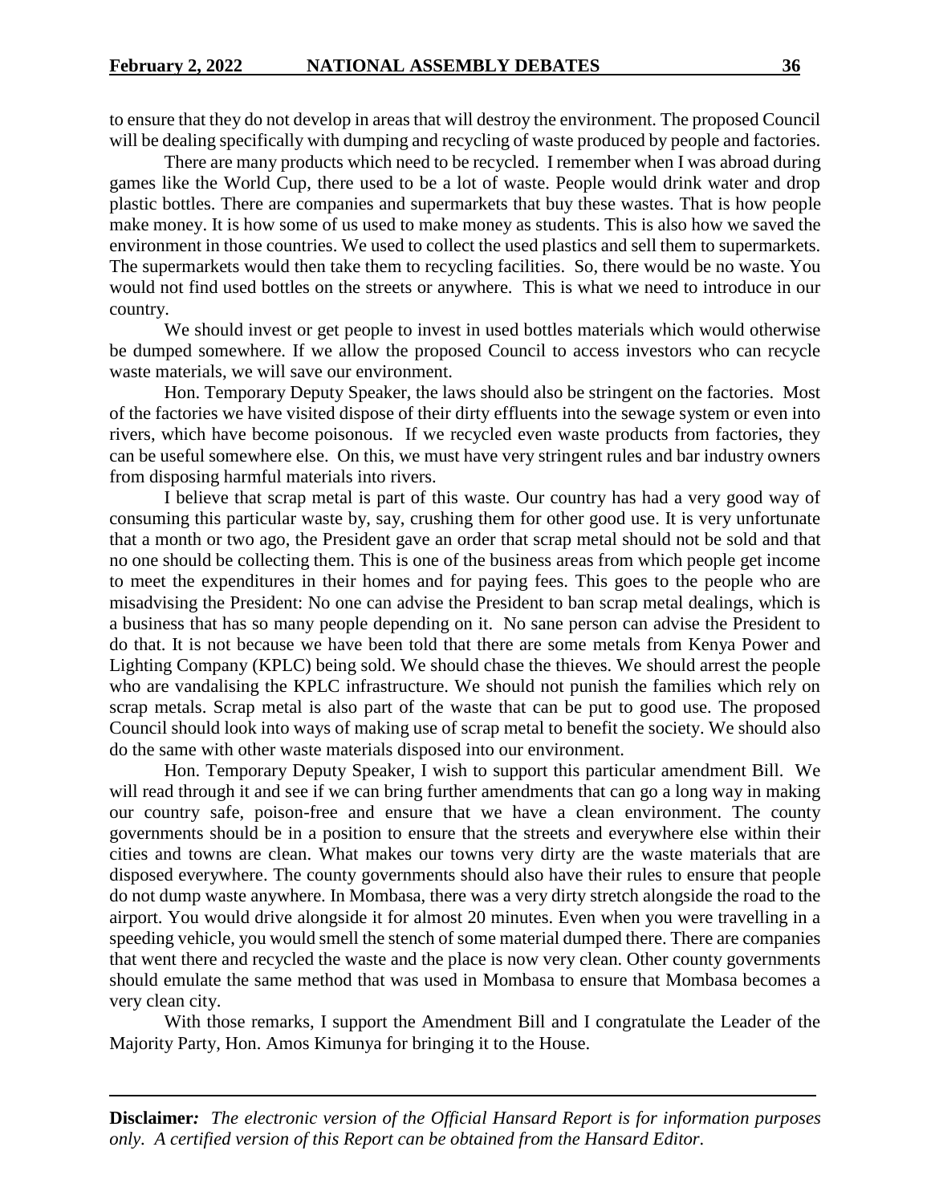to ensure that they do not develop in areas that will destroy the environment. The proposed Council will be dealing specifically with dumping and recycling of waste produced by people and factories.

There are many products which need to be recycled. I remember when I was abroad during games like the World Cup, there used to be a lot of waste. People would drink water and drop plastic bottles. There are companies and supermarkets that buy these wastes. That is how people make money. It is how some of us used to make money as students. This is also how we saved the environment in those countries. We used to collect the used plastics and sell them to supermarkets. The supermarkets would then take them to recycling facilities. So, there would be no waste. You would not find used bottles on the streets or anywhere. This is what we need to introduce in our country.

We should invest or get people to invest in used bottles materials which would otherwise be dumped somewhere. If we allow the proposed Council to access investors who can recycle waste materials, we will save our environment.

Hon. Temporary Deputy Speaker, the laws should also be stringent on the factories. Most of the factories we have visited dispose of their dirty effluents into the sewage system or even into rivers, which have become poisonous. If we recycled even waste products from factories, they can be useful somewhere else. On this, we must have very stringent rules and bar industry owners from disposing harmful materials into rivers.

I believe that scrap metal is part of this waste. Our country has had a very good way of consuming this particular waste by, say, crushing them for other good use. It is very unfortunate that a month or two ago, the President gave an order that scrap metal should not be sold and that no one should be collecting them. This is one of the business areas from which people get income to meet the expenditures in their homes and for paying fees. This goes to the people who are misadvising the President: No one can advise the President to ban scrap metal dealings, which is a business that has so many people depending on it. No sane person can advise the President to do that. It is not because we have been told that there are some metals from Kenya Power and Lighting Company (KPLC) being sold. We should chase the thieves. We should arrest the people who are vandalising the KPLC infrastructure. We should not punish the families which rely on scrap metals. Scrap metal is also part of the waste that can be put to good use. The proposed Council should look into ways of making use of scrap metal to benefit the society. We should also do the same with other waste materials disposed into our environment.

Hon. Temporary Deputy Speaker, I wish to support this particular amendment Bill. We will read through it and see if we can bring further amendments that can go a long way in making our country safe, poison-free and ensure that we have a clean environment. The county governments should be in a position to ensure that the streets and everywhere else within their cities and towns are clean. What makes our towns very dirty are the waste materials that are disposed everywhere. The county governments should also have their rules to ensure that people do not dump waste anywhere. In Mombasa, there was a very dirty stretch alongside the road to the airport. You would drive alongside it for almost 20 minutes. Even when you were travelling in a speeding vehicle, you would smell the stench of some material dumped there. There are companies that went there and recycled the waste and the place is now very clean. Other county governments should emulate the same method that was used in Mombasa to ensure that Mombasa becomes a very clean city.

With those remarks, I support the Amendment Bill and I congratulate the Leader of the Majority Party, Hon. Amos Kimunya for bringing it to the House.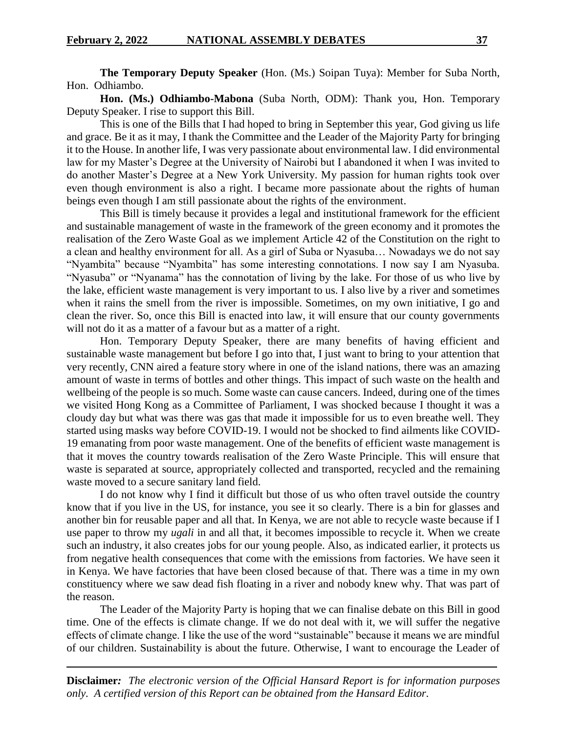**The Temporary Deputy Speaker** (Hon. (Ms.) Soipan Tuya): Member for Suba North, Hon. Odhiambo.

**Hon. (Ms.) Odhiambo-Mabona** (Suba North, ODM): Thank you, Hon. Temporary Deputy Speaker. I rise to support this Bill.

This is one of the Bills that I had hoped to bring in September this year, God giving us life and grace. Be it as it may, I thank the Committee and the Leader of the Majority Party for bringing it to the House. In another life, I was very passionate about environmental law. I did environmental law for my Master's Degree at the University of Nairobi but I abandoned it when I was invited to do another Master's Degree at a New York University. My passion for human rights took over even though environment is also a right. I became more passionate about the rights of human beings even though I am still passionate about the rights of the environment.

This Bill is timely because it provides a legal and institutional framework for the efficient and sustainable management of waste in the framework of the green economy and it promotes the realisation of the Zero Waste Goal as we implement Article 42 of the Constitution on the right to a clean and healthy environment for all. As a girl of Suba or Nyasuba… Nowadays we do not say "Nyambita" because "Nyambita" has some interesting connotations. I now say I am Nyasuba. "Nyasuba" or "Nyanama" has the connotation of living by the lake. For those of us who live by the lake, efficient waste management is very important to us. I also live by a river and sometimes when it rains the smell from the river is impossible. Sometimes, on my own initiative, I go and clean the river. So, once this Bill is enacted into law, it will ensure that our county governments will not do it as a matter of a favour but as a matter of a right.

Hon. Temporary Deputy Speaker, there are many benefits of having efficient and sustainable waste management but before I go into that, I just want to bring to your attention that very recently, CNN aired a feature story where in one of the island nations, there was an amazing amount of waste in terms of bottles and other things. This impact of such waste on the health and wellbeing of the people is so much. Some waste can cause cancers. Indeed, during one of the times we visited Hong Kong as a Committee of Parliament, I was shocked because I thought it was a cloudy day but what was there was gas that made it impossible for us to even breathe well. They started using masks way before COVID-19. I would not be shocked to find ailments like COVID-19 emanating from poor waste management. One of the benefits of efficient waste management is that it moves the country towards realisation of the Zero Waste Principle. This will ensure that waste is separated at source, appropriately collected and transported, recycled and the remaining waste moved to a secure sanitary land field.

I do not know why I find it difficult but those of us who often travel outside the country know that if you live in the US, for instance, you see it so clearly. There is a bin for glasses and another bin for reusable paper and all that. In Kenya, we are not able to recycle waste because if I use paper to throw my *ugali* in and all that, it becomes impossible to recycle it. When we create such an industry, it also creates jobs for our young people. Also, as indicated earlier, it protects us from negative health consequences that come with the emissions from factories. We have seen it in Kenya. We have factories that have been closed because of that. There was a time in my own constituency where we saw dead fish floating in a river and nobody knew why. That was part of the reason.

The Leader of the Majority Party is hoping that we can finalise debate on this Bill in good time. One of the effects is climate change. If we do not deal with it, we will suffer the negative effects of climate change. I like the use of the word "sustainable" because it means we are mindful of our children. Sustainability is about the future. Otherwise, I want to encourage the Leader of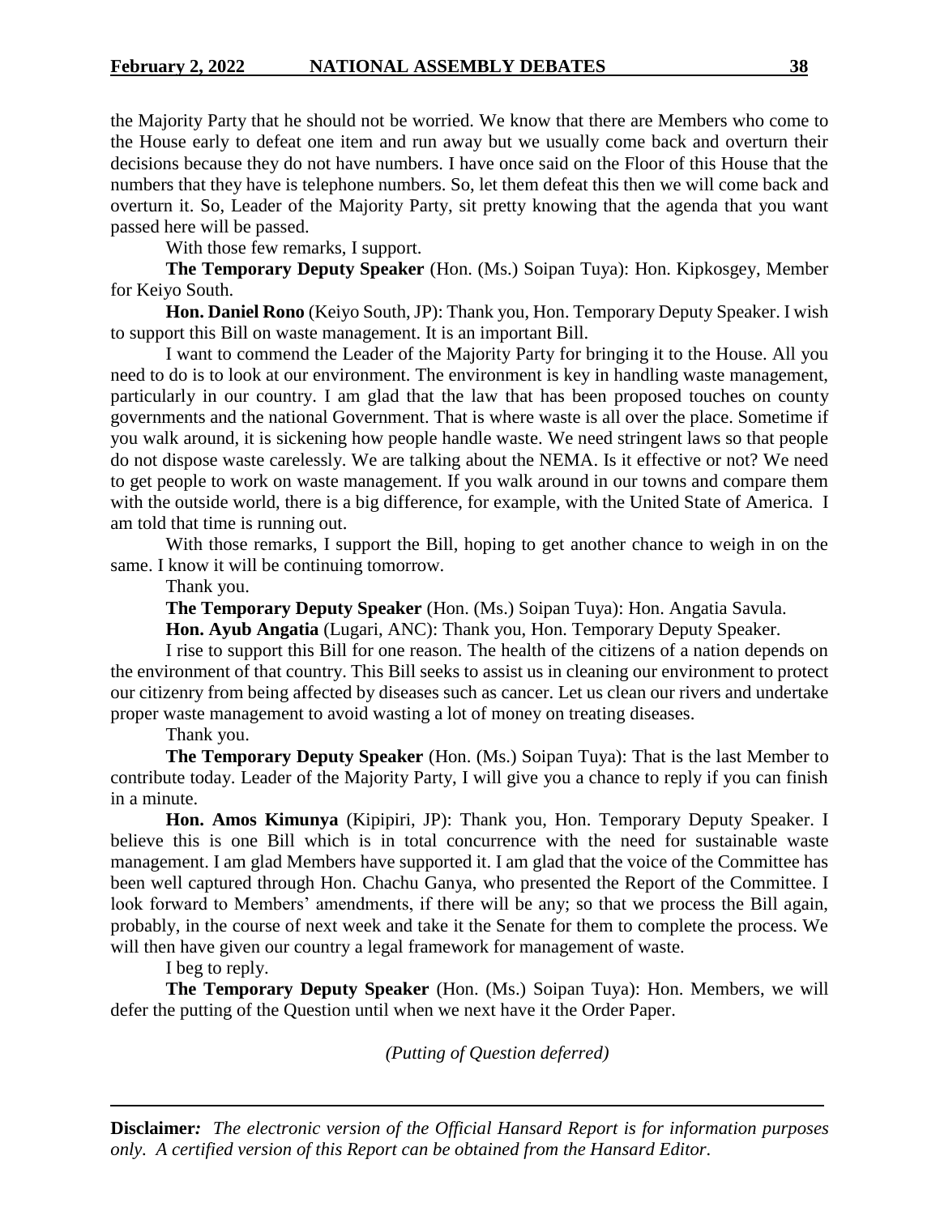the Majority Party that he should not be worried. We know that there are Members who come to the House early to defeat one item and run away but we usually come back and overturn their decisions because they do not have numbers. I have once said on the Floor of this House that the numbers that they have is telephone numbers. So, let them defeat this then we will come back and overturn it. So, Leader of the Majority Party, sit pretty knowing that the agenda that you want passed here will be passed.

With those few remarks, I support.

**The Temporary Deputy Speaker** (Hon. (Ms.) Soipan Tuya): Hon. Kipkosgey, Member for Keiyo South.

**Hon. Daniel Rono** (Keiyo South, JP): Thank you, Hon. Temporary Deputy Speaker. I wish to support this Bill on waste management. It is an important Bill.

I want to commend the Leader of the Majority Party for bringing it to the House. All you need to do is to look at our environment. The environment is key in handling waste management, particularly in our country. I am glad that the law that has been proposed touches on county governments and the national Government. That is where waste is all over the place. Sometime if you walk around, it is sickening how people handle waste. We need stringent laws so that people do not dispose waste carelessly. We are talking about the NEMA. Is it effective or not? We need to get people to work on waste management. If you walk around in our towns and compare them with the outside world, there is a big difference, for example, with the United State of America. I am told that time is running out.

With those remarks, I support the Bill, hoping to get another chance to weigh in on the same. I know it will be continuing tomorrow.

Thank you.

**The Temporary Deputy Speaker** (Hon. (Ms.) Soipan Tuya): Hon. Angatia Savula.

**Hon. Ayub Angatia** (Lugari, ANC): Thank you, Hon. Temporary Deputy Speaker.

I rise to support this Bill for one reason. The health of the citizens of a nation depends on the environment of that country. This Bill seeks to assist us in cleaning our environment to protect our citizenry from being affected by diseases such as cancer. Let us clean our rivers and undertake proper waste management to avoid wasting a lot of money on treating diseases.

Thank you.

**The Temporary Deputy Speaker** (Hon. (Ms.) Soipan Tuya): That is the last Member to contribute today. Leader of the Majority Party, I will give you a chance to reply if you can finish in a minute.

**Hon. Amos Kimunya** (Kipipiri, JP): Thank you, Hon. Temporary Deputy Speaker. I believe this is one Bill which is in total concurrence with the need for sustainable waste management. I am glad Members have supported it. I am glad that the voice of the Committee has been well captured through Hon. Chachu Ganya, who presented the Report of the Committee. I look forward to Members' amendments, if there will be any; so that we process the Bill again, probably, in the course of next week and take it the Senate for them to complete the process. We will then have given our country a legal framework for management of waste.

I beg to reply.

**The Temporary Deputy Speaker** (Hon. (Ms.) Soipan Tuya): Hon. Members, we will defer the putting of the Question until when we next have it the Order Paper.

*(Putting of Question deferred)*

---

**Disclaimer:** *The electronic version of the Official Hansard Report is for information purposes only. A certified version of this Report can be obtained from the Hansard Editor.*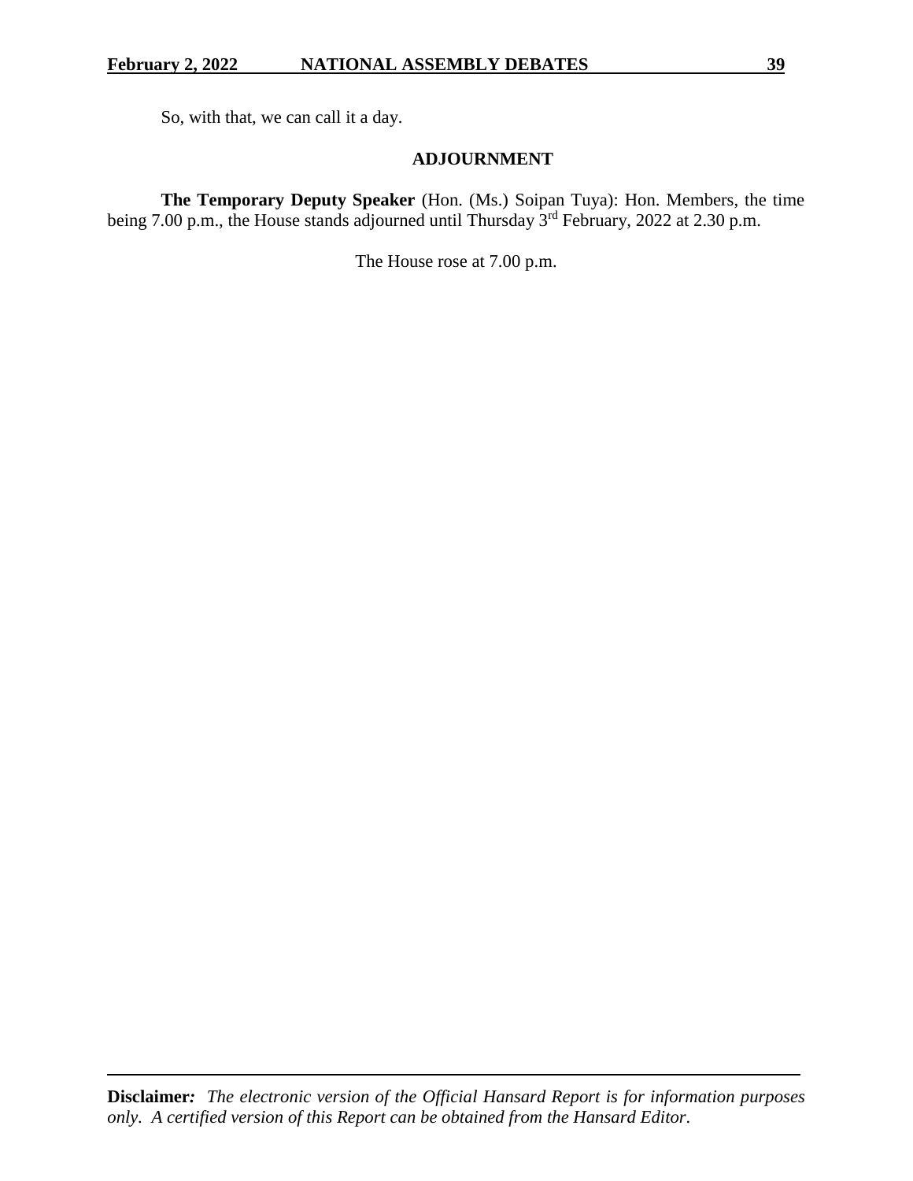So, with that, we can call it a day.

## ADJOURNMENT

**The Temporary Deputy Speaker** (Hon. (Ms.) Soipan Tuya): Hon. Members, the time being 7.00 p.m., the House stands adjourned until Thursday 3rd February, 2022 at 2.30 p.m.

The House rose at 7.00 p.m.

**Disclaimer***:* *The electronic version of the Official Hansard Report is for information purposes only. A certified version of this Report can be obtained from the Hansard Editor.*